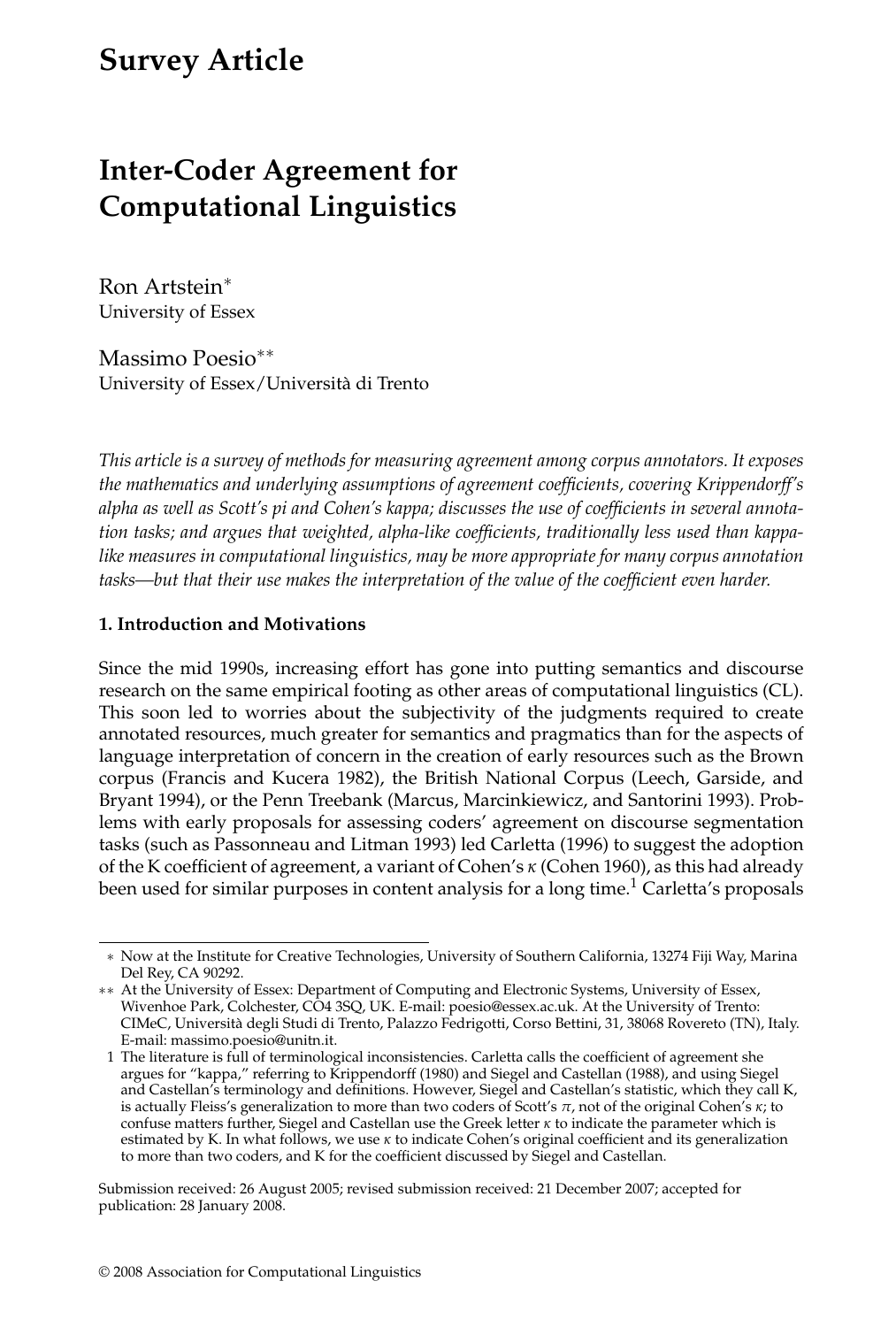# Survey Article

# Inter-Coder Agreement for Computational Linguistics

Ron Artstein*
University of Essex

Massimo Poesio**
University of Essex/Università di Trento

*This article is a survey of methods for measuring agreement among corpus annotators. It exposes the mathematics and underlying assumptions of agreement coefficients, covering Krippendorff's alpha as well as Scott's pi and Cohen's kappa; discusses the use of coefficients in several annotation tasks; and argues that weighted, alpha-like coefficients, traditionally less used than kappa-like measures in computational linguistics, may be more appropriate for many corpus annotation tasks—but that their use makes the interpretation of the value of the coefficient even harder.*

## 1. Introduction and Motivations

Since the mid 1990s, increasing effort has gone into putting semantics and discourse research on the same empirical footing as other areas of computational linguistics (CL). This soon led to worries about the subjectivity of the judgments required to create annotated resources, much greater for semantics and pragmatics than for the aspects of language interpretation of concern in the creation of early resources such as the Brown corpus (Francis and Kucera 1982), the British National Corpus (Leech, Garside, and Bryant 1994), or the Penn Treebank (Marcus, Marcinkiewicz, and Santorini 1993). Problems with early proposals for assessing coders' agreement on discourse segmentation tasks (such as Passonneau and Litman 1993) led Carletta (1996) to suggest the adoption of the K coefficient of agreement, a variant of Cohen's $\kappa$ (Cohen 1960), as this had already been used for similar purposes in content analysis for a long time.[1] Carletta's proposals

---

\* Now at the Institute for Creative Technologies, University of Southern California, 13274 Fiji Way, Marina Del Rey, CA 90292.

\*\* At the University of Essex: Department of Computing and Electronic Systems, University of Essex, Wivenhoe Park, Colchester, CO4 3SQ, UK. E-mail: poesio@essex.ac.uk. At the University of Trento: CIMeC, Università degli Studi di Trento, Palazzo Fedrigotti, Corso Bettini, 31, 38068 Rovereto (TN), Italy. E-mail: massimo.poesio@unitn.it.

1 The literature is full of terminological inconsistencies. Carletta calls the coefficient of agreement she argues for "kappa," referring to Krippendorff (1980) and Siegel and Castellan (1988), and using Siegel and Castellan's terminology and definitions. However, Siegel and Castellan's statistic, which they call K, is actually Fleiss's generalization to more than two coders of Scott's $\pi$, not of the original Cohen's $\kappa$; to confuse matters further, Siegel and Castellan use the Greek letter $\kappa$ to indicate the parameter which is estimated by K. In what follows, we use $\kappa$ to indicate Cohen's original coefficient and its generalization to more than two coders, and K for the coefficient discussed by Siegel and Castellan.

Submission received: 26 August 2005; revised submission received: 21 December 2007; accepted for publication: 28 January 2008.

© 2008 Association for Computational Linguistics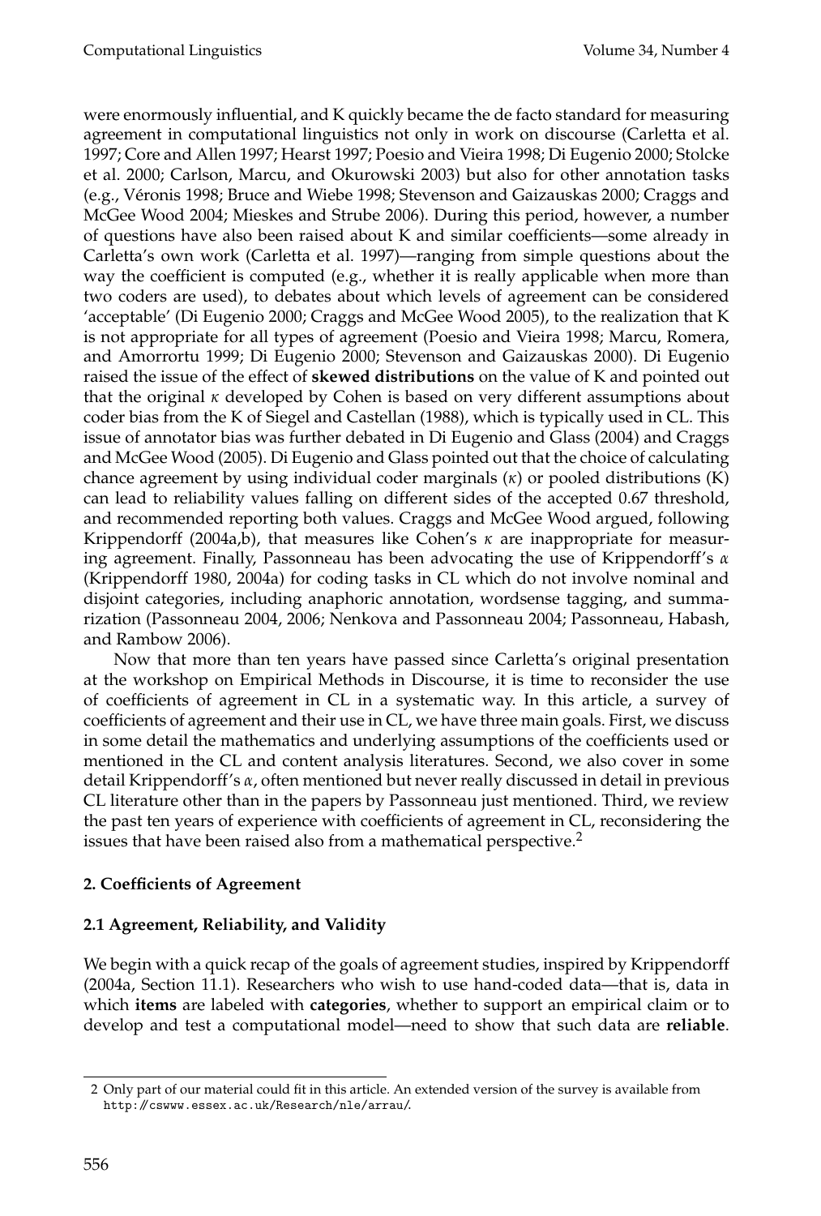were enormously influential, and K quickly became the de facto standard for measuring agreement in computational linguistics not only in work on discourse (Carletta et al. 1997; Core and Allen 1997; Hearst 1997; Poesio and Vieira 1998; Di Eugenio 2000; Stolcke et al. 2000; Carlson, Marcu, and Okurowski 2003) but also for other annotation tasks (e.g., Véronis 1998; Bruce and Wiebe 1998; Stevenson and Gaizauskas 2000; Craggs and McGee Wood 2004; Mieskes and Strube 2006). During this period, however, a number of questions have also been raised about K and similar coefficients—some already in Carletta's own work (Carletta et al. 1997)—ranging from simple questions about the way the coefficient is computed (e.g., whether it is really applicable when more than two coders are used), to debates about which levels of agreement can be considered 'acceptable' (Di Eugenio 2000; Craggs and McGee Wood 2005), to the realization that K is not appropriate for all types of agreement (Poesio and Vieira 1998; Marcu, Romera, and Amorrortu 1999; Di Eugenio 2000; Stevenson and Gaizauskas 2000). Di Eugenio raised the issue of the effect of **skewed distributions** on the value of K and pointed out that the original $\kappa$ developed by Cohen is based on very different assumptions about coder bias from the K of Siegel and Castellan (1988), which is typically used in CL. This issue of annotator bias was further debated in Di Eugenio and Glass (2004) and Craggs and McGee Wood (2005). Di Eugenio and Glass pointed out that the choice of calculating chance agreement by using individual coder marginals ($\kappa$) or pooled distributions (K) can lead to reliability values falling on different sides of the accepted 0.67 threshold, and recommended reporting both values. Craggs and McGee Wood argued, following Krippendorff (2004a,b), that measures like Cohen's $\kappa$ are inappropriate for measuring agreement. Finally, Passonneau has been advocating the use of Krippendorff's $\alpha$ (Krippendorff 1980, 2004a) for coding tasks in CL which do not involve nominal and disjoint categories, including anaphoric annotation, wordsense tagging, and summarization (Passonneau 2004, 2006; Nenkova and Passonneau 2004; Passonneau, Habash, and Rambow 2006).

Now that more than ten years have passed since Carletta's original presentation at the workshop on Empirical Methods in Discourse, it is time to reconsider the use of coefficients of agreement in CL in a systematic way. In this article, a survey of coefficients of agreement and their use in CL, we have three main goals. First, we discuss in some detail the mathematics and underlying assumptions of the coefficients used or mentioned in the CL and content analysis literatures. Second, we also cover in some detail Krippendorff's $\alpha$, often mentioned but never really discussed in detail in previous CL literature other than in the papers by Passonneau just mentioned. Third, we review the past ten years of experience with coefficients of agreement in CL, reconsidering the issues that have been raised also from a mathematical perspective.[2]

## 2. Coefficients of Agreement

### 2.1 Agreement, Reliability, and Validity

We begin with a quick recap of the goals of agreement studies, inspired by Krippendorff (2004a, Section 11.1). Researchers who wish to use hand-coded data—that is, data in which **items** are labeled with **categories**, whether to support an empirical claim or to develop and test a computational model—need to show that such data are **reliable**.

[2] Only part of our material could fit in this article. An extended version of the survey is available from http://cswww.essex.ac.uk/Research/nle/arrau/.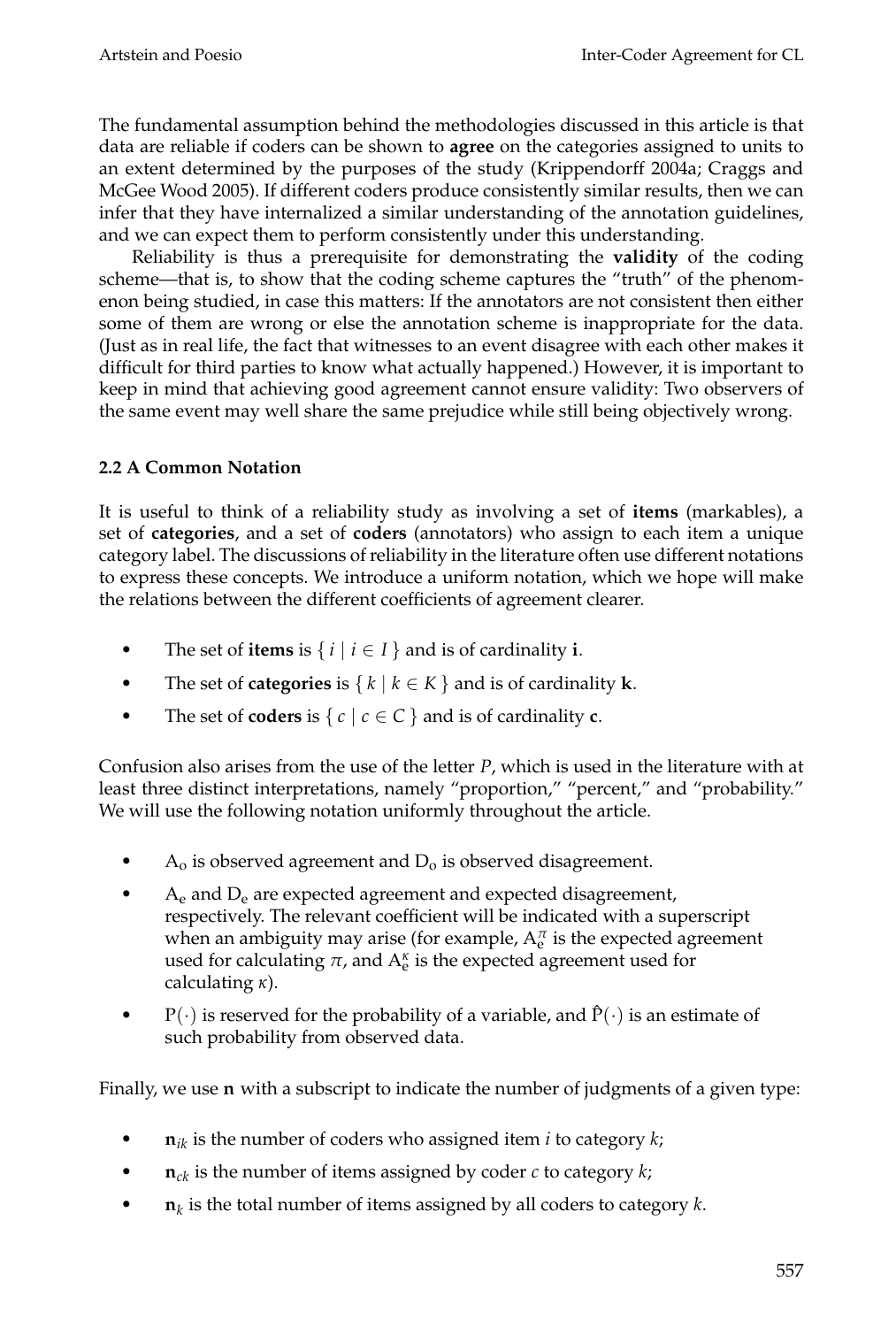The fundamental assumption behind the methodologies discussed in this article is that data are reliable if coders can be shown to **agree** on the categories assigned to units to an extent determined by the purposes of the study (Krippendorff 2004a; Craggs and McGee Wood 2005). If different coders produce consistently similar results, then we can infer that they have internalized a similar understanding of the annotation guidelines, and we can expect them to perform consistently under this understanding.

Reliability is thus a prerequisite for demonstrating the **validity** of the coding scheme—that is, to show that the coding scheme captures the "truth" of the phenomenon being studied, in case this matters: If the annotators are not consistent then either some of them are wrong or else the annotation scheme is inappropriate for the data. (Just as in real life, the fact that witnesses to an event disagree with each other makes it difficult for third parties to know what actually happened.) However, it is important to keep in mind that achieving good agreement cannot ensure validity: Two observers of the same event may well share the same prejudice while still being objectively wrong.

### 2.2 A Common Notation

It is useful to think of a reliability study as involving a set of **items** (markables), a set of **categories**, and a set of **coders** (annotators) who assign to each item a unique category label. The discussions of reliability in the literature often use different notations to express these concepts. We introduce a uniform notation, which we hope will make the relations between the different coefficients of agreement clearer.

- The set of **items** is $\{ i \mid i \in I \}$ and is of cardinality $\mathbf{i}$.
- The set of **categories** is $\{ k \mid k \in K \}$ and is of cardinality $\mathbf{k}$.
- The set of **coders** is $\{ c \mid c \in C \}$ and is of cardinality $\mathbf{c}$.

Confusion also arises from the use of the letter $P$, which is used in the literature with at least three distinct interpretations, namely "proportion," "percent," and "probability." We will use the following notation uniformly throughout the article.

- $\mathrm{A_o}$ is observed agreement and $\mathrm{D_o}$ is observed disagreement.
- $\mathrm{A_e}$ and $\mathrm{D_e}$ are expected agreement and expected disagreement, respectively. The relevant coefficient will be indicated with a superscript when an ambiguity may arise (for example, $\mathrm{A}_\mathrm{e}^\pi$ is the expected agreement used for calculating $\pi$, and $\mathrm{A}_\mathrm{e}^\kappa$ is the expected agreement used for calculating $\kappa$).
- $\mathrm{P}(\cdot)$ is reserved for the probability of a variable, and $\hat{\mathrm{P}}(\cdot)$ is an estimate of such probability from observed data.

Finally, we use $\mathbf{n}$ with a subscript to indicate the number of judgments of a given type:

- $\mathbf{n}_{ik}$ is the number of coders who assigned item $i$ to category $k$;
- $\mathbf{n}_{ck}$ is the number of items assigned by coder $c$ to category $k$;
- $\mathbf{n}_{k}$ is the total number of items assigned by all coders to category $k$.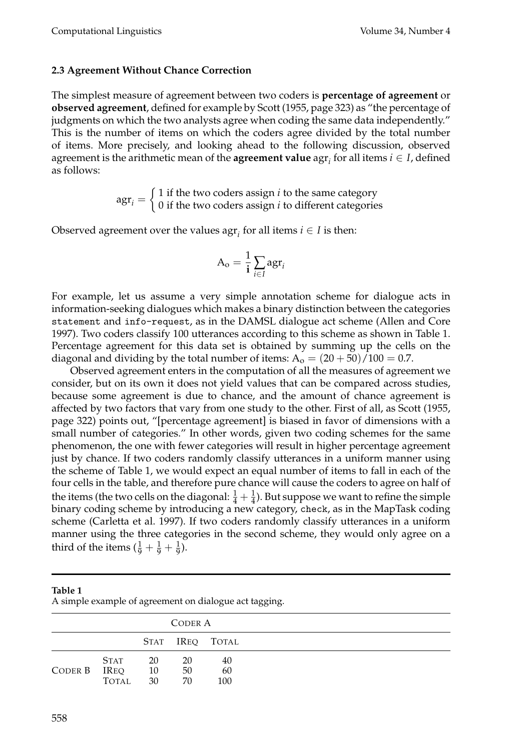### 2.3 Agreement Without Chance Correction

The simplest measure of agreement between two coders is **percentage of agreement** or **observed agreement**, defined for example by Scott (1955, page 323) as "the percentage of judgments on which the two analysts agree when coding the same data independently." This is the number of items on which the coders agree divided by the total number of items. More precisely, and looking ahead to the following discussion, observed agreement is the arithmetic mean of the **agreement value** $\text{agr}_i$ for all items $i \in I$, defined as follows:

$$\text{agr}_i = \begin{cases} 1 & \text{if the two coders assign } i \text{ to the same category} \\ 0 & \text{if the two coders assign } i \text{ to different categories} \end{cases}$$

Observed agreement over the values $\text{agr}_i$ for all items $i \in I$ is then:

$$\text{A}_\text{o} = \frac{1}{\mathbf{i}} \sum_{i \in I} \text{agr}_i$$

For example, let us assume a very simple annotation scheme for dialogue acts in information-seeking dialogues which makes a binary distinction between the categories `statement` and `info-request`, as in the DAMSL dialogue act scheme (Allen and Core 1997). Two coders classify 100 utterances according to this scheme as shown in Table 1. Percentage agreement for this data set is obtained by summing up the cells on the diagonal and dividing by the total number of items: $\text{A}_\text{o} = (20 + 50)/100 = 0.7$.

Observed agreement enters in the computation of all the measures of agreement we consider, but on its own it does not yield values that can be compared across studies, because some agreement is due to chance, and the amount of chance agreement is affected by two factors that vary from one study to the other. First of all, as Scott (1955, page 322) points out, "[percentage agreement] is biased in favor of dimensions with a small number of categories." In other words, given two coding schemes for the same phenomenon, the one with fewer categories will result in higher percentage agreement just by chance. If two coders randomly classify utterances in a uniform manner using the scheme of Table 1, we would expect an equal number of items to fall in each of the four cells in the table, and therefore pure chance will cause the coders to agree on half of the items (the two cells on the diagonal: $\frac{1}{4} + \frac{1}{4}$). But suppose we want to refine the simple binary coding scheme by introducing a new category, `check`, as in the MapTask coding scheme (Carletta et al. 1997). If two coders randomly classify utterances in a uniform manner using the three categories in the second scheme, they would only agree on a third of the items ($\frac{1}{9} + \frac{1}{9} + \frac{1}{9}$).

**Table 1**
A simple example of agreement on dialogue act tagging.

| | | CODER A | | |
|---|---|---|---|---|
| | | STAT | IREQ | TOTAL |
| CODER B | STAT | 20 | 20 | 40 |
| | IREQ | 10 | 50 | 60 |
| | TOTAL | 30 | 70 | 100 |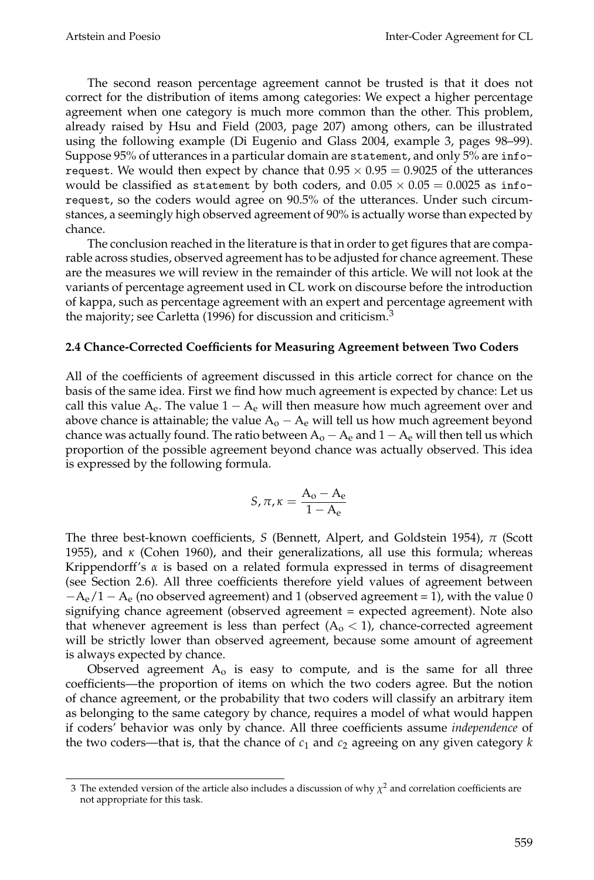The second reason percentage agreement cannot be trusted is that it does not correct for the distribution of items among categories: We expect a higher percentage agreement when one category is much more common than the other. This problem, already raised by Hsu and Field (2003, page 207) among others, can be illustrated using the following example (Di Eugenio and Glass 2004, example 3, pages 98–99). Suppose 95% of utterances in a particular domain are statement, and only 5% are info-request. We would then expect by chance that $0.95 \times 0.95 = 0.9025$ of the utterances would be classified as statement by both coders, and $0.05 \times 0.05 = 0.0025$ as info-request, so the coders would agree on 90.5% of the utterances. Under such circumstances, a seemingly high observed agreement of 90% is actually worse than expected by chance.

The conclusion reached in the literature is that in order to get figures that are comparable across studies, observed agreement has to be adjusted for chance agreement. These are the measures we will review in the remainder of this article. We will not look at the variants of percentage agreement used in CL work on discourse before the introduction of kappa, such as percentage agreement with an expert and percentage agreement with the majority; see Carletta (1996) for discussion and criticism.[3]

### 2.4 Chance-Corrected Coefficients for Measuring Agreement between Two Coders

All of the coefficients of agreement discussed in this article correct for chance on the basis of the same idea. First we find how much agreement is expected by chance: Let us call this value $\mathrm{A_e}$. The value $1 - \mathrm{A_e}$ will then measure how much agreement over and above chance is attainable; the value $\mathrm{A_o} - \mathrm{A_e}$ will tell us how much agreement beyond chance was actually found. The ratio between $\mathrm{A_o} - \mathrm{A_e}$ and $1 - \mathrm{A_e}$ will then tell us which proportion of the possible agreement beyond chance was actually observed. This idea is expressed by the following formula.

$$S, \pi, \kappa = \frac{\mathrm{A_o} - \mathrm{A_e}}{1 - \mathrm{A_e}}$$

The three best-known coefficients, $S$ (Bennett, Alpert, and Goldstein 1954), $\pi$ (Scott 1955), and $\kappa$ (Cohen 1960), and their generalizations, all use this formula; whereas Krippendorff's $\alpha$ is based on a related formula expressed in terms of disagreement (see Section 2.6). All three coefficients therefore yield values of agreement between $-\mathrm{A_e}/1 - \mathrm{A_e}$ (no observed agreement) and 1 (observed agreement = 1), with the value 0 signifying chance agreement (observed agreement = expected agreement). Note also that whenever agreement is less than perfect ($\mathrm{A_o} < 1$), chance-corrected agreement will be strictly lower than observed agreement, because some amount of agreement is always expected by chance.

Observed agreement $\mathrm{A_o}$ is easy to compute, and is the same for all three coefficients—the proportion of items on which the two coders agree. But the notion of chance agreement, or the probability that two coders will classify an arbitrary item as belonging to the same category by chance, requires a model of what would happen if coders' behavior was only by chance. All three coefficients assume *independence* of the two coders—that is, that the chance of $c_1$ and $c_2$ agreeing on any given category $k$

---

3 The extended version of the article also includes a discussion of why $\chi^2$ and correlation coefficients are not appropriate for this task.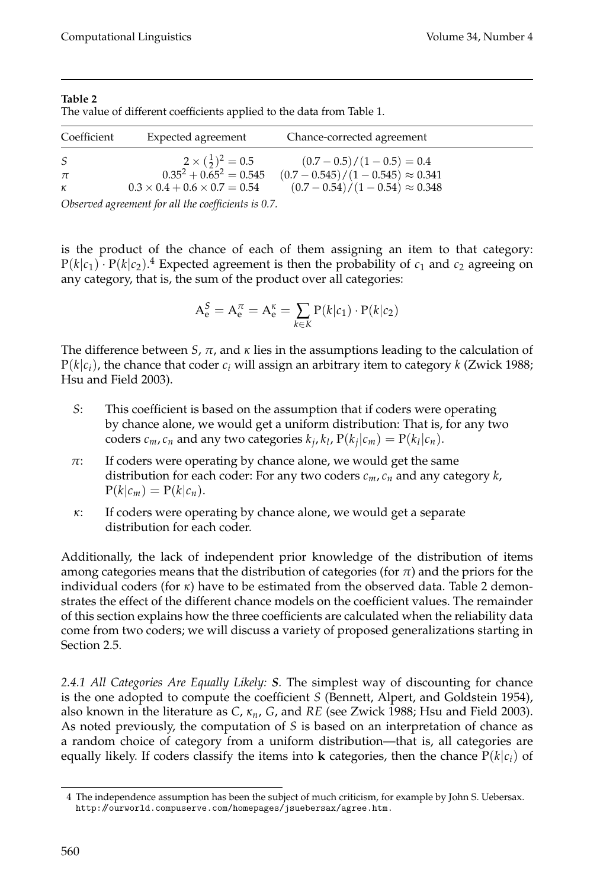**Table 2**
The value of different coefficients applied to the data from Table 1.

| Coefficient | Expected agreement | Chance-corrected agreement |
|---|---|---|
| $S$ | $2 \times (\frac{1}{2})^2 = 0.5$ | $(0.7 - 0.5)/(1 - 0.5) = 0.4$ |
| $\pi$ | $0.35^2 + 0.65^2 = 0.545$ | $(0.7 - 0.545)/(1 - 0.545) \approx 0.341$ |
| $\kappa$ | $0.3 \times 0.4 + 0.6 \times 0.7 = 0.54$ | $(0.7 - 0.54)/(1 - 0.54) \approx 0.348$ |

*Observed agreement for all the coefficients is 0.7.*

is the product of the chance of each of them assigning an item to that category: $\mathrm{P}(k|c_1) \cdot \mathrm{P}(k|c_2)$.[4] Expected agreement is then the probability of $c_1$ and $c_2$ agreeing on any category, that is, the sum of the product over all categories:

$$\mathrm{A}_\mathrm{e}^S = \mathrm{A}_\mathrm{e}^\pi = \mathrm{A}_\mathrm{e}^\kappa = \sum_{k \in K} \mathrm{P}(k|c_1) \cdot \mathrm{P}(k|c_2)$$

The difference between $S$, $\pi$, and $\kappa$ lies in the assumptions leading to the calculation of $\mathrm{P}(k|c_i)$, the chance that coder $c_i$ will assign an arbitrary item to category $k$ (Zwick 1988; Hsu and Field 2003).

- $S$: This coefficient is based on the assumption that if coders were operating by chance alone, we would get a uniform distribution: That is, for any two coders $c_m, c_n$ and any two categories $k_j, k_l$, $\mathrm{P}(k_j|c_m) = \mathrm{P}(k_l|c_n)$.
- $\pi$: If coders were operating by chance alone, we would get the same distribution for each coder: For any two coders $c_m, c_n$ and any category $k$, $\mathrm{P}(k|c_m) = \mathrm{P}(k|c_n)$.
- $\kappa$: If coders were operating by chance alone, we would get a separate distribution for each coder.

Additionally, the lack of independent prior knowledge of the distribution of items among categories means that the distribution of categories (for $\pi$) and the priors for the individual coders (for $\kappa$) have to be estimated from the observed data. Table 2 demonstrates the effect of the different chance models on the coefficient values. The remainder of this section explains how the three coefficients are calculated when the reliability data come from two coders; we will discuss a variety of proposed generalizations starting in Section 2.5.

*2.4.1 All Categories Are Equally Likely:* ***S***. The simplest way of discounting for chance is the one adopted to compute the coefficient $S$ (Bennett, Alpert, and Goldstein 1954), also known in the literature as $C$, $\kappa_n$, $G$, and $RE$ (see Zwick 1988; Hsu and Field 2003). As noted previously, the computation of $S$ is based on an interpretation of chance as a random choice of category from a uniform distribution—that is, all categories are equally likely. If coders classify the items into $\mathbf{k}$ categories, then the chance $\mathrm{P}(k|c_i)$ of

[4] The independence assumption has been the subject of much criticism, for example by John S. Uebersax. http://ourworld.compuserve.com/homepages/jsuebersax/agree.htm.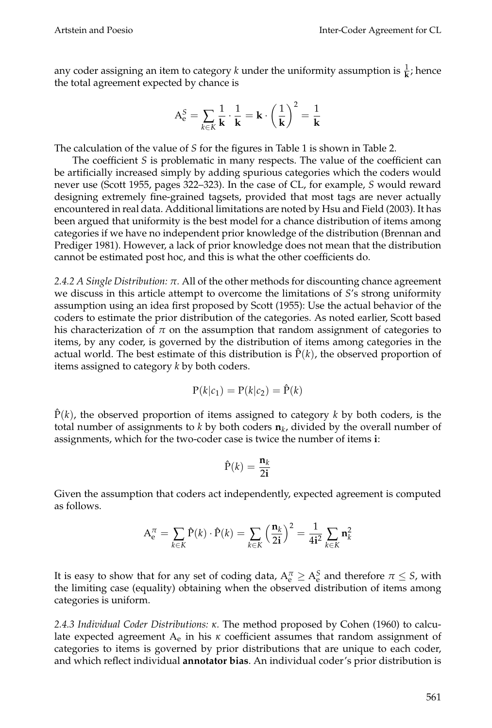any coder assigning an item to category $k$ under the uniformity assumption is $\frac{1}{\mathbf{k}}$; hence the total agreement expected by chance is

$$\mathrm{A}_{\mathrm{e}}^{S} = \sum_{k \in K} \frac{1}{\mathbf{k}} \cdot \frac{1}{\mathbf{k}} = \mathbf{k} \cdot \left(\frac{1}{\mathbf{k}}\right)^2 = \frac{1}{\mathbf{k}}$$

The calculation of the value of $S$ for the figures in Table 1 is shown in Table 2.

The coefficient $S$ is problematic in many respects. The value of the coefficient can be artificially increased simply by adding spurious categories which the coders would never use (Scott 1955, pages 322–323). In the case of CL, for example, $S$ would reward designing extremely fine-grained tagsets, provided that most tags are never actually encountered in real data. Additional limitations are noted by Hsu and Field (2003). It has been argued that uniformity is the best model for a chance distribution of items among categories if we have no independent prior knowledge of the distribution (Brennan and Prediger 1981). However, a lack of prior knowledge does not mean that the distribution cannot be estimated post hoc, and this is what the other coefficients do.

*2.4.2 A Single Distribution: $\pi$.* All of the other methods for discounting chance agreement we discuss in this article attempt to overcome the limitations of $S$'s strong uniformity assumption using an idea first proposed by Scott (1955): Use the actual behavior of the coders to estimate the prior distribution of the categories. As noted earlier, Scott based his characterization of $\pi$ on the assumption that random assignment of categories to items, by any coder, is governed by the distribution of items among categories in the actual world. The best estimate of this distribution is $\hat{\mathrm{P}}(k)$, the observed proportion of items assigned to category $k$ by both coders.

$$\mathrm{P}(k|c_1) = \mathrm{P}(k|c_2) = \hat{\mathrm{P}}(k)$$

$\hat{\mathrm{P}}(k)$, the observed proportion of items assigned to category $k$ by both coders, is the total number of assignments to $k$ by both coders $\mathbf{n}_k$, divided by the overall number of assignments, which for the two-coder case is twice the number of items $\mathbf{i}$:

$$\hat{\mathrm{P}}(k) = \frac{\mathbf{n}_k}{2\mathbf{i}}$$

Given the assumption that coders act independently, expected agreement is computed as follows.

$$\mathrm{A}_{\mathrm{e}}^{\pi} = \sum_{k \in K} \hat{\mathrm{P}}(k) \cdot \hat{\mathrm{P}}(k) = \sum_{k \in K} \left(\frac{\mathbf{n}_k}{2\mathbf{i}}\right)^2 = \frac{1}{4\mathbf{i}^2} \sum_{k \in K} \mathbf{n}_k^2$$

It is easy to show that for any set of coding data, $\mathrm{A}_{\mathrm{e}}^{\pi} \geq \mathrm{A}_{\mathrm{e}}^{S}$ and therefore $\pi \leq S$, with the limiting case (equality) obtaining when the observed distribution of items among categories is uniform.

*2.4.3 Individual Coder Distributions: $\kappa$.* The method proposed by Cohen (1960) to calculate expected agreement $\mathrm{A}_{\mathrm{e}}$ in his $\kappa$ coefficient assumes that random assignment of categories to items is governed by prior distributions that are unique to each coder, and which reflect individual **annotator bias**. An individual coder's prior distribution is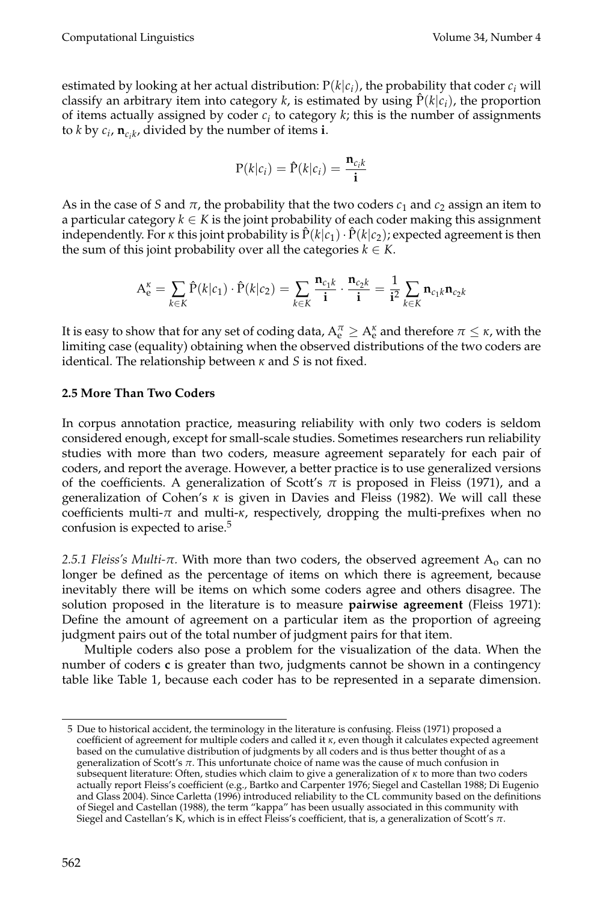estimated by looking at her actual distribution: $\mathrm{P}(k|c_i)$, the probability that coder $c_i$ will classify an arbitrary item into category $k$, is estimated by using $\hat{\mathrm{P}}(k|c_i)$, the proportion of items actually assigned by coder $c_i$ to category $k$; this is the number of assignments to $k$ by $c_i$, $\mathbf{n}_{c_i k}$, divided by the number of items $\mathbf{i}$.

$$\mathrm{P}(k|c_i) = \hat{\mathrm{P}}(k|c_i) = \frac{\mathbf{n}_{c_i k}}{\mathbf{i}}$$

As in the case of $S$ and $\pi$, the probability that the two coders $c_1$ and $c_2$ assign an item to a particular category $k \in K$ is the joint probability of each coder making this assignment independently. For $\kappa$ this joint probability is $\hat{\mathrm{P}}(k|c_1) \cdot \hat{\mathrm{P}}(k|c_2)$; expected agreement is then the sum of this joint probability over all the categories $k \in K$.

$$\mathrm{A}_\mathrm{e}^\kappa = \sum_{k \in K} \hat{\mathrm{P}}(k|c_1) \cdot \hat{\mathrm{P}}(k|c_2) = \sum_{k \in K} \frac{\mathbf{n}_{c_1 k}}{\mathbf{i}} \cdot \frac{\mathbf{n}_{c_2 k}}{\mathbf{i}} = \frac{1}{\mathbf{i}^2} \sum_{k \in K} \mathbf{n}_{c_1 k} \mathbf{n}_{c_2 k}$$

It is easy to show that for any set of coding data, $\mathrm{A}_\mathrm{e}^\pi \geq \mathrm{A}_\mathrm{e}^\kappa$ and therefore $\pi \leq \kappa$, with the limiting case (equality) obtaining when the observed distributions of the two coders are identical. The relationship between $\kappa$ and $S$ is not fixed.

### 2.5 More Than Two Coders

In corpus annotation practice, measuring reliability with only two coders is seldom considered enough, except for small-scale studies. Sometimes researchers run reliability studies with more than two coders, measure agreement separately for each pair of coders, and report the average. However, a better practice is to use generalized versions of the coefficients. A generalization of Scott's $\pi$ is proposed in Fleiss (1971), and a generalization of Cohen's $\kappa$ is given in Davies and Fleiss (1982). We will call these coefficients multi-$\pi$ and multi-$\kappa$, respectively, dropping the multi-prefixes when no confusion is expected to arise.[5]

*2.5.1 Fleiss's Multi-$\pi$.* With more than two coders, the observed agreement $\mathrm{A}_\mathrm{o}$ can no longer be defined as the percentage of items on which there is agreement, because inevitably there will be items on which some coders agree and others disagree. The solution proposed in the literature is to measure **pairwise agreement** (Fleiss 1971): Define the amount of agreement on a particular item as the proportion of agreeing judgment pairs out of the total number of judgment pairs for that item.

Multiple coders also pose a problem for the visualization of the data. When the number of coders $\mathbf{c}$ is greater than two, judgments cannot be shown in a contingency table like Table 1, because each coder has to be represented in a separate dimension.

---

[5] Due to historical accident, the terminology in the literature is confusing. Fleiss (1971) proposed a coefficient of agreement for multiple coders and called it $\kappa$, even though it calculates expected agreement based on the cumulative distribution of judgments by all coders and is thus better thought of as a generalization of Scott's $\pi$. This unfortunate choice of name was the cause of much confusion in subsequent literature: Often, studies which claim to give a generalization of $\kappa$ to more than two coders actually report Fleiss's coefficient (e.g., Bartko and Carpenter 1976; Siegel and Castellan 1988; Di Eugenio and Glass 2004). Since Carletta (1996) introduced reliability to the CL community based on the definitions of Siegel and Castellan (1988), the term "kappa" has been usually associated in this community with Siegel and Castellan's K, which is in effect Fleiss's coefficient, that is, a generalization of Scott's $\pi$.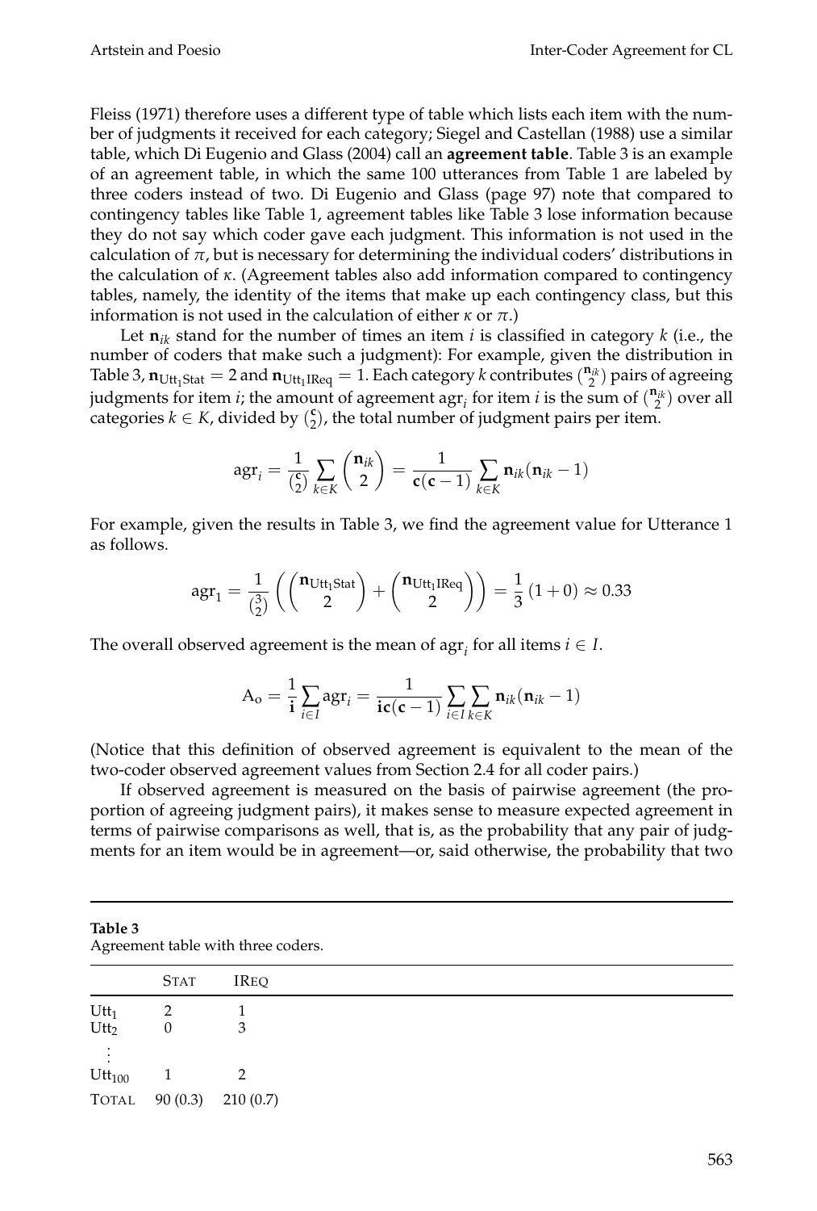Fleiss (1971) therefore uses a different type of table which lists each item with the number of judgments it received for each category; Siegel and Castellan (1988) use a similar table, which Di Eugenio and Glass (2004) call an **agreement table**. Table 3 is an example of an agreement table, in which the same 100 utterances from Table 1 are labeled by three coders instead of two. Di Eugenio and Glass (page 97) note that compared to contingency tables like Table 1, agreement tables like Table 3 lose information because they do not say which coder gave each judgment. This information is not used in the calculation of $\pi$, but is necessary for determining the individual coders' distributions in the calculation of $\kappa$. (Agreement tables also add information compared to contingency tables, namely, the identity of the items that make up each contingency class, but this information is not used in the calculation of either $\kappa$ or $\pi$.)

Let $\mathbf{n}_{ik}$ stand for the number of times an item $i$ is classified in category $k$ (i.e., the number of coders that make such a judgment): For example, given the distribution in Table 3, $\mathbf{n}_{\text{Utt}_1\text{Stat}} = 2$ and $\mathbf{n}_{\text{Utt}_1\text{IReq}} = 1$. Each category $k$ contributes $\binom{\mathbf{n}_{ik}}{2}$ pairs of agreeing judgments for item $i$; the amount of agreement $\text{agr}_i$ for item $i$ is the sum of $\binom{\mathbf{n}_{ik}}{2}$ over all categories $k \in K$, divided by $\binom{\mathbf{c}}{2}$, the total number of judgment pairs per item.

$$\text{agr}_i = \frac{1}{\binom{\mathbf{c}}{2}} \sum_{k \in K} \binom{\mathbf{n}_{ik}}{2} = \frac{1}{\mathbf{c}(\mathbf{c}-1)} \sum_{k \in K} \mathbf{n}_{ik}(\mathbf{n}_{ik} - 1)$$

For example, given the results in Table 3, we find the agreement value for Utterance 1 as follows.

$$\text{agr}_1 = \frac{1}{\binom{3}{2}} \left( \binom{\mathbf{n}_{\text{Utt}_1\text{Stat}}}{2} + \binom{\mathbf{n}_{\text{Utt}_1\text{IReq}}}{2} \right) = \frac{1}{3}(1 + 0) \approx 0.33$$

The overall observed agreement is the mean of $\text{agr}_i$ for all items $i \in I$.

$$\text{A}_\text{o} = \frac{1}{\mathbf{i}} \sum_{i \in I} \text{agr}_i = \frac{1}{\mathbf{ic}(\mathbf{c}-1)} \sum_{i \in I} \sum_{k \in K} \mathbf{n}_{ik}(\mathbf{n}_{ik} - 1)$$

(Notice that this definition of observed agreement is equivalent to the mean of the two-coder observed agreement values from Section 2.4 for all coder pairs.)

If observed agreement is measured on the basis of pairwise agreement (the proportion of agreeing judgment pairs), it makes sense to measure expected agreement in terms of pairwise comparisons as well, that is, as the probability that any pair of judgments for an item would be in agreement—or, said otherwise, the probability that two

**Table 3**
Agreement table with three coders.

| | STAT | IREQ |
|---|---|---|
| $\text{Utt}_1$ | 2 | 1 |
| $\text{Utt}_2$ | 0 | 3 |
| ⋮ | | |
| $\text{Utt}_{100}$ | 1 | 2 |
| TOTAL | 90 (0.3) | 210 (0.7) |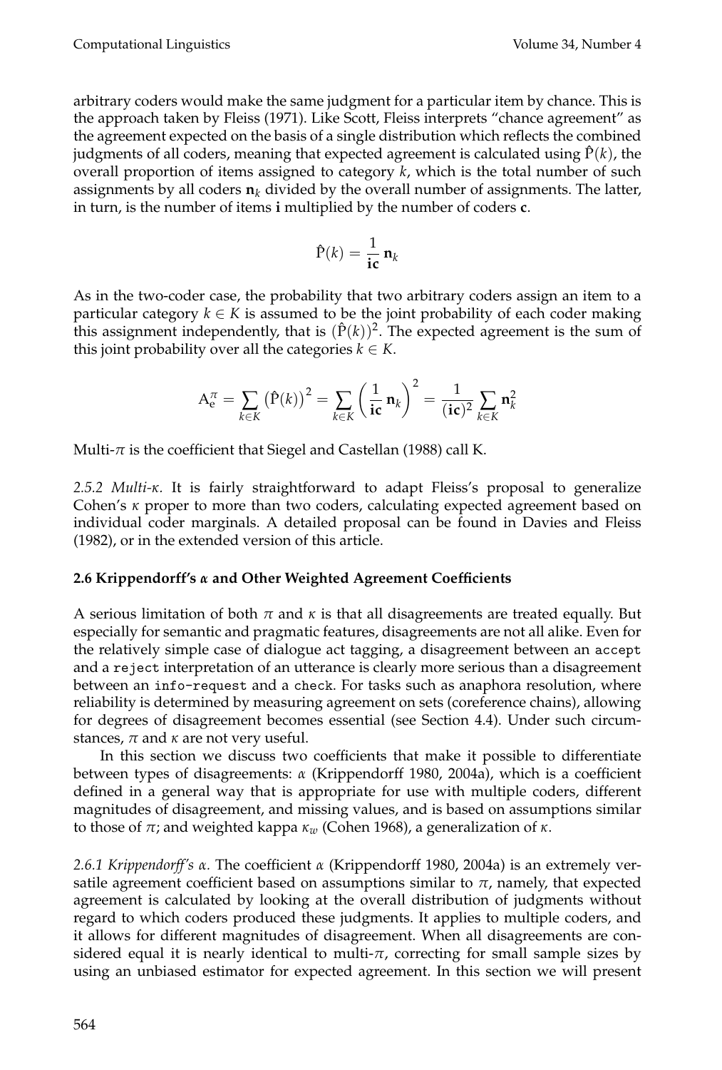arbitrary coders would make the same judgment for a particular item by chance. This is the approach taken by Fleiss (1971). Like Scott, Fleiss interprets "chance agreement" as the agreement expected on the basis of a single distribution which reflects the combined judgments of all coders, meaning that expected agreement is calculated using $\hat{\mathrm{P}}(k)$, the overall proportion of items assigned to category $k$, which is the total number of such assignments by all coders $\mathbf{n}_k$ divided by the overall number of assignments. The latter, in turn, is the number of items $\mathbf{i}$ multiplied by the number of coders $\mathbf{c}$.

$$\hat{\mathrm{P}}(k) = \frac{1}{\mathbf{ic}} \mathbf{n}_k$$

As in the two-coder case, the probability that two arbitrary coders assign an item to a particular category $k \in K$ is assumed to be the joint probability of each coder making this assignment independently, that is $(\hat{\mathrm{P}}(k))^2$. The expected agreement is the sum of this joint probability over all the categories $k \in K$.

$$\mathrm{A}_e^{\pi} = \sum_{k \in K} \left(\hat{\mathrm{P}}(k)\right)^2 = \sum_{k \in K} \left(\frac{1}{\mathbf{ic}} \mathbf{n}_k\right)^2 = \frac{1}{(\mathbf{ic})^2} \sum_{k \in K} \mathbf{n}_k^2$$

Multi-$\pi$ is the coefficient that Siegel and Castellan (1988) call K.

*2.5.2 Multi-$\kappa$.* It is fairly straightforward to adapt Fleiss's proposal to generalize Cohen's $\kappa$ proper to more than two coders, calculating expected agreement based on individual coder marginals. A detailed proposal can be found in Davies and Fleiss (1982), or in the extended version of this article.

### 2.6 Krippendorff's $\alpha$ and Other Weighted Agreement Coefficients

A serious limitation of both $\pi$ and $\kappa$ is that all disagreements are treated equally. But especially for semantic and pragmatic features, disagreements are not all alike. Even for the relatively simple case of dialogue act tagging, a disagreement between an `accept` and a `reject` interpretation of an utterance is clearly more serious than a disagreement between an `info-request` and a `check`. For tasks such as anaphora resolution, where reliability is determined by measuring agreement on sets (coreference chains), allowing for degrees of disagreement becomes essential (see Section 4.4). Under such circumstances, $\pi$ and $\kappa$ are not very useful.

In this section we discuss two coefficients that make it possible to differentiate between types of disagreements: $\alpha$ (Krippendorff 1980, 2004a), which is a coefficient defined in a general way that is appropriate for use with multiple coders, different magnitudes of disagreement, and missing values, and is based on assumptions similar to those of $\pi$; and weighted kappa $\kappa_w$ (Cohen 1968), a generalization of $\kappa$.

*2.6.1 Krippendorff's $\alpha$.* The coefficient $\alpha$ (Krippendorff 1980, 2004a) is an extremely versatile agreement coefficient based on assumptions similar to $\pi$, namely, that expected agreement is calculated by looking at the overall distribution of judgments without regard to which coders produced these judgments. It applies to multiple coders, and it allows for different magnitudes of disagreement. When all disagreements are considered equal it is nearly identical to multi-$\pi$, correcting for small sample sizes by using an unbiased estimator for expected agreement. In this section we will present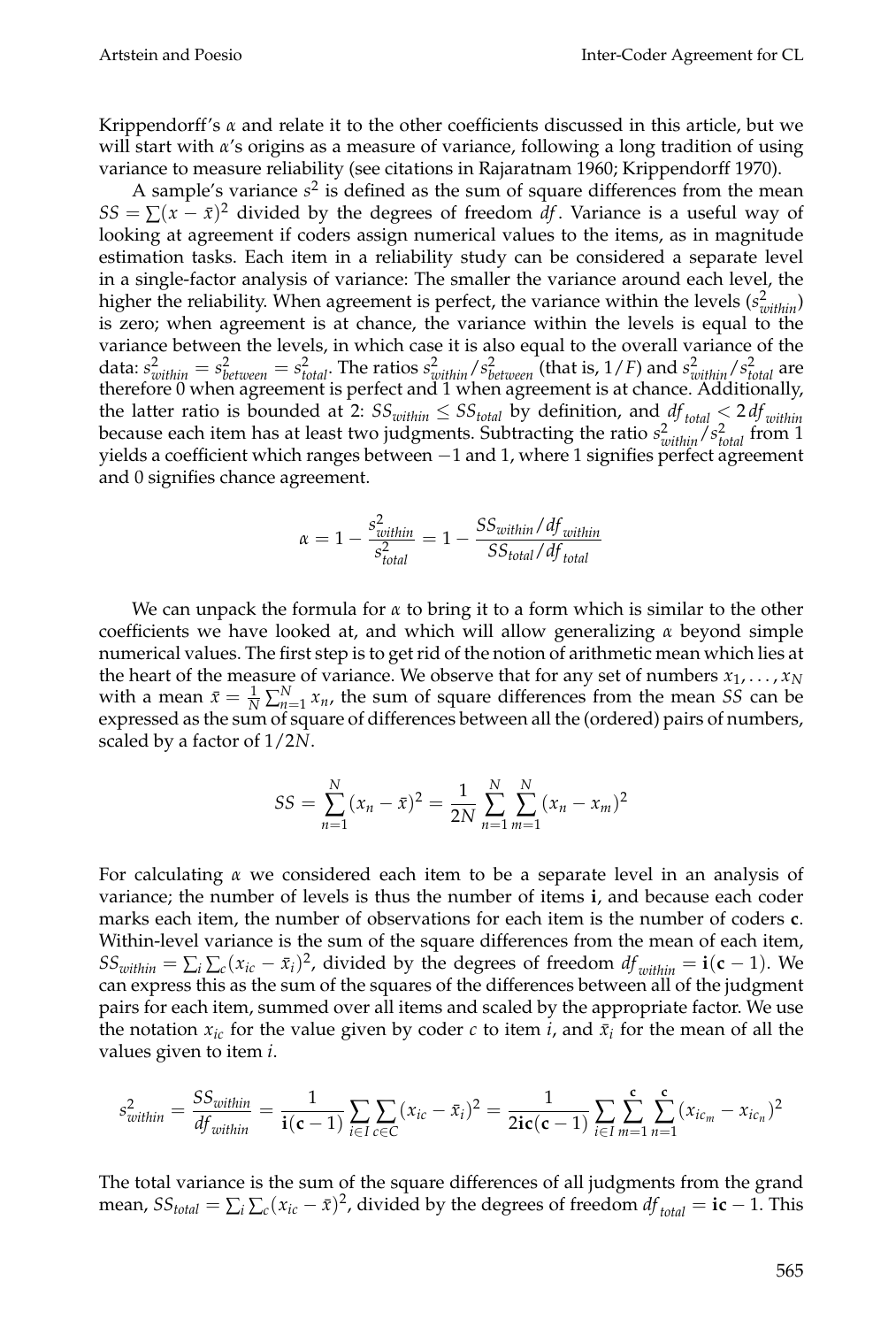Krippendorff's $\alpha$ and relate it to the other coefficients discussed in this article, but we will start with $\alpha$'s origins as a measure of variance, following a long tradition of using variance to measure reliability (see citations in Rajaratnam 1960; Krippendorff 1970).

A sample's variance $s^2$ is defined as the sum of square differences from the mean $SS = \sum(x - \bar{x})^2$ divided by the degrees of freedom $df$. Variance is a useful way of looking at agreement if coders assign numerical values to the items, as in magnitude estimation tasks. Each item in a reliability study can be considered a separate level in a single-factor analysis of variance: The smaller the variance around each level, the higher the reliability. When agreement is perfect, the variance within the levels ($s^2_{within}$) is zero; when agreement is at chance, the variance within the levels is equal to the variance between the levels, in which case it is also equal to the overall variance of the data: $s^2_{within} = s^2_{between} = s^2_{total}$. The ratios $s^2_{within}/s^2_{between}$ (that is, $1/F$) and $s^2_{within}/s^2_{total}$ are therefore 0 when agreement is perfect and 1 when agreement is at chance. Additionally, the latter ratio is bounded at 2: $SS_{within} \leq SS_{total}$ by definition, and $df_{total} < 2\,df_{within}$ because each item has at least two judgments. Subtracting the ratio $s^2_{within}/s^2_{total}$ from 1 yields a coefficient which ranges between $-1$ and 1, where 1 signifies perfect agreement and 0 signifies chance agreement.

$$\alpha = 1 - \frac{s^2_{within}}{s^2_{total}} = 1 - \frac{SS_{within}/df_{within}}{SS_{total}/df_{total}}$$

We can unpack the formula for $\alpha$ to bring it to a form which is similar to the other coefficients we have looked at, and which will allow generalizing $\alpha$ beyond simple numerical values. The first step is to get rid of the notion of arithmetic mean which lies at the heart of the measure of variance. We observe that for any set of numbers $x_1, \ldots, x_N$ with a mean $\bar{x} = \frac{1}{N}\sum_{n=1}^{N} x_n$, the sum of square differences from the mean $SS$ can be expressed as the sum of square of differences between all the (ordered) pairs of numbers, scaled by a factor of $1/2N$.

$$SS = \sum_{n=1}^{N}(x_n - \bar{x})^2 = \frac{1}{2N}\sum_{n=1}^{N}\sum_{m=1}^{N}(x_n - x_m)^2$$

For calculating $\alpha$ we considered each item to be a separate level in an analysis of variance; the number of levels is thus the number of items $\mathbf{i}$, and because each coder marks each item, the number of observations for each item is the number of coders $\mathbf{c}$. Within-level variance is the sum of the square differences from the mean of each item, $SS_{within} = \sum_i \sum_c (x_{ic} - \bar{x}_i)^2$, divided by the degrees of freedom $df_{within} = \mathbf{i}(\mathbf{c} - 1)$. We can express this as the sum of the squares of the differences between all of the judgment pairs for each item, summed over all items and scaled by the appropriate factor. We use the notation $x_{ic}$ for the value given by coder $c$ to item $i$, and $\bar{x}_i$ for the mean of all the values given to item $i$.

$$s^2_{within} = \frac{SS_{within}}{df_{within}} = \frac{1}{\mathbf{i}(\mathbf{c}-1)}\sum_{i \in I}\sum_{c \in C}(x_{ic} - \bar{x}_i)^2 = \frac{1}{2\mathbf{i}\mathbf{c}(\mathbf{c}-1)}\sum_{i \in I}\sum_{m=1}^{\mathbf{c}}\sum_{n=1}^{\mathbf{c}}(x_{ic_m} - x_{ic_n})^2$$

The total variance is the sum of the square differences of all judgments from the grand mean, $SS_{total} = \sum_i \sum_c (x_{ic} - \bar{x})^2$, divided by the degrees of freedom $df_{total} = \mathbf{ic} - 1$. This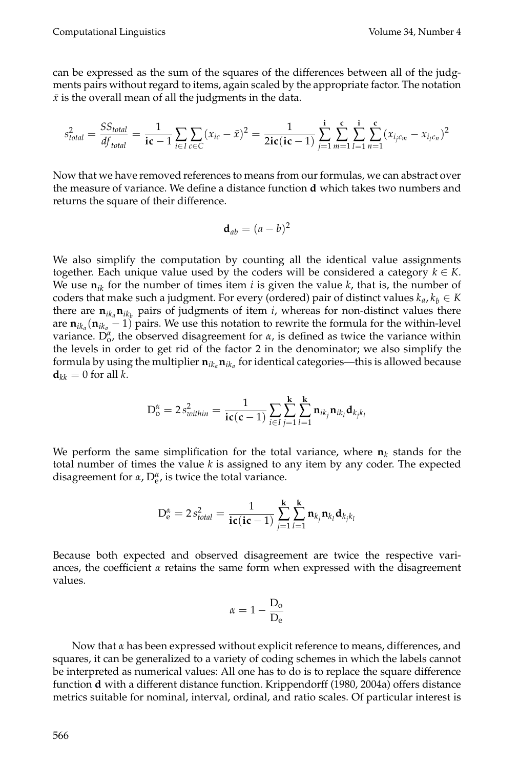can be expressed as the sum of the squares of the differences between all of the judgments pairs without regard to items, again scaled by the appropriate factor. The notation $\bar{x}$ is the overall mean of all the judgments in the data.

$$s^2_{total} = \frac{SS_{total}}{df_{total}} = \frac{1}{\mathbf{ic}-1} \sum_{i \in I} \sum_{c \in C} (x_{ic} - \bar{x})^2 = \frac{1}{2\mathbf{ic}(\mathbf{ic}-1)} \sum_{j=1}^{\mathbf{i}} \sum_{m=1}^{\mathbf{c}} \sum_{l=1}^{\mathbf{i}} \sum_{n=1}^{\mathbf{c}} (x_{i_j c_m} - x_{i_l c_n})^2$$

Now that we have removed references to means from our formulas, we can abstract over the measure of variance. We define a distance function $\mathbf{d}$ which takes two numbers and returns the square of their difference.

$$\mathbf{d}_{ab} = (a-b)^2$$

We also simplify the computation by counting all the identical value assignments together. Each unique value used by the coders will be considered a category $k \in K$. We use $\mathbf{n}_{ik}$ for the number of times item $i$ is given the value $k$, that is, the number of coders that make such a judgment. For every (ordered) pair of distinct values $k_a, k_b \in K$ there are $\mathbf{n}_{ik_a}\mathbf{n}_{ik_b}$ pairs of judgments of item $i$, whereas for non-distinct values there are $\mathbf{n}_{ik_a}(\mathbf{n}_{ik_a}-1)$ pairs. We use this notation to rewrite the formula for the within-level variance. $\mathrm{D}_\mathrm{o}^\alpha$, the observed disagreement for $\alpha$, is defined as twice the variance within the levels in order to get rid of the factor 2 in the denominator; we also simplify the formula by using the multiplier $\mathbf{n}_{ik_a}\mathbf{n}_{ik_a}$ for identical categories—this is allowed because $\mathbf{d}_{kk} = 0$ for all $k$.

$$\mathrm{D}_\mathrm{o}^\alpha = 2\, s^2_{within} = \frac{1}{\mathbf{ic}(\mathbf{c}-1)} \sum_{i \in I} \sum_{j=1}^{\mathbf{k}} \sum_{l=1}^{\mathbf{k}} \mathbf{n}_{ik_j}\mathbf{n}_{ik_l}\mathbf{d}_{k_j k_l}$$

We perform the same simplification for the total variance, where $\mathbf{n}_k$ stands for the total number of times the value $k$ is assigned to any item by any coder. The expected disagreement for $\alpha$, $\mathrm{D}_\mathrm{e}^\alpha$, is twice the total variance.

$$\mathrm{D}_\mathrm{e}^\alpha = 2\, s^2_{total} = \frac{1}{\mathbf{ic}(\mathbf{ic}-1)} \sum_{j=1}^{\mathbf{k}} \sum_{l=1}^{\mathbf{k}} \mathbf{n}_{k_j}\mathbf{n}_{k_l}\mathbf{d}_{k_j k_l}$$

Because both expected and observed disagreement are twice the respective variances, the coefficient $\alpha$ retains the same form when expressed with the disagreement values.

$$\alpha = 1 - \frac{\mathrm{D}_\mathrm{o}}{\mathrm{D}_\mathrm{e}}$$

Now that $\alpha$ has been expressed without explicit reference to means, differences, and squares, it can be generalized to a variety of coding schemes in which the labels cannot be interpreted as numerical values: All one has to do is to replace the square difference function $\mathbf{d}$ with a different distance function. Krippendorff (1980, 2004a) offers distance metrics suitable for nominal, interval, ordinal, and ratio scales. Of particular interest is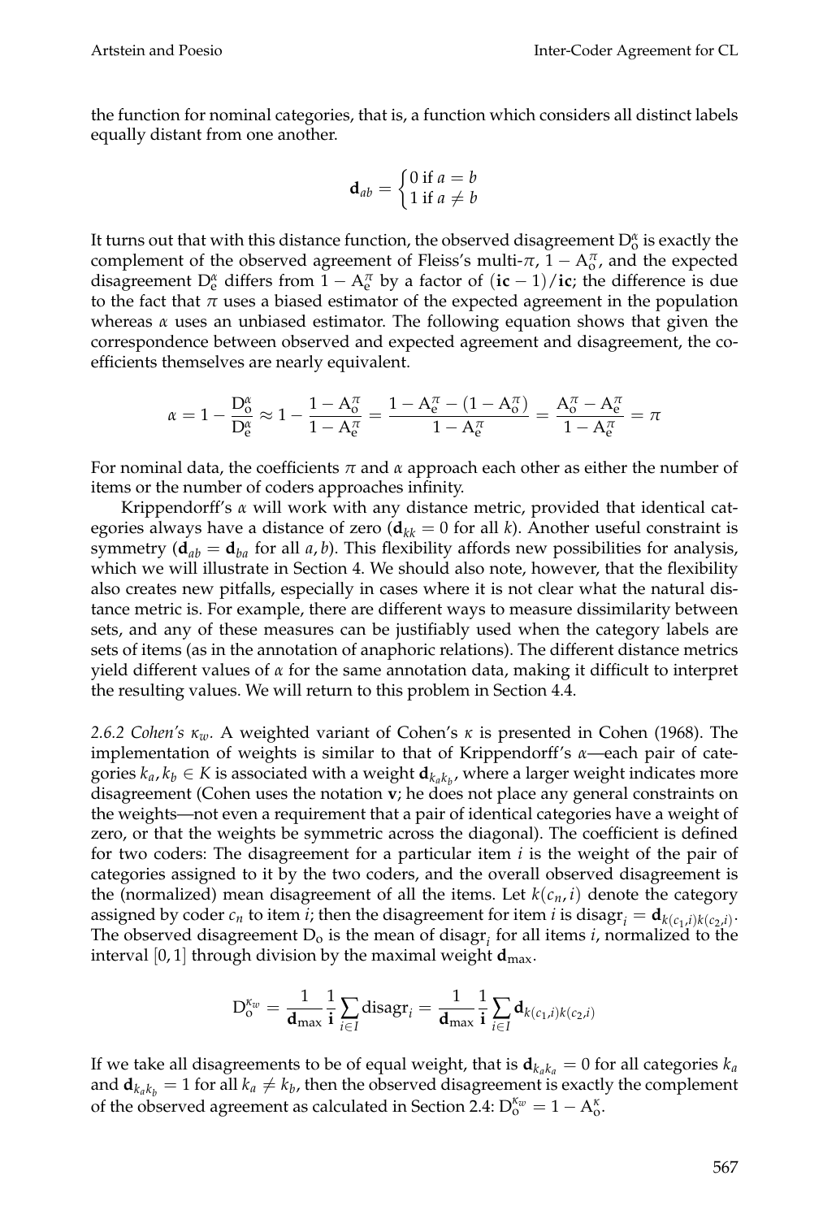the function for nominal categories, that is, a function which considers all distinct labels equally distant from one another.

$$\mathbf{d}_{ab} = \begin{cases} 0 \text{ if } a = b \\ 1 \text{ if } a \neq b \end{cases}$$

It turns out that with this distance function, the observed disagreement $\mathrm{D}^{\alpha}_{\mathrm{o}}$ is exactly the complement of the observed agreement of Fleiss's multi-$\pi$, $1 - \mathrm{A}^{\pi}_{\mathrm{o}}$, and the expected disagreement $\mathrm{D}^{\alpha}_{\mathrm{e}}$ differs from $1 - \mathrm{A}^{\pi}_{\mathrm{e}}$ by a factor of $(\mathbf{ic} - 1)/\mathbf{ic}$; the difference is due to the fact that $\pi$ uses a biased estimator of the expected agreement in the population whereas $\alpha$ uses an unbiased estimator. The following equation shows that given the correspondence between observed and expected agreement and disagreement, the coefficients themselves are nearly equivalent.

$$\alpha = 1 - \frac{\mathrm{D}^{\alpha}_{\mathrm{o}}}{\mathrm{D}^{\alpha}_{\mathrm{e}}} \approx 1 - \frac{1 - \mathrm{A}^{\pi}_{\mathrm{o}}}{1 - \mathrm{A}^{\pi}_{\mathrm{e}}} = \frac{1 - \mathrm{A}^{\pi}_{\mathrm{e}} - (1 - \mathrm{A}^{\pi}_{\mathrm{o}})}{1 - \mathrm{A}^{\pi}_{\mathrm{e}}} = \frac{\mathrm{A}^{\pi}_{\mathrm{o}} - \mathrm{A}^{\pi}_{\mathrm{e}}}{1 - \mathrm{A}^{\pi}_{\mathrm{e}}} = \pi$$

For nominal data, the coefficients $\pi$ and $\alpha$ approach each other as either the number of items or the number of coders approaches infinity.

Krippendorff's $\alpha$ will work with any distance metric, provided that identical categories always have a distance of zero ($\mathbf{d}_{kk} = 0$ for all $k$). Another useful constraint is symmetry ($\mathbf{d}_{ab} = \mathbf{d}_{ba}$ for all $a, b$). This flexibility affords new possibilities for analysis, which we will illustrate in Section 4. We should also note, however, that the flexibility also creates new pitfalls, especially in cases where it is not clear what the natural distance metric is. For example, there are different ways to measure dissimilarity between sets, and any of these measures can be justifiably used when the category labels are sets of items (as in the annotation of anaphoric relations). The different distance metrics yield different values of $\alpha$ for the same annotation data, making it difficult to interpret the resulting values. We will return to this problem in Section 4.4.

*2.6.2 Cohen's $\kappa_w$.* A weighted variant of Cohen's $\kappa$ is presented in Cohen (1968). The implementation of weights is similar to that of Krippendorff's $\alpha$—each pair of categories $k_a, k_b \in K$ is associated with a weight $\mathbf{d}_{k_a k_b}$, where a larger weight indicates more disagreement (Cohen uses the notation $\mathbf{v}$; he does not place any general constraints on the weights—not even a requirement that a pair of identical categories have a weight of zero, or that the weights be symmetric across the diagonal). The coefficient is defined for two coders: The disagreement for a particular item $i$ is the weight of the pair of categories assigned to it by the two coders, and the overall observed disagreement is the (normalized) mean disagreement of all the items. Let $k(c_n, i)$ denote the category assigned by coder $c_n$ to item $i$; then the disagreement for item $i$ is $\mathrm{disagr}_i = \mathbf{d}_{k(c_1,i)k(c_2,i)}$. The observed disagreement $\mathrm{D}_{\mathrm{o}}$ is the mean of $\mathrm{disagr}_i$ for all items $i$, normalized to the interval $[0, 1]$ through division by the maximal weight $\mathbf{d}_{\max}$.

$$\mathrm{D}^{\kappa_w}_{\mathrm{o}} = \frac{1}{\mathbf{d}_{\max}} \frac{1}{\mathbf{i}} \sum_{i \in I} \mathrm{disagr}_i = \frac{1}{\mathbf{d}_{\max}} \frac{1}{\mathbf{i}} \sum_{i \in I} \mathbf{d}_{k(c_1,i)k(c_2,i)}$$

If we take all disagreements to be of equal weight, that is $\mathbf{d}_{k_a k_a} = 0$ for all categories $k_a$ and $\mathbf{d}_{k_a k_b} = 1$ for all $k_a \neq k_b$, then the observed disagreement is exactly the complement of the observed agreement as calculated in Section 2.4: $\mathrm{D}^{\kappa_w}_{\mathrm{o}} = 1 - \mathrm{A}^{\kappa}_{\mathrm{o}}$.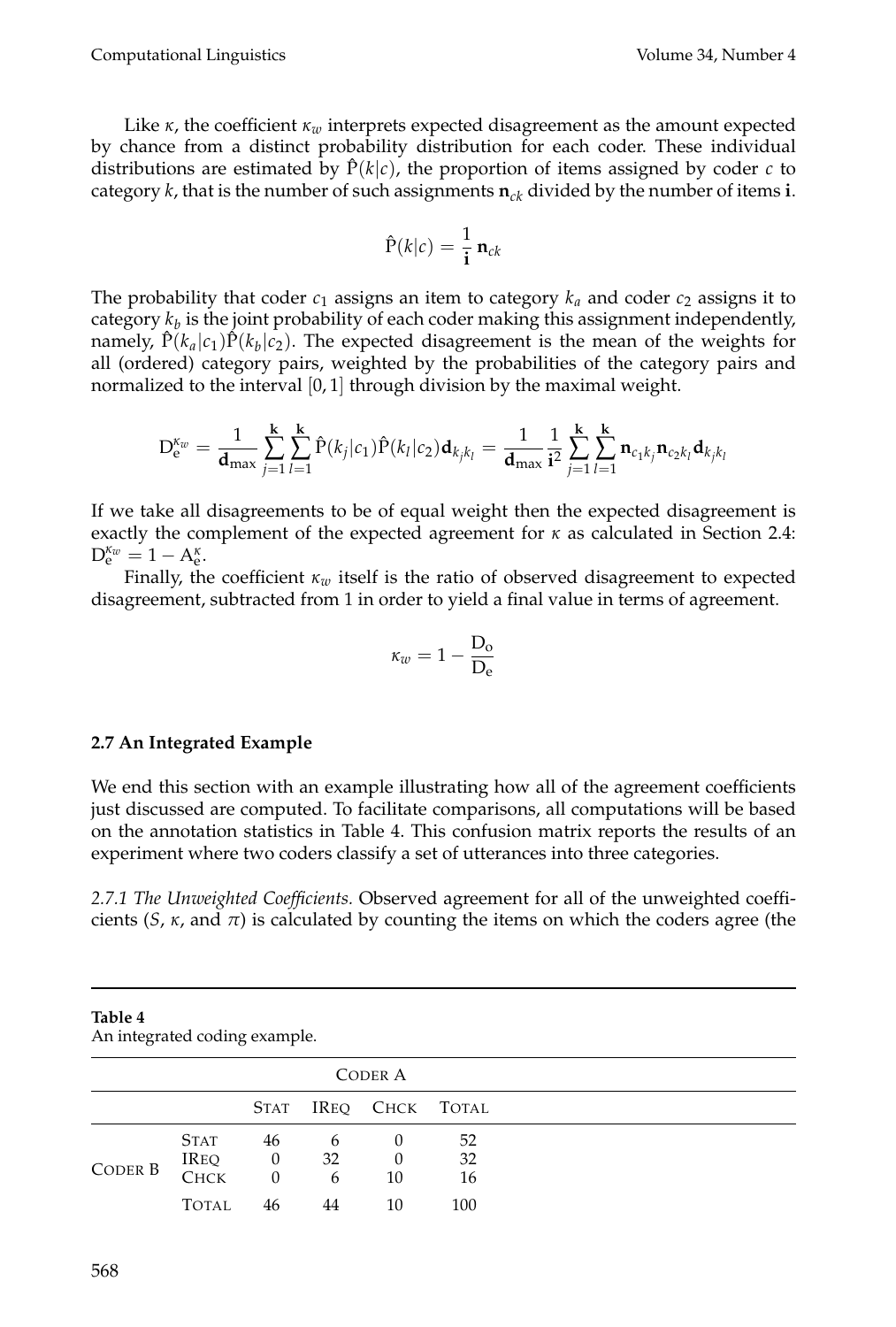Like $\kappa$, the coefficient $\kappa_w$ interprets expected disagreement as the amount expected by chance from a distinct probability distribution for each coder. These individual distributions are estimated by $\hat{\mathrm{P}}(k|c)$, the proportion of items assigned by coder $c$ to category $k$, that is the number of such assignments $\mathbf{n}_{ck}$ divided by the number of items $\mathbf{i}$.

$$\hat{\mathrm{P}}(k|c) = \frac{1}{\mathbf{i}}\,\mathbf{n}_{ck}$$

The probability that coder $c_1$ assigns an item to category $k_a$ and coder $c_2$ assigns it to category $k_b$ is the joint probability of each coder making this assignment independently, namely, $\hat{\mathrm{P}}(k_a|c_1)\hat{\mathrm{P}}(k_b|c_2)$. The expected disagreement is the mean of the weights for all (ordered) category pairs, weighted by the probabilities of the category pairs and normalized to the interval $[0, 1]$ through division by the maximal weight.

$$\mathrm{D}_\mathrm{e}^{\kappa_w} = \frac{1}{\mathbf{d}_{\max}} \sum_{j=1}^{\mathbf{k}} \sum_{l=1}^{\mathbf{k}} \hat{\mathrm{P}}(k_j|c_1)\hat{\mathrm{P}}(k_l|c_2)\mathbf{d}_{k_j k_l} = \frac{1}{\mathbf{d}_{\max}} \frac{1}{\mathbf{i}^2} \sum_{j=1}^{\mathbf{k}} \sum_{l=1}^{\mathbf{k}} \mathbf{n}_{c_1 k_j} \mathbf{n}_{c_2 k_l} \mathbf{d}_{k_j k_l}$$

If we take all disagreements to be of equal weight then the expected disagreement is exactly the complement of the expected agreement for $\kappa$ as calculated in Section 2.4: $\mathrm{D}_\mathrm{e}^{\kappa_w} = 1 - \mathrm{A}_\mathrm{e}^{\kappa}$.

Finally, the coefficient $\kappa_w$ itself is the ratio of observed disagreement to expected disagreement, subtracted from 1 in order to yield a final value in terms of agreement.

$$\kappa_w = 1 - \frac{\mathrm{D}_\mathrm{o}}{\mathrm{D}_\mathrm{e}}$$

### 2.7 An Integrated Example

We end this section with an example illustrating how all of the agreement coefficients just discussed are computed. To facilitate comparisons, all computations will be based on the annotation statistics in Table 4. This confusion matrix reports the results of an experiment where two coders classify a set of utterances into three categories.

*2.7.1 The Unweighted Coefficients.* Observed agreement for all of the unweighted coefficients ($S$, $\kappa$, and $\pi$) is calculated by counting the items on which the coders agree (the

**Table 4**
An integrated coding example.

| | | CODER A | | | |
|---|---|---|---|---|---|
| | | STAT | IREQ | CHCK | TOTAL |
| CODER B | STAT | 46 | 6 | 0 | 52 |
| | IREQ | 0 | 32 | 0 | 32 |
| | CHCK | 0 | 6 | 10 | 16 |
| | TOTAL | 46 | 44 | 10 | 100 |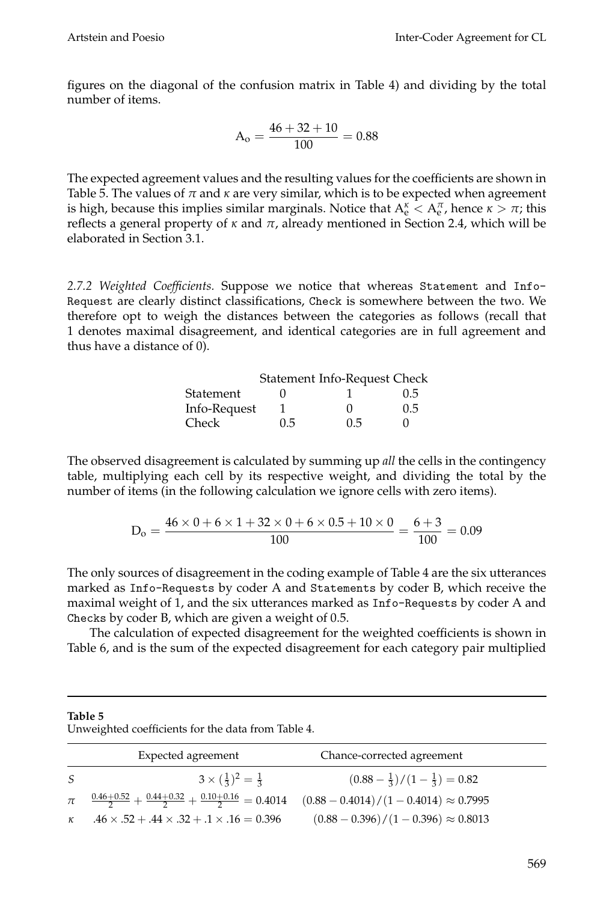figures on the diagonal of the confusion matrix in Table 4) and dividing by the total number of items.

$$\text{A}_\text{o} = \frac{46 + 32 + 10}{100} = 0.88$$

The expected agreement values and the resulting values for the coefficients are shown in Table 5. The values of $\pi$ and $\kappa$ are very similar, which is to be expected when agreement is high, because this implies similar marginals. Notice that $\text{A}_\text{e}^\kappa < \text{A}_\text{e}^\pi$, hence $\kappa > \pi$; this reflects a general property of $\kappa$ and $\pi$, already mentioned in Section 2.4, which will be elaborated in Section 3.1.

*2.7.2 Weighted Coefficients.* Suppose we notice that whereas `Statement` and `Info-Request` are clearly distinct classifications, `Check` is somewhere between the two. We therefore opt to weigh the distances between the categories as follows (recall that 1 denotes maximal disagreement, and identical categories are in full agreement and thus have a distance of 0).

| | Statement | Info-Request | Check |
|---|---|---|---|
| Statement | 0 | 1 | 0.5 |
| Info-Request | 1 | 0 | 0.5 |
| Check | 0.5 | 0.5 | 0 |

The observed disagreement is calculated by summing up *all* the cells in the contingency table, multiplying each cell by its respective weight, and dividing the total by the number of items (in the following calculation we ignore cells with zero items).

$$\text{D}_\text{o} = \frac{46 \times 0 + 6 \times 1 + 32 \times 0 + 6 \times 0.5 + 10 \times 0}{100} = \frac{6 + 3}{100} = 0.09$$

The only sources of disagreement in the coding example of Table 4 are the six utterances marked as `Info-Requests` by coder A and `Statements` by coder B, which receive the maximal weight of 1, and the six utterances marked as `Info-Requests` by coder A and `Checks` by coder B, which are given a weight of 0.5.

The calculation of expected disagreement for the weighted coefficients is shown in Table 6, and is the sum of the expected disagreement for each category pair multiplied

**Table 5**
Unweighted coefficients for the data from Table 4.

| | Expected agreement | Chance-corrected agreement |
|---|---|---|
| $S$ | $3 \times (\frac{1}{3})^2 = \frac{1}{3}$ | $(0.88 - \frac{1}{3})/(1 - \frac{1}{3}) = 0.82$ |
| $\pi$ | $\frac{0.46+0.52}{2} + \frac{0.44+0.32}{2} + \frac{0.10+0.16}{2} = 0.4014$ | $(0.88 - 0.4014)/(1 - 0.4014) \approx 0.7995$ |
| $\kappa$ | $.46 \times .52 + .44 \times .32 + .1 \times .16 = 0.396$ | $(0.88 - 0.396)/(1 - 0.396) \approx 0.8013$ |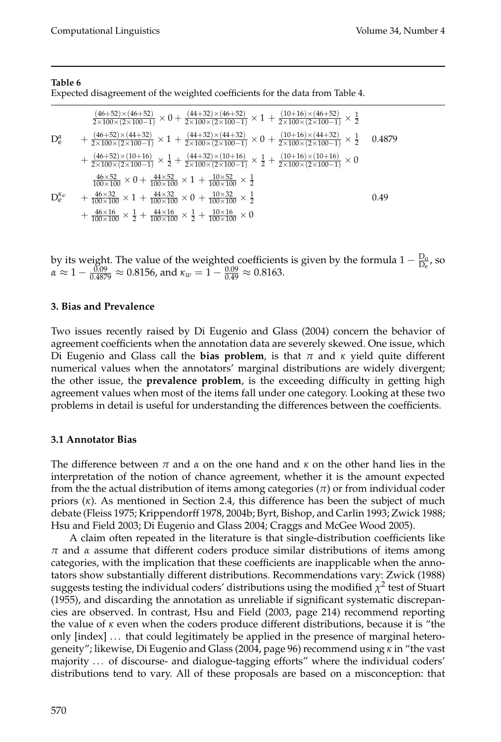**Table 6**
Expected disagreement of the weighted coefficients for the data from Table 4.

| | | |
|---|---|---|
| $D_e^\alpha$ | $\frac{(46+52)\times(46+52)}{2\times100\times(2\times100-1)} \times 0 + \frac{(44+32)\times(46+52)}{2\times100\times(2\times100-1)} \times 1 + \frac{(10+16)\times(46+52)}{2\times100\times(2\times100-1)} \times \frac{1}{2}$ $+ \frac{(46+52)\times(44+32)}{2\times100\times(2\times100-1)} \times 1 + \frac{(44+32)\times(44+32)}{2\times100\times(2\times100-1)} \times 0 + \frac{(10+16)\times(44+32)}{2\times100\times(2\times100-1)} \times \frac{1}{2}$ $+ \frac{(46+52)\times(10+16)}{2\times100\times(2\times100-1)} \times \frac{1}{2} + \frac{(44+32)\times(10+16)}{2\times100\times(2\times100-1)} \times \frac{1}{2} + \frac{(10+16)\times(10+16)}{2\times100\times(2\times100-1)} \times 0$ | 0.4879 |
| $D_e^{\kappa_w}$ | $\frac{46\times52}{100\times100} \times 0 + \frac{44\times52}{100\times100} \times 1 + \frac{10\times52}{100\times100} \times \frac{1}{2}$ $+ \frac{46\times32}{100\times100} \times 1 + \frac{44\times32}{100\times100} \times 0 + \frac{10\times32}{100\times100} \times \frac{1}{2}$ $+ \frac{46\times16}{100\times100} \times \frac{1}{2} + \frac{44\times16}{100\times100} \times \frac{1}{2} + \frac{10\times16}{100\times100} \times 0$ | 0.49 |

by its weight. The value of the weighted coefficients is given by the formula $1 - \frac{D_o}{D_e}$, so $\alpha \approx 1 - \frac{0.09}{0.4879} \approx 0.8156$, and $\kappa_w = 1 - \frac{0.09}{0.49} \approx 0.8163$.

## 3. Bias and Prevalence

Two issues recently raised by Di Eugenio and Glass (2004) concern the behavior of agreement coefficients when the annotation data are severely skewed. One issue, which Di Eugenio and Glass call the **bias problem**, is that $\pi$ and $\kappa$ yield quite different numerical values when the annotators' marginal distributions are widely divergent; the other issue, the **prevalence problem**, is the exceeding difficulty in getting high agreement values when most of the items fall under one category. Looking at these two problems in detail is useful for understanding the differences between the coefficients.

### 3.1 Annotator Bias

The difference between $\pi$ and $\alpha$ on the one hand and $\kappa$ on the other hand lies in the interpretation of the notion of chance agreement, whether it is the amount expected from the the actual distribution of items among categories ($\pi$) or from individual coder priors ($\kappa$). As mentioned in Section 2.4, this difference has been the subject of much debate (Fleiss 1975; Krippendorff 1978, 2004b; Byrt, Bishop, and Carlin 1993; Zwick 1988; Hsu and Field 2003; Di Eugenio and Glass 2004; Craggs and McGee Wood 2005).

A claim often repeated in the literature is that single-distribution coefficients like $\pi$ and $\alpha$ assume that different coders produce similar distributions of items among categories, with the implication that these coefficients are inapplicable when the annotators show substantially different distributions. Recommendations vary: Zwick (1988) suggests testing the individual coders' distributions using the modified $\chi^2$ test of Stuart (1955), and discarding the annotation as unreliable if significant systematic discrepancies are observed. In contrast, Hsu and Field (2003, page 214) recommend reporting the value of $\kappa$ even when the coders produce different distributions, because it is "the only [index] ... that could legitimately be applied in the presence of marginal heterogeneity"; likewise, Di Eugenio and Glass (2004, page 96) recommend using $\kappa$ in "the vast majority ... of discourse- and dialogue-tagging efforts" where the individual coders' distributions tend to vary. All of these proposals are based on a misconception: that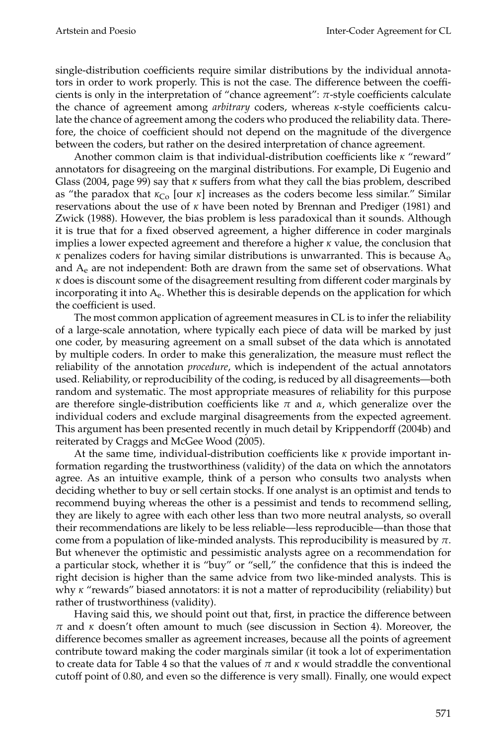single-distribution coefficients require similar distributions by the individual annotators in order to work properly. This is not the case. The difference between the coefficients is only in the interpretation of "chance agreement": $\pi$-style coefficients calculate the chance of agreement among *arbitrary* coders, whereas $\kappa$-style coefficients calculate the chance of agreement among the coders who produced the reliability data. Therefore, the choice of coefficient should not depend on the magnitude of the divergence between the coders, but rather on the desired interpretation of chance agreement.

Another common claim is that individual-distribution coefficients like $\kappa$ "reward" annotators for disagreeing on the marginal distributions. For example, Di Eugenio and Glass (2004, page 99) say that $\kappa$ suffers from what they call the bias problem, described as "the paradox that $\kappa_{Co}$ [our $\kappa$] increases as the coders become less similar." Similar reservations about the use of $\kappa$ have been noted by Brennan and Prediger (1981) and Zwick (1988). However, the bias problem is less paradoxical than it sounds. Although it is true that for a fixed observed agreement, a higher difference in coder marginals implies a lower expected agreement and therefore a higher $\kappa$ value, the conclusion that $\kappa$ penalizes coders for having similar distributions is unwarranted. This is because $A_o$ and $A_e$ are not independent: Both are drawn from the same set of observations. What $\kappa$ does is discount some of the disagreement resulting from different coder marginals by incorporating it into $A_e$. Whether this is desirable depends on the application for which the coefficient is used.

The most common application of agreement measures in CL is to infer the reliability of a large-scale annotation, where typically each piece of data will be marked by just one coder, by measuring agreement on a small subset of the data which is annotated by multiple coders. In order to make this generalization, the measure must reflect the reliability of the annotation *procedure*, which is independent of the actual annotators used. Reliability, or reproducibility of the coding, is reduced by all disagreements—both random and systematic. The most appropriate measures of reliability for this purpose are therefore single-distribution coefficients like $\pi$ and $\alpha$, which generalize over the individual coders and exclude marginal disagreements from the expected agreement. This argument has been presented recently in much detail by Krippendorff (2004b) and reiterated by Craggs and McGee Wood (2005).

At the same time, individual-distribution coefficients like $\kappa$ provide important information regarding the trustworthiness (validity) of the data on which the annotators agree. As an intuitive example, think of a person who consults two analysts when deciding whether to buy or sell certain stocks. If one analyst is an optimist and tends to recommend buying whereas the other is a pessimist and tends to recommend selling, they are likely to agree with each other less than two more neutral analysts, so overall their recommendations are likely to be less reliable—less reproducible—than those that come from a population of like-minded analysts. This reproducibility is measured by $\pi$. But whenever the optimistic and pessimistic analysts agree on a recommendation for a particular stock, whether it is "buy" or "sell," the confidence that this is indeed the right decision is higher than the same advice from two like-minded analysts. This is why $\kappa$ "rewards" biased annotators: it is not a matter of reproducibility (reliability) but rather of trustworthiness (validity).

Having said this, we should point out that, first, in practice the difference between $\pi$ and $\kappa$ doesn't often amount to much (see discussion in Section 4). Moreover, the difference becomes smaller as agreement increases, because all the points of agreement contribute toward making the coder marginals similar (it took a lot of experimentation to create data for Table 4 so that the values of $\pi$ and $\kappa$ would straddle the conventional cutoff point of 0.80, and even so the difference is very small). Finally, one would expect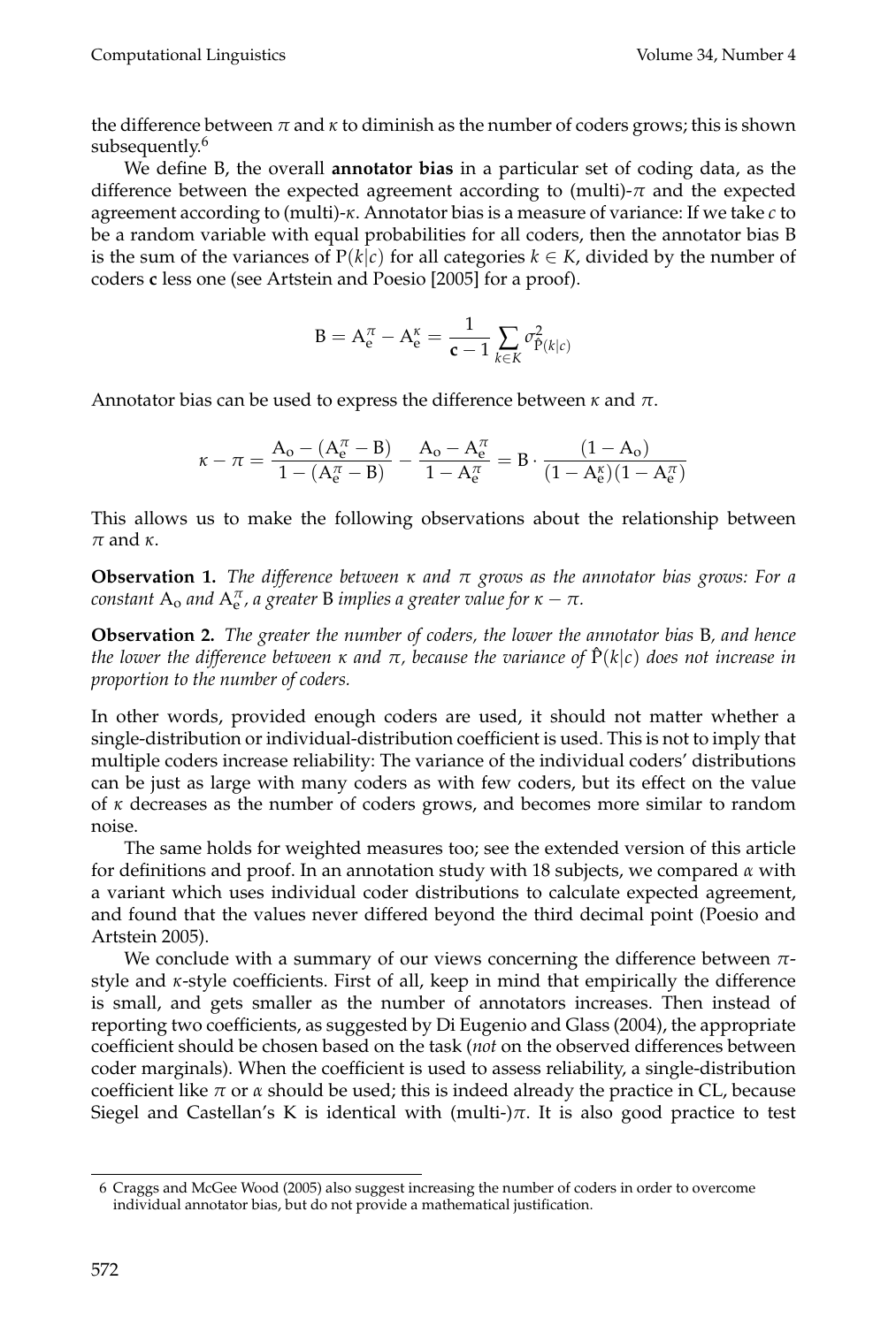the difference between $\pi$ and $\kappa$ to diminish as the number of coders grows; this is shown subsequently.[6]

We define B, the overall **annotator bias** in a particular set of coding data, as the difference between the expected agreement according to (multi)-$\pi$ and the expected agreement according to (multi)-$\kappa$. Annotator bias is a measure of variance: If we take $c$ to be a random variable with equal probabilities for all coders, then the annotator bias B is the sum of the variances of $P(k|c)$ for all categories $k \in K$, divided by the number of coders **c** less one (see Artstein and Poesio [2005] for a proof).

$$\mathrm{B} = \mathrm{A}_\mathrm{e}^\pi - \mathrm{A}_\mathrm{e}^\kappa = \frac{1}{\mathbf{c}-1} \sum_{k \in K} \sigma^2_{\hat{\mathrm{P}}(k|c)}$$

Annotator bias can be used to express the difference between $\kappa$ and $\pi$.

$$\kappa - \pi = \frac{\mathrm{A}_\mathrm{o} - (\mathrm{A}_\mathrm{e}^\pi - \mathrm{B})}{1 - (\mathrm{A}_\mathrm{e}^\pi - \mathrm{B})} - \frac{\mathrm{A}_\mathrm{o} - \mathrm{A}_\mathrm{e}^\pi}{1 - \mathrm{A}_\mathrm{e}^\pi} = \mathrm{B} \cdot \frac{(1 - \mathrm{A}_\mathrm{o})}{(1 - \mathrm{A}_\mathrm{e}^\kappa)(1 - \mathrm{A}_\mathrm{e}^\pi)}$$

This allows us to make the following observations about the relationship between $\pi$ and $\kappa$.

**Observation 1.** *The difference between $\kappa$ and $\pi$ grows as the annotator bias grows: For a constant $\mathrm{A}_\mathrm{o}$ and $\mathrm{A}_\mathrm{e}^\pi$, a greater* B *implies a greater value for $\kappa - \pi$.*

**Observation 2.** *The greater the number of coders, the lower the annotator bias* B*, and hence the lower the difference between $\kappa$ and $\pi$, because the variance of $\hat{\mathrm{P}}(k|c)$ does not increase in proportion to the number of coders.*

In other words, provided enough coders are used, it should not matter whether a single-distribution or individual-distribution coefficient is used. This is not to imply that multiple coders increase reliability: The variance of the individual coders' distributions can be just as large with many coders as with few coders, but its effect on the value of $\kappa$ decreases as the number of coders grows, and becomes more similar to random noise.

The same holds for weighted measures too; see the extended version of this article for definitions and proof. In an annotation study with 18 subjects, we compared $\alpha$ with a variant which uses individual coder distributions to calculate expected agreement, and found that the values never differed beyond the third decimal point (Poesio and Artstein 2005).

We conclude with a summary of our views concerning the difference between $\pi$-style and $\kappa$-style coefficients. First of all, keep in mind that empirically the difference is small, and gets smaller as the number of annotators increases. Then instead of reporting two coefficients, as suggested by Di Eugenio and Glass (2004), the appropriate coefficient should be chosen based on the task (*not* on the observed differences between coder marginals). When the coefficient is used to assess reliability, a single-distribution coefficient like $\pi$ or $\alpha$ should be used; this is indeed already the practice in CL, because Siegel and Castellan's K is identical with (multi-)$\pi$. It is also good practice to test

[6] Craggs and McGee Wood (2005) also suggest increasing the number of coders in order to overcome individual annotator bias, but do not provide a mathematical justification.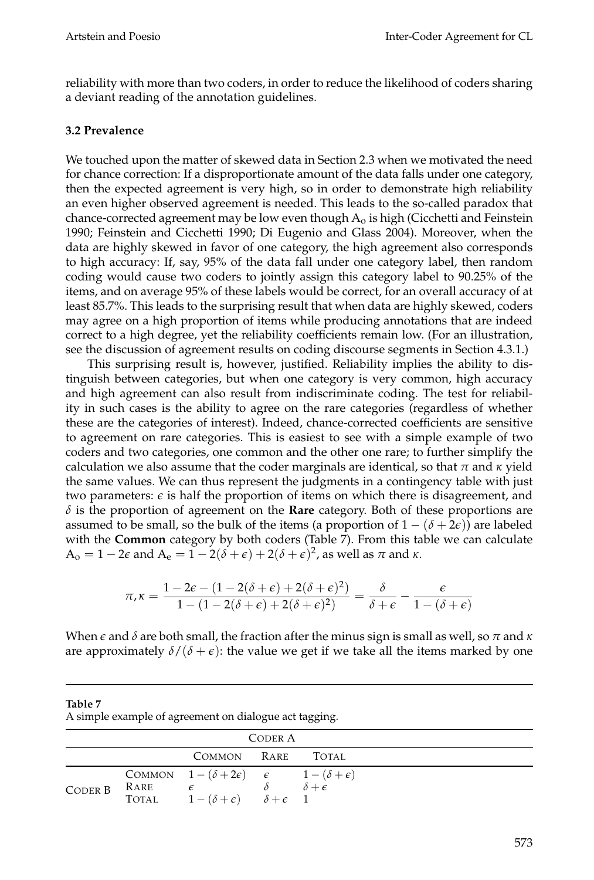reliability with more than two coders, in order to reduce the likelihood of coders sharing a deviant reading of the annotation guidelines.

### 3.2 Prevalence

We touched upon the matter of skewed data in Section 2.3 when we motivated the need for chance correction: If a disproportionate amount of the data falls under one category, then the expected agreement is very high, so in order to demonstrate high reliability an even higher observed agreement is needed. This leads to the so-called paradox that chance-corrected agreement may be low even though $A_o$ is high (Cicchetti and Feinstein 1990; Feinstein and Cicchetti 1990; Di Eugenio and Glass 2004). Moreover, when the data are highly skewed in favor of one category, the high agreement also corresponds to high accuracy: If, say, 95% of the data fall under one category label, then random coding would cause two coders to jointly assign this category label to 90.25% of the items, and on average 95% of these labels would be correct, for an overall accuracy of at least 85.7%. This leads to the surprising result that when data are highly skewed, coders may agree on a high proportion of items while producing annotations that are indeed correct to a high degree, yet the reliability coefficients remain low. (For an illustration, see the discussion of agreement results on coding discourse segments in Section 4.3.1.)

This surprising result is, however, justified. Reliability implies the ability to distinguish between categories, but when one category is very common, high accuracy and high agreement can also result from indiscriminate coding. The test for reliability in such cases is the ability to agree on the rare categories (regardless of whether these are the categories of interest). Indeed, chance-corrected coefficients are sensitive to agreement on rare categories. This is easiest to see with a simple example of two coders and two categories, one common and the other one rare; to further simplify the calculation we also assume that the coder marginals are identical, so that $\pi$ and $\kappa$ yield the same values. We can thus represent the judgments in a contingency table with just two parameters: $\epsilon$ is half the proportion of items on which there is disagreement, and $\delta$ is the proportion of agreement on the **Rare** category. Both of these proportions are assumed to be small, so the bulk of the items (a proportion of $1-(\delta+2\epsilon)$) are labeled with the **Common** category by both coders (Table 7). From this table we can calculate $A_o = 1-2\epsilon$ and $A_e = 1-2(\delta+\epsilon)+2(\delta+\epsilon)^2$, as well as $\pi$ and $\kappa$.

$$\pi, \kappa = \frac{1-2\epsilon-(1-2(\delta+\epsilon)+2(\delta+\epsilon)^2)}{1-(1-2(\delta+\epsilon)+2(\delta+\epsilon)^2)} = \frac{\delta}{\delta+\epsilon} - \frac{\epsilon}{1-(\delta+\epsilon)}$$

When $\epsilon$ and $\delta$ are both small, the fraction after the minus sign is small as well, so $\pi$ and $\kappa$ are approximately $\delta/(\delta+\epsilon)$: the value we get if we take all the items marked by one

**Table 7**
A simple example of agreement on dialogue act tagging.

| | | CODER A | | |
|---|---|---|---|---|
| | | COMMON | RARE | TOTAL |
| CODER B | COMMON | $1-(\delta+2\epsilon)$ | $\epsilon$ | $1-(\delta+\epsilon)$ |
| | RARE | $\epsilon$ | $\delta$ | $\delta+\epsilon$ |
| | TOTAL | $1-(\delta+\epsilon)$ | $\delta+\epsilon$ | 1 |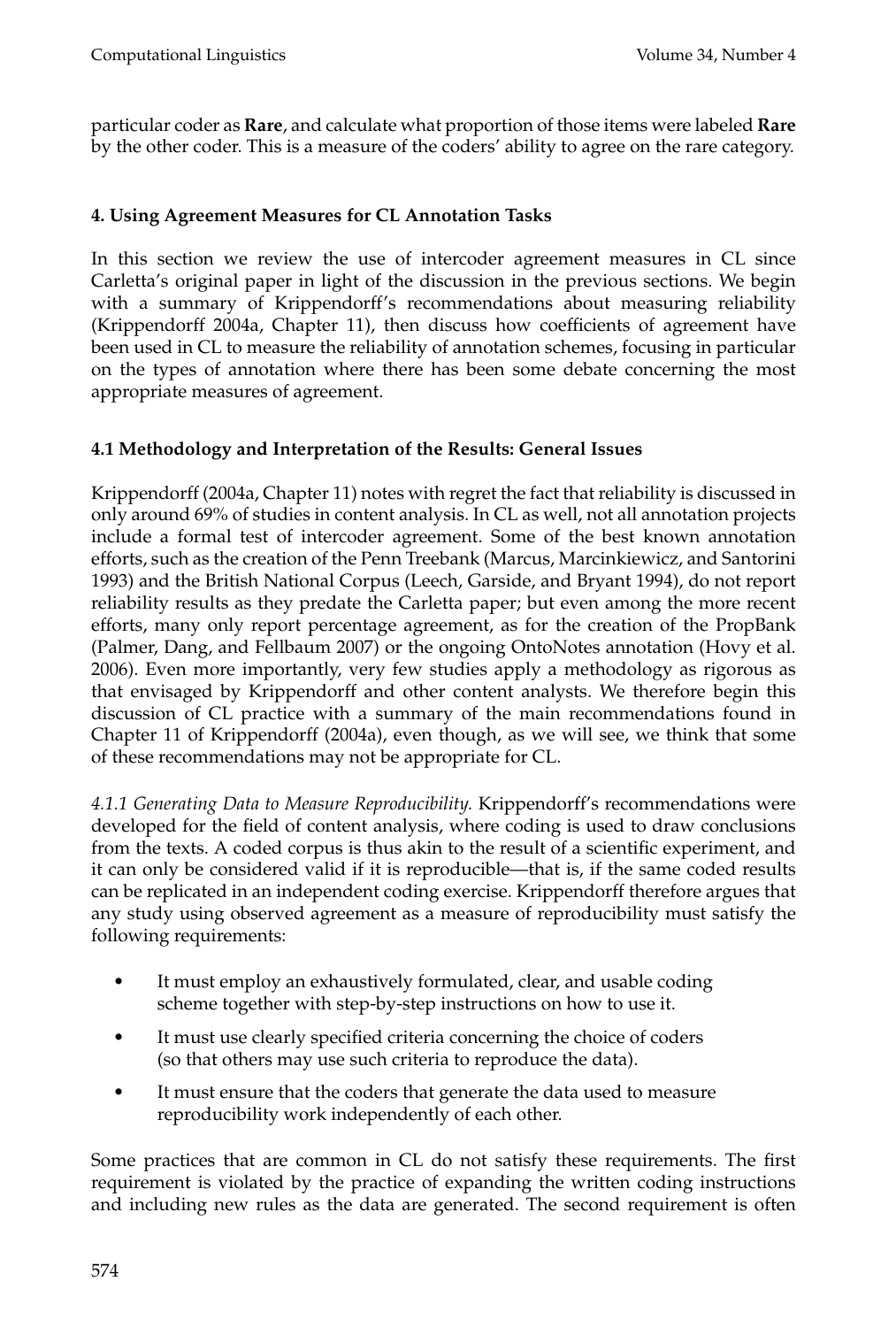particular coder as **Rare**, and calculate what proportion of those items were labeled **Rare** by the other coder. This is a measure of the coders' ability to agree on the rare category.

## 4. Using Agreement Measures for CL Annotation Tasks

In this section we review the use of intercoder agreement measures in CL since Carletta's original paper in light of the discussion in the previous sections. We begin with a summary of Krippendorff's recommendations about measuring reliability (Krippendorff 2004a, Chapter 11), then discuss how coefficients of agreement have been used in CL to measure the reliability of annotation schemes, focusing in particular on the types of annotation where there has been some debate concerning the most appropriate measures of agreement.

### 4.1 Methodology and Interpretation of the Results: General Issues

Krippendorff (2004a, Chapter 11) notes with regret the fact that reliability is discussed in only around 69% of studies in content analysis. In CL as well, not all annotation projects include a formal test of intercoder agreement. Some of the best known annotation efforts, such as the creation of the Penn Treebank (Marcus, Marcinkiewicz, and Santorini 1993) and the British National Corpus (Leech, Garside, and Bryant 1994), do not report reliability results as they predate the Carletta paper; but even among the more recent efforts, many only report percentage agreement, as for the creation of the PropBank (Palmer, Dang, and Fellbaum 2007) or the ongoing OntoNotes annotation (Hovy et al. 2006). Even more importantly, very few studies apply a methodology as rigorous as that envisaged by Krippendorff and other content analysts. We therefore begin this discussion of CL practice with a summary of the main recommendations found in Chapter 11 of Krippendorff (2004a), even though, as we will see, we think that some of these recommendations may not be appropriate for CL.

*4.1.1 Generating Data to Measure Reproducibility.* Krippendorff's recommendations were developed for the field of content analysis, where coding is used to draw conclusions from the texts. A coded corpus is thus akin to the result of a scientific experiment, and it can only be considered valid if it is reproducible—that is, if the same coded results can be replicated in an independent coding exercise. Krippendorff therefore argues that any study using observed agreement as a measure of reproducibility must satisfy the following requirements:

- It must employ an exhaustively formulated, clear, and usable coding scheme together with step-by-step instructions on how to use it.
- It must use clearly specified criteria concerning the choice of coders (so that others may use such criteria to reproduce the data).
- It must ensure that the coders that generate the data used to measure reproducibility work independently of each other.

Some practices that are common in CL do not satisfy these requirements. The first requirement is violated by the practice of expanding the written coding instructions and including new rules as the data are generated. The second requirement is often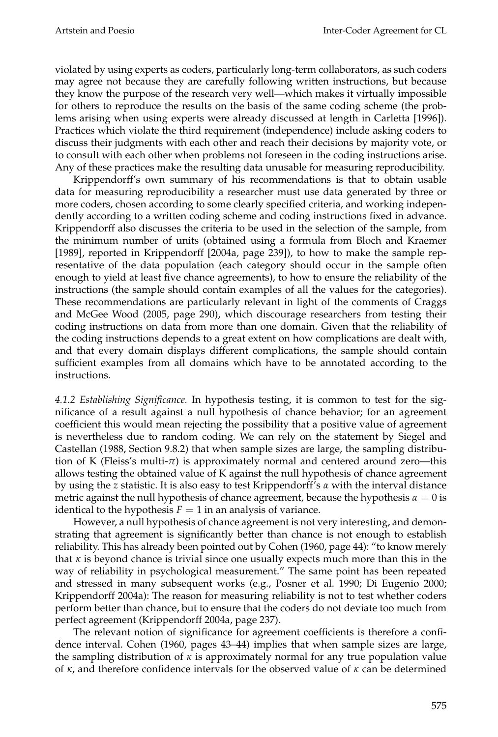violated by using experts as coders, particularly long-term collaborators, as such coders may agree not because they are carefully following written instructions, but because they know the purpose of the research very well—which makes it virtually impossible for others to reproduce the results on the basis of the same coding scheme (the problems arising when using experts were already discussed at length in Carletta [1996]). Practices which violate the third requirement (independence) include asking coders to discuss their judgments with each other and reach their decisions by majority vote, or to consult with each other when problems not foreseen in the coding instructions arise. Any of these practices make the resulting data unusable for measuring reproducibility.

Krippendorff's own summary of his recommendations is that to obtain usable data for measuring reproducibility a researcher must use data generated by three or more coders, chosen according to some clearly specified criteria, and working independently according to a written coding scheme and coding instructions fixed in advance. Krippendorff also discusses the criteria to be used in the selection of the sample, from the minimum number of units (obtained using a formula from Bloch and Kraemer [1989], reported in Krippendorff [2004a, page 239]), to how to make the sample representative of the data population (each category should occur in the sample often enough to yield at least five chance agreements), to how to ensure the reliability of the instructions (the sample should contain examples of all the values for the categories). These recommendations are particularly relevant in light of the comments of Craggs and McGee Wood (2005, page 290), which discourage researchers from testing their coding instructions on data from more than one domain. Given that the reliability of the coding instructions depends to a great extent on how complications are dealt with, and that every domain displays different complications, the sample should contain sufficient examples from all domains which have to be annotated according to the instructions.

*4.1.2 Establishing Significance.* In hypothesis testing, it is common to test for the significance of a result against a null hypothesis of chance behavior; for an agreement coefficient this would mean rejecting the possibility that a positive value of agreement is nevertheless due to random coding. We can rely on the statement by Siegel and Castellan (1988, Section 9.8.2) that when sample sizes are large, the sampling distribution of K (Fleiss's multi-$\pi$) is approximately normal and centered around zero—this allows testing the obtained value of K against the null hypothesis of chance agreement by using the $z$ statistic. It is also easy to test Krippendorff's $\alpha$ with the interval distance metric against the null hypothesis of chance agreement, because the hypothesis $\alpha = 0$ is identical to the hypothesis $F = 1$ in an analysis of variance.

However, a null hypothesis of chance agreement is not very interesting, and demonstrating that agreement is significantly better than chance is not enough to establish reliability. This has already been pointed out by Cohen (1960, page 44): "to know merely that $\kappa$ is beyond chance is trivial since one usually expects much more than this in the way of reliability in psychological measurement." The same point has been repeated and stressed in many subsequent works (e.g., Posner et al. 1990; Di Eugenio 2000; Krippendorff 2004a): The reason for measuring reliability is not to test whether coders perform better than chance, but to ensure that the coders do not deviate too much from perfect agreement (Krippendorff 2004a, page 237).

The relevant notion of significance for agreement coefficients is therefore a confidence interval. Cohen (1960, pages 43–44) implies that when sample sizes are large, the sampling distribution of $\kappa$ is approximately normal for any true population value of $\kappa$, and therefore confidence intervals for the observed value of $\kappa$ can be determined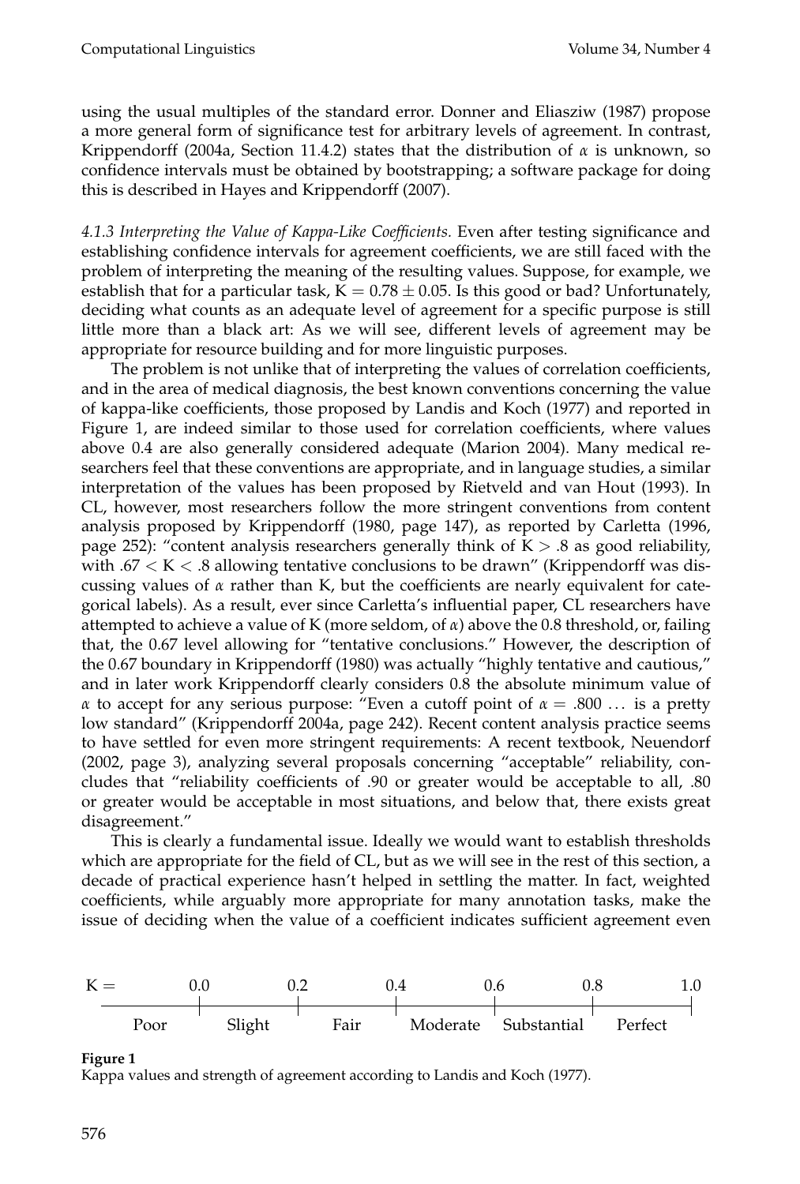using the usual multiples of the standard error. Donner and Eliasziw (1987) propose a more general form of significance test for arbitrary levels of agreement. In contrast, Krippendorff (2004a, Section 11.4.2) states that the distribution of $\alpha$ is unknown, so confidence intervals must be obtained by bootstrapping; a software package for doing this is described in Hayes and Krippendorff (2007).

*4.1.3 Interpreting the Value of Kappa-Like Coefficients.* Even after testing significance and establishing confidence intervals for agreement coefficients, we are still faced with the problem of interpreting the meaning of the resulting values. Suppose, for example, we establish that for a particular task, $K = 0.78 \pm 0.05$. Is this good or bad? Unfortunately, deciding what counts as an adequate level of agreement for a specific purpose is still little more than a black art: As we will see, different levels of agreement may be appropriate for resource building and for more linguistic purposes.

The problem is not unlike that of interpreting the values of correlation coefficients, and in the area of medical diagnosis, the best known conventions concerning the value of kappa-like coefficients, those proposed by Landis and Koch (1977) and reported in Figure 1, are indeed similar to those used for correlation coefficients, where values above 0.4 are also generally considered adequate (Marion 2004). Many medical researchers feel that these conventions are appropriate, and in language studies, a similar interpretation of the values has been proposed by Rietveld and van Hout (1993). In CL, however, most researchers follow the more stringent conventions from content analysis proposed by Krippendorff (1980, page 147), as reported by Carletta (1996, page 252): "content analysis researchers generally think of $K > .8$ as good reliability, with $.67 < K < .8$ allowing tentative conclusions to be drawn" (Krippendorff was discussing values of $\alpha$ rather than K, but the coefficients are nearly equivalent for categorical labels). As a result, ever since Carletta's influential paper, CL researchers have attempted to achieve a value of K (more seldom, of $\alpha$) above the 0.8 threshold, or, failing that, the 0.67 level allowing for "tentative conclusions." However, the description of the 0.67 boundary in Krippendorff (1980) was actually "highly tentative and cautious," and in later work Krippendorff clearly considers 0.8 the absolute minimum value of $\alpha$ to accept for any serious purpose: "Even a cutoff point of $\alpha = .800$ ... is a pretty low standard" (Krippendorff 2004a, page 242). Recent content analysis practice seems to have settled for even more stringent requirements: A recent textbook, Neuendorf (2002, page 3), analyzing several proposals concerning "acceptable" reliability, concludes that "reliability coefficients of .90 or greater would be acceptable to all, .80 or greater would be acceptable in most situations, and below that, there exists great disagreement."

This is clearly a fundamental issue. Ideally we would want to establish thresholds which are appropriate for the field of CL, but as we will see in the rest of this section, a decade of practical experience hasn't helped in settling the matter. In fact, weighted coefficients, while arguably more appropriate for many annotation tasks, make the issue of deciding when the value of a coefficient indicates sufficient agreement even

| K = | 0.0 | 0.2 | 0.4 | 0.6 | 0.8 | 1.0 |
|---|---|---|---|---|---|---|
| Poor | Slight | Fair | Moderate | Substantial | Perfect | |

**Figure 1**
Kappa values and strength of agreement according to Landis and Koch (1977).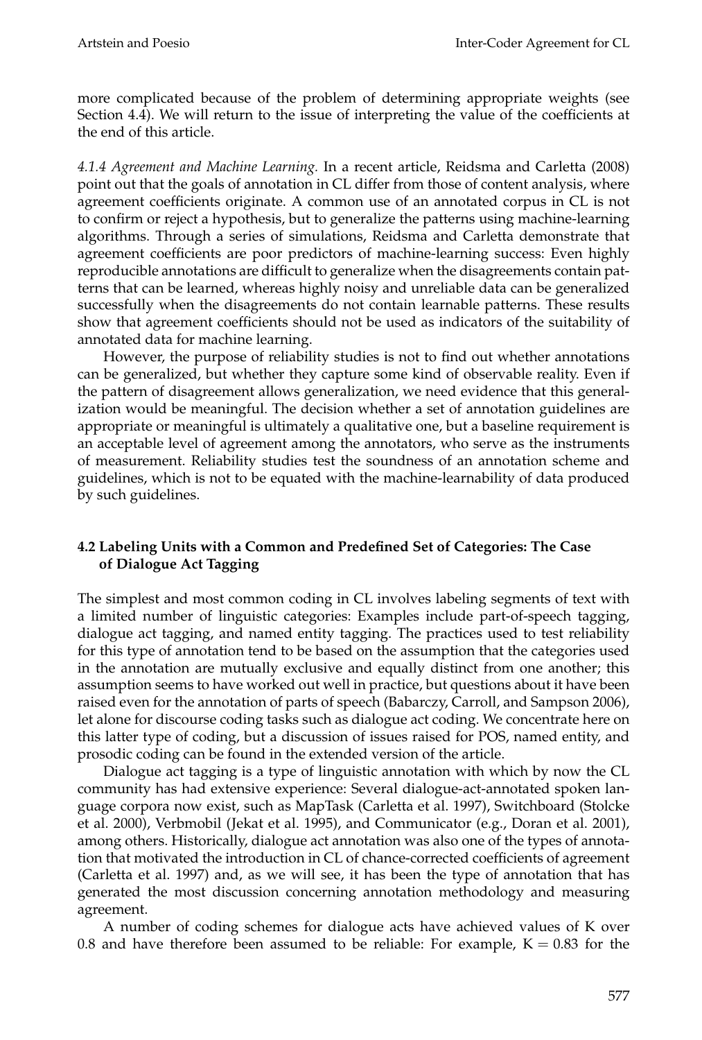more complicated because of the problem of determining appropriate weights (see Section 4.4). We will return to the issue of interpreting the value of the coefficients at the end of this article.

*4.1.4 Agreement and Machine Learning.* In a recent article, Reidsma and Carletta (2008) point out that the goals of annotation in CL differ from those of content analysis, where agreement coefficients originate. A common use of an annotated corpus in CL is not to confirm or reject a hypothesis, but to generalize the patterns using machine-learning algorithms. Through a series of simulations, Reidsma and Carletta demonstrate that agreement coefficients are poor predictors of machine-learning success: Even highly reproducible annotations are difficult to generalize when the disagreements contain patterns that can be learned, whereas highly noisy and unreliable data can be generalized successfully when the disagreements do not contain learnable patterns. These results show that agreement coefficients should not be used as indicators of the suitability of annotated data for machine learning.

However, the purpose of reliability studies is not to find out whether annotations can be generalized, but whether they capture some kind of observable reality. Even if the pattern of disagreement allows generalization, we need evidence that this generalization would be meaningful. The decision whether a set of annotation guidelines are appropriate or meaningful is ultimately a qualitative one, but a baseline requirement is an acceptable level of agreement among the annotators, who serve as the instruments of measurement. Reliability studies test the soundness of an annotation scheme and guidelines, which is not to be equated with the machine-learnability of data produced by such guidelines.

### 4.2 Labeling Units with a Common and Predefined Set of Categories: The Case of Dialogue Act Tagging

The simplest and most common coding in CL involves labeling segments of text with a limited number of linguistic categories: Examples include part-of-speech tagging, dialogue act tagging, and named entity tagging. The practices used to test reliability for this type of annotation tend to be based on the assumption that the categories used in the annotation are mutually exclusive and equally distinct from one another; this assumption seems to have worked out well in practice, but questions about it have been raised even for the annotation of parts of speech (Babarczy, Carroll, and Sampson 2006), let alone for discourse coding tasks such as dialogue act coding. We concentrate here on this latter type of coding, but a discussion of issues raised for POS, named entity, and prosodic coding can be found in the extended version of the article.

Dialogue act tagging is a type of linguistic annotation with which by now the CL community has had extensive experience: Several dialogue-act-annotated spoken language corpora now exist, such as MapTask (Carletta et al. 1997), Switchboard (Stolcke et al. 2000), Verbmobil (Jekat et al. 1995), and Communicator (e.g., Doran et al. 2001), among others. Historically, dialogue act annotation was also one of the types of annotation that motivated the introduction in CL of chance-corrected coefficients of agreement (Carletta et al. 1997) and, as we will see, it has been the type of annotation that has generated the most discussion concerning annotation methodology and measuring agreement.

A number of coding schemes for dialogue acts have achieved values of K over 0.8 and have therefore been assumed to be reliable: For example, $\mathrm{K} = 0.83$ for the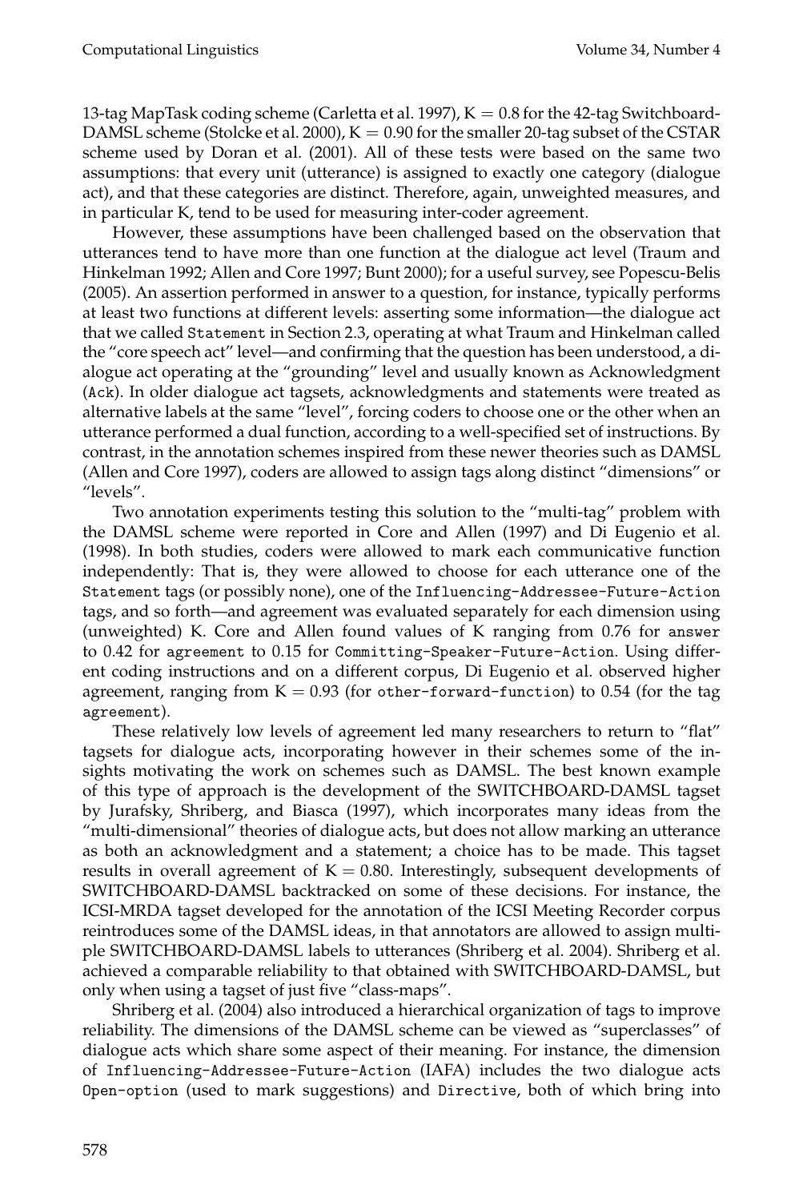13-tag MapTask coding scheme (Carletta et al. 1997), K = 0.8 for the 42-tag Switchboard-DAMSL scheme (Stolcke et al. 2000), K = 0.90 for the smaller 20-tag subset of the CSTAR scheme used by Doran et al. (2001). All of these tests were based on the same two assumptions: that every unit (utterance) is assigned to exactly one category (dialogue act), and that these categories are distinct. Therefore, again, unweighted measures, and in particular K, tend to be used for measuring inter-coder agreement.

However, these assumptions have been challenged based on the observation that utterances tend to have more than one function at the dialogue act level (Traum and Hinkelman 1992; Allen and Core 1997; Bunt 2000); for a useful survey, see Popescu-Belis (2005). An assertion performed in answer to a question, for instance, typically performs at least two functions at different levels: asserting some information—the dialogue act that we called `Statement` in Section 2.3, operating at what Traum and Hinkelman called the "core speech act" level—and confirming that the question has been understood, a dialogue act operating at the "grounding" level and usually known as Acknowledgment (`Ack`). In older dialogue act tagsets, acknowledgments and statements were treated as alternative labels at the same "level", forcing coders to choose one or the other when an utterance performed a dual function, according to a well-specified set of instructions. By contrast, in the annotation schemes inspired from these newer theories such as DAMSL (Allen and Core 1997), coders are allowed to assign tags along distinct "dimensions" or "levels".

Two annotation experiments testing this solution to the "multi-tag" problem with the DAMSL scheme were reported in Core and Allen (1997) and Di Eugenio et al. (1998). In both studies, coders were allowed to mark each communicative function independently: That is, they were allowed to choose for each utterance one of the `Statement` tags (or possibly none), one of the `Influencing-Addressee-Future-Action` tags, and so forth—and agreement was evaluated separately for each dimension using (unweighted) K. Core and Allen found values of K ranging from 0.76 for `answer` to 0.42 for `agreement` to 0.15 for `Committing-Speaker-Future-Action`. Using different coding instructions and on a different corpus, Di Eugenio et al. observed higher agreement, ranging from K = 0.93 (for `other-forward-function`) to 0.54 (for the tag `agreement`).

These relatively low levels of agreement led many researchers to return to "flat" tagsets for dialogue acts, incorporating however in their schemes some of the insights motivating the work on schemes such as DAMSL. The best known example of this type of approach is the development of the SWITCHBOARD-DAMSL tagset by Jurafsky, Shriberg, and Biasca (1997), which incorporates many ideas from the "multi-dimensional" theories of dialogue acts, but does not allow marking an utterance as both an acknowledgment and a statement; a choice has to be made. This tagset results in overall agreement of K = 0.80. Interestingly, subsequent developments of SWITCHBOARD-DAMSL backtracked on some of these decisions. For instance, the ICSI-MRDA tagset developed for the annotation of the ICSI Meeting Recorder corpus reintroduces some of the DAMSL ideas, in that annotators are allowed to assign multiple SWITCHBOARD-DAMSL labels to utterances (Shriberg et al. 2004). Shriberg et al. achieved a comparable reliability to that obtained with SWITCHBOARD-DAMSL, but only when using a tagset of just five "class-maps".

Shriberg et al. (2004) also introduced a hierarchical organization of tags to improve reliability. The dimensions of the DAMSL scheme can be viewed as "superclasses" of dialogue acts which share some aspect of their meaning. For instance, the dimension of `Influencing-Addressee-Future-Action` (IAFA) includes the two dialogue acts `Open-option` (used to mark suggestions) and `Directive`, both of which bring into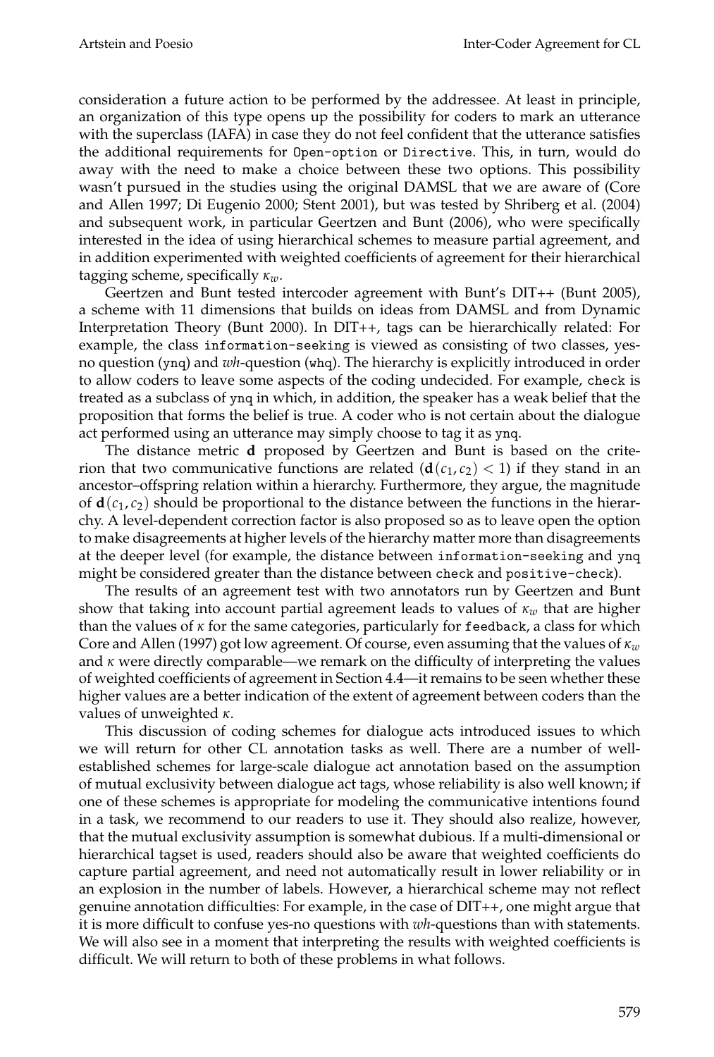consideration a future action to be performed by the addressee. At least in principle, an organization of this type opens up the possibility for coders to mark an utterance with the superclass (IAFA) in case they do not feel confident that the utterance satisfies the additional requirements for `Open-option` or `Directive`. This, in turn, would do away with the need to make a choice between these two options. This possibility wasn't pursued in the studies using the original DAMSL that we are aware of (Core and Allen 1997; Di Eugenio 2000; Stent 2001), but was tested by Shriberg et al. (2004) and subsequent work, in particular Geertzen and Bunt (2006), who were specifically interested in the idea of using hierarchical schemes to measure partial agreement, and in addition experimented with weighted coefficients of agreement for their hierarchical tagging scheme, specifically $\kappa_w$.

Geertzen and Bunt tested intercoder agreement with Bunt's DIT++ (Bunt 2005), a scheme with 11 dimensions that builds on ideas from DAMSL and from Dynamic Interpretation Theory (Bunt 2000). In DIT++, tags can be hierarchically related: For example, the class `information-seeking` is viewed as consisting of two classes, yes-no question (`ynq`) and *wh*-question (`whq`). The hierarchy is explicitly introduced in order to allow coders to leave some aspects of the coding undecided. For example, `check` is treated as a subclass of `ynq` in which, in addition, the speaker has a weak belief that the proposition that forms the belief is true. A coder who is not certain about the dialogue act performed using an utterance may simply choose to tag it as `ynq`.

The distance metric $\mathbf{d}$ proposed by Geertzen and Bunt is based on the criterion that two communicative functions are related ($\mathbf{d}(c_1, c_2) < 1$) if they stand in an ancestor–offspring relation within a hierarchy. Furthermore, they argue, the magnitude of $\mathbf{d}(c_1, c_2)$ should be proportional to the distance between the functions in the hierarchy. A level-dependent correction factor is also proposed so as to leave open the option to make disagreements at higher levels of the hierarchy matter more than disagreements at the deeper level (for example, the distance between `information-seeking` and `ynq` might be considered greater than the distance between `check` and `positive-check`).

The results of an agreement test with two annotators run by Geertzen and Bunt show that taking into account partial agreement leads to values of $\kappa_w$ that are higher than the values of $\kappa$ for the same categories, particularly for `feedback`, a class for which Core and Allen (1997) got low agreement. Of course, even assuming that the values of $\kappa_w$ and $\kappa$ were directly comparable—we remark on the difficulty of interpreting the values of weighted coefficients of agreement in Section 4.4—it remains to be seen whether these higher values are a better indication of the extent of agreement between coders than the values of unweighted $\kappa$.

This discussion of coding schemes for dialogue acts introduced issues to which we will return for other CL annotation tasks as well. There are a number of well-established schemes for large-scale dialogue act annotation based on the assumption of mutual exclusivity between dialogue act tags, whose reliability is also well known; if one of these schemes is appropriate for modeling the communicative intentions found in a task, we recommend to our readers to use it. They should also realize, however, that the mutual exclusivity assumption is somewhat dubious. If a multi-dimensional or hierarchical tagset is used, readers should also be aware that weighted coefficients do capture partial agreement, and need not automatically result in lower reliability or in an explosion in the number of labels. However, a hierarchical scheme may not reflect genuine annotation difficulties: For example, in the case of DIT++, one might argue that it is more difficult to confuse yes-no questions with *wh*-questions than with statements. We will also see in a moment that interpreting the results with weighted coefficients is difficult. We will return to both of these problems in what follows.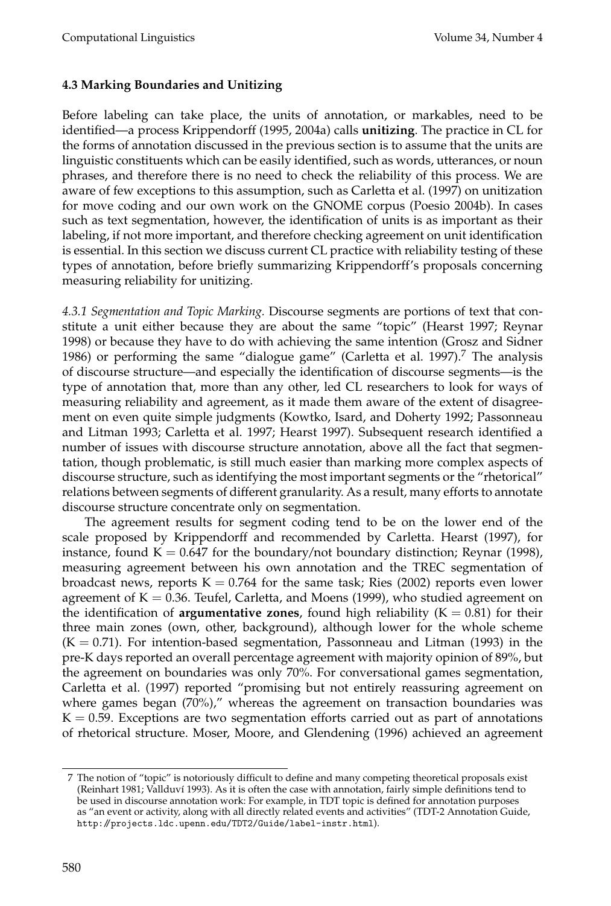### 4.3 Marking Boundaries and Unitizing

Before labeling can take place, the units of annotation, or markables, need to be identified—a process Krippendorff (1995, 2004a) calls **unitizing**. The practice in CL for the forms of annotation discussed in the previous section is to assume that the units are linguistic constituents which can be easily identified, such as words, utterances, or noun phrases, and therefore there is no need to check the reliability of this process. We are aware of few exceptions to this assumption, such as Carletta et al. (1997) on unitization for move coding and our own work on the GNOME corpus (Poesio 2004b). In cases such as text segmentation, however, the identification of units is as important as their labeling, if not more important, and therefore checking agreement on unit identification is essential. In this section we discuss current CL practice with reliability testing of these types of annotation, before briefly summarizing Krippendorff's proposals concerning measuring reliability for unitizing.

*4.3.1 Segmentation and Topic Marking.* Discourse segments are portions of text that constitute a unit either because they are about the same "topic" (Hearst 1997; Reynar 1998) or because they have to do with achieving the same intention (Grosz and Sidner 1986) or performing the same "dialogue game" (Carletta et al. 1997).[7] The analysis of discourse structure—and especially the identification of discourse segments—is the type of annotation that, more than any other, led CL researchers to look for ways of measuring reliability and agreement, as it made them aware of the extent of disagreement on even quite simple judgments (Kowtko, Isard, and Doherty 1992; Passonneau and Litman 1993; Carletta et al. 1997; Hearst 1997). Subsequent research identified a number of issues with discourse structure annotation, above all the fact that segmentation, though problematic, is still much easier than marking more complex aspects of discourse structure, such as identifying the most important segments or the "rhetorical" relations between segments of different granularity. As a result, many efforts to annotate discourse structure concentrate only on segmentation.

The agreement results for segment coding tend to be on the lower end of the scale proposed by Krippendorff and recommended by Carletta. Hearst (1997), for instance, found $K = 0.647$ for the boundary/not boundary distinction; Reynar (1998), measuring agreement between his own annotation and the TREC segmentation of broadcast news, reports $K = 0.764$ for the same task; Ries (2002) reports even lower agreement of $K = 0.36$. Teufel, Carletta, and Moens (1999), who studied agreement on the identification of **argumentative zones**, found high reliability ($K = 0.81$) for their three main zones (own, other, background), although lower for the whole scheme ($K = 0.71$). For intention-based segmentation, Passonneau and Litman (1993) in the pre-K days reported an overall percentage agreement with majority opinion of 89%, but the agreement on boundaries was only 70%. For conversational games segmentation, Carletta et al. (1997) reported "promising but not entirely reassuring agreement on where games began (70%)," whereas the agreement on transaction boundaries was $K = 0.59$. Exceptions are two segmentation efforts carried out as part of annotations of rhetorical structure. Moser, Moore, and Glendening (1996) achieved an agreement

7 The notion of "topic" is notoriously difficult to define and many competing theoretical proposals exist (Reinhart 1981; Vallduví 1993). As it is often the case with annotation, fairly simple definitions tend to be used in discourse annotation work: For example, in TDT topic is defined for annotation purposes as "an event or activity, along with all directly related events and activities" (TDT-2 Annotation Guide, http://projects.ldc.upenn.edu/TDT2/Guide/label-instr.html).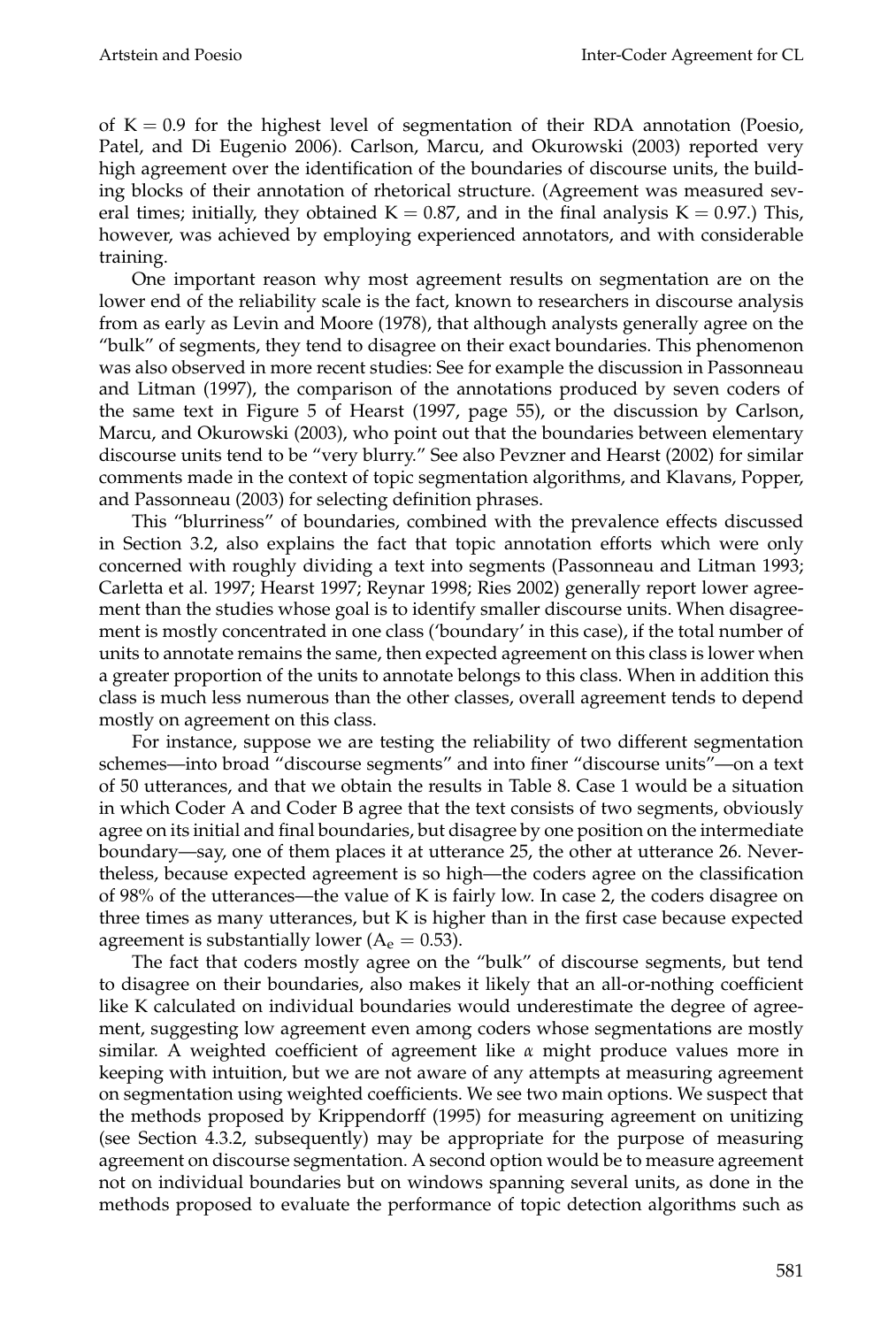of $K = 0.9$ for the highest level of segmentation of their RDA annotation (Poesio, Patel, and Di Eugenio 2006). Carlson, Marcu, and Okurowski (2003) reported very high agreement over the identification of the boundaries of discourse units, the building blocks of their annotation of rhetorical structure. (Agreement was measured several times; initially, they obtained $K = 0.87$, and in the final analysis $K = 0.97$.) This, however, was achieved by employing experienced annotators, and with considerable training.

One important reason why most agreement results on segmentation are on the lower end of the reliability scale is the fact, known to researchers in discourse analysis from as early as Levin and Moore (1978), that although analysts generally agree on the "bulk" of segments, they tend to disagree on their exact boundaries. This phenomenon was also observed in more recent studies: See for example the discussion in Passonneau and Litman (1997), the comparison of the annotations produced by seven coders of the same text in Figure 5 of Hearst (1997, page 55), or the discussion by Carlson, Marcu, and Okurowski (2003), who point out that the boundaries between elementary discourse units tend to be "very blurry." See also Pevzner and Hearst (2002) for similar comments made in the context of topic segmentation algorithms, and Klavans, Popper, and Passonneau (2003) for selecting definition phrases.

This "blurriness" of boundaries, combined with the prevalence effects discussed in Section 3.2, also explains the fact that topic annotation efforts which were only concerned with roughly dividing a text into segments (Passonneau and Litman 1993; Carletta et al. 1997; Hearst 1997; Reynar 1998; Ries 2002) generally report lower agreement than the studies whose goal is to identify smaller discourse units. When disagreement is mostly concentrated in one class ('boundary' in this case), if the total number of units to annotate remains the same, then expected agreement on this class is lower when a greater proportion of the units to annotate belongs to this class. When in addition this class is much less numerous than the other classes, overall agreement tends to depend mostly on agreement on this class.

For instance, suppose we are testing the reliability of two different segmentation schemes—into broad "discourse segments" and into finer "discourse units"—on a text of 50 utterances, and that we obtain the results in Table 8. Case 1 would be a situation in which Coder A and Coder B agree that the text consists of two segments, obviously agree on its initial and final boundaries, but disagree by one position on the intermediate boundary—say, one of them places it at utterance 25, the other at utterance 26. Nevertheless, because expected agreement is so high—the coders agree on the classification of 98% of the utterances—the value of K is fairly low. In case 2, the coders disagree on three times as many utterances, but K is higher than in the first case because expected agreement is substantially lower ($A_e = 0.53$).

The fact that coders mostly agree on the "bulk" of discourse segments, but tend to disagree on their boundaries, also makes it likely that an all-or-nothing coefficient like K calculated on individual boundaries would underestimate the degree of agreement, suggesting low agreement even among coders whose segmentations are mostly similar. A weighted coefficient of agreement like $\alpha$ might produce values more in keeping with intuition, but we are not aware of any attempts at measuring agreement on segmentation using weighted coefficients. We see two main options. We suspect that the methods proposed by Krippendorff (1995) for measuring agreement on unitizing (see Section 4.3.2, subsequently) may be appropriate for the purpose of measuring agreement on discourse segmentation. A second option would be to measure agreement not on individual boundaries but on windows spanning several units, as done in the methods proposed to evaluate the performance of topic detection algorithms such as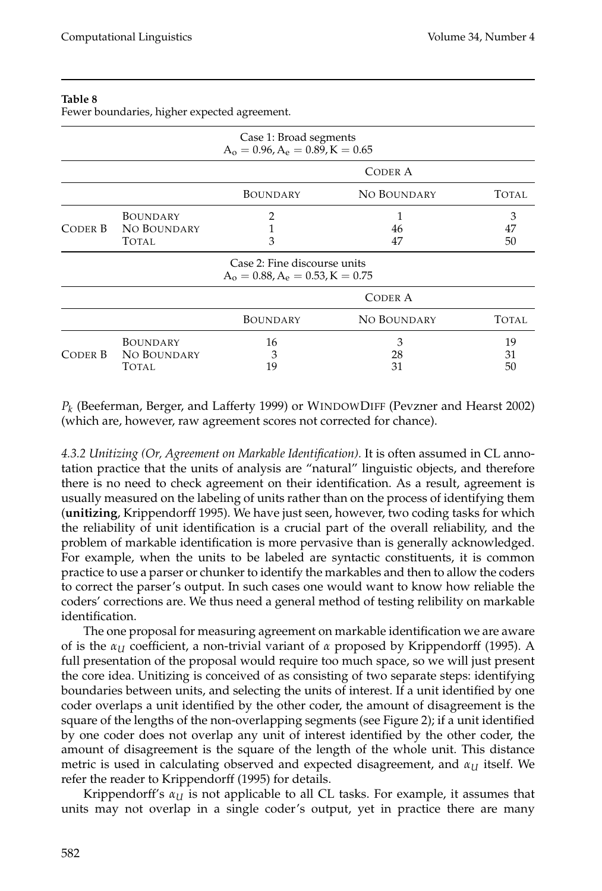**Table 8**
Fewer boundaries, higher expected agreement.

| Case 1: Broad segments | | | | |
|---|---|---|---|---|
| $A_o = 0.96, A_e = 0.89, K = 0.65$ | | | | |
| | | Coder A | | |
| | | Boundary | No Boundary | Total |
| Coder B | Boundary | 2 | 1 | 3 |
| | No Boundary | 1 | 46 | 47 |
| | Total | 3 | 47 | 50 |

| Case 2: Fine discourse units | | | | |
|---|---|---|---|---|
| $A_o = 0.88, A_e = 0.53, K = 0.75$ | | | | |
| | | Coder A | | |
| | | Boundary | No Boundary | Total |
| Coder B | Boundary | 16 | 3 | 19 |
| | No Boundary | 3 | 28 | 31 |
| | Total | 19 | 31 | 50 |

$P_k$ (Beeferman, Berger, and Lafferty 1999) or WindowDiff (Pevzner and Hearst 2002) (which are, however, raw agreement scores not corrected for chance).

*4.3.2 Unitizing (Or, Agreement on Markable Identification).* It is often assumed in CL annotation practice that the units of analysis are "natural" linguistic objects, and therefore there is no need to check agreement on their identification. As a result, agreement is usually measured on the labeling of units rather than on the process of identifying them (**unitizing**, Krippendorff 1995). We have just seen, however, two coding tasks for which the reliability of unit identification is a crucial part of the overall reliability, and the problem of markable identification is more pervasive than is generally acknowledged. For example, when the units to be labeled are syntactic constituents, it is common practice to use a parser or chunker to identify the markables and then to allow the coders to correct the parser's output. In such cases one would want to know how reliable the coders' corrections are. We thus need a general method of testing relibility on markable identification.

The one proposal for measuring agreement on markable identification we are aware of is the $\alpha_U$ coefficient, a non-trivial variant of $\alpha$ proposed by Krippendorff (1995). A full presentation of the proposal would require too much space, so we will just present the core idea. Unitizing is conceived of as consisting of two separate steps: identifying boundaries between units, and selecting the units of interest. If a unit identified by one coder overlaps a unit identified by the other coder, the amount of disagreement is the square of the lengths of the non-overlapping segments (see Figure 2); if a unit identified by one coder does not overlap any unit of interest identified by the other coder, the amount of disagreement is the square of the length of the whole unit. This distance metric is used in calculating observed and expected disagreement, and $\alpha_U$ itself. We refer the reader to Krippendorff (1995) for details.

Krippendorff's $\alpha_U$ is not applicable to all CL tasks. For example, it assumes that units may not overlap in a single coder's output, yet in practice there are many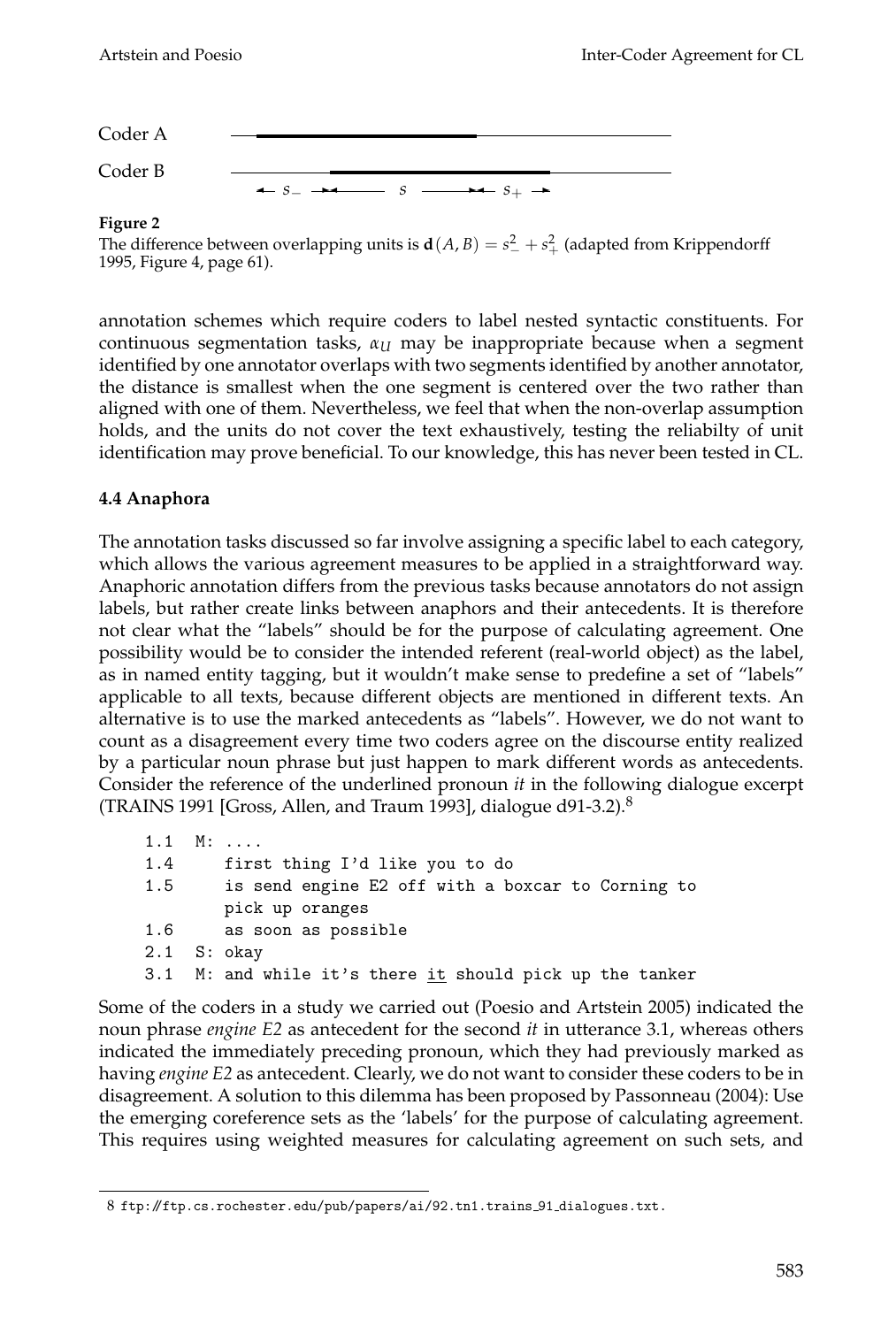Coder A

Coder B

$s_-$ $s$ $s_+$

**Figure 2**

The difference between overlapping units is $\mathbf{d}(A, B) = s_-^2 + s_+^2$ (adapted from Krippendorff 1995, Figure 4, page 61).

annotation schemes which require coders to label nested syntactic constituents. For continuous segmentation tasks, $\alpha_U$ may be inappropriate because when a segment identified by one annotator overlaps with two segments identified by another annotator, the distance is smallest when the one segment is centered over the two rather than aligned with one of them. Nevertheless, we feel that when the non-overlap assumption holds, and the units do not cover the text exhaustively, testing the reliabilty of unit identification may prove beneficial. To our knowledge, this has never been tested in CL.

### 4.4 Anaphora

The annotation tasks discussed so far involve assigning a specific label to each category, which allows the various agreement measures to be applied in a straightforward way. Anaphoric annotation differs from the previous tasks because annotators do not assign labels, but rather create links between anaphors and their antecedents. It is therefore not clear what the "labels" should be for the purpose of calculating agreement. One possibility would be to consider the intended referent (real-world object) as the label, as in named entity tagging, but it wouldn't make sense to predefine a set of "labels" applicable to all texts, because different objects are mentioned in different texts. An alternative is to use the marked antecedents as "labels". However, we do not want to count as a disagreement every time two coders agree on the discourse entity realized by a particular noun phrase but just happen to mark different words as antecedents. Consider the reference of the underlined pronoun *it* in the following dialogue excerpt (TRAINS 1991 [Gross, Allen, and Traum 1993], dialogue d91-3.2).[8]

```
1.1  M: ....
1.4     first thing I'd like you to do
1.5     is send engine E2 off with a boxcar to Corning to
        pick up oranges
1.6     as soon as possible
2.1  S: okay
3.1  M: and while it's there it should pick up the tanker
```

Some of the coders in a study we carried out (Poesio and Artstein 2005) indicated the noun phrase *engine E2* as antecedent for the second *it* in utterance 3.1, whereas others indicated the immediately preceding pronoun, which they had previously marked as having *engine E2* as antecedent. Clearly, we do not want to consider these coders to be in disagreement. A solution to this dilemma has been proposed by Passonneau (2004): Use the emerging coreference sets as the 'labels' for the purpose of calculating agreement. This requires using weighted measures for calculating agreement on such sets, and

8 ftp://ftp.cs.rochester.edu/pub/papers/ai/92.tn1.trains_91_dialogues.txt.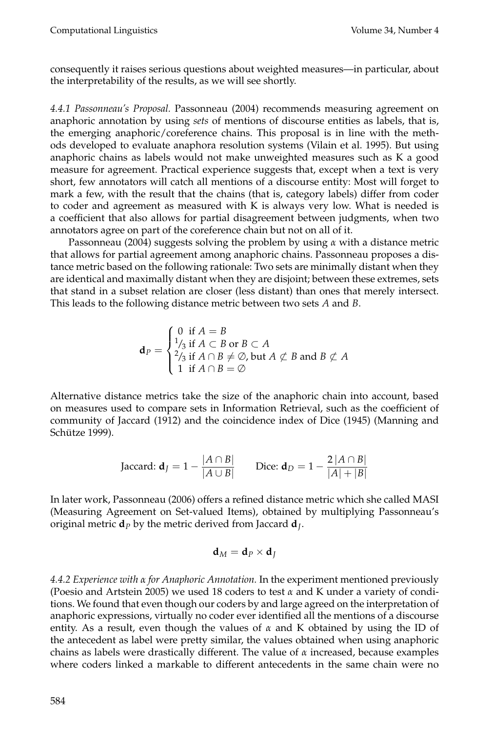consequently it raises serious questions about weighted measures—in particular, about the interpretability of the results, as we will see shortly.

*4.4.1 Passonneau's Proposal.* Passonneau (2004) recommends measuring agreement on anaphoric annotation by using *sets* of mentions of discourse entities as labels, that is, the emerging anaphoric/coreference chains. This proposal is in line with the methods developed to evaluate anaphora resolution systems (Vilain et al. 1995). But using anaphoric chains as labels would not make unweighted measures such as K a good measure for agreement. Practical experience suggests that, except when a text is very short, few annotators will catch all mentions of a discourse entity: Most will forget to mark a few, with the result that the chains (that is, category labels) differ from coder to coder and agreement as measured with K is always very low. What is needed is a coefficient that also allows for partial disagreement between judgments, when two annotators agree on part of the coreference chain but not on all of it.

Passonneau (2004) suggests solving the problem by using $\alpha$ with a distance metric that allows for partial agreement among anaphoric chains. Passonneau proposes a distance metric based on the following rationale: Two sets are minimally distant when they are identical and maximally distant when they are disjoint; between these extremes, sets that stand in a subset relation are closer (less distant) than ones that merely intersect. This leads to the following distance metric between two sets $A$ and $B$.

$$\mathbf{d}_P = \begin{cases} 0 & \text{if } A = B \\ 1/3 & \text{if } A \subset B \text{ or } B \subset A \\ 2/3 & \text{if } A \cap B \neq \emptyset \text{, but } A \not\subset B \text{ and } B \not\subset A \\ 1 & \text{if } A \cap B = \emptyset \end{cases}$$

Alternative distance metrics take the size of the anaphoric chain into account, based on measures used to compare sets in Information Retrieval, such as the coefficient of community of Jaccard (1912) and the coincidence index of Dice (1945) (Manning and Schütze 1999).

$$\text{Jaccard: } \mathbf{d}_J = 1 - \frac{|A \cap B|}{|A \cup B|} \qquad \text{Dice: } \mathbf{d}_D = 1 - \frac{2\,|A \cap B|}{|A| + |B|}$$

In later work, Passonneau (2006) offers a refined distance metric which she called MASI (Measuring Agreement on Set-valued Items), obtained by multiplying Passonneau's original metric $\mathbf{d}_P$ by the metric derived from Jaccard $\mathbf{d}_J$.

$$\mathbf{d}_M = \mathbf{d}_P \times \mathbf{d}_J$$

*4.4.2 Experience with $\alpha$ for Anaphoric Annotation.* In the experiment mentioned previously (Poesio and Artstein 2005) we used 18 coders to test $\alpha$ and K under a variety of conditions. We found that even though our coders by and large agreed on the interpretation of anaphoric expressions, virtually no coder ever identified all the mentions of a discourse entity. As a result, even though the values of $\alpha$ and K obtained by using the ID of the antecedent as label were pretty similar, the values obtained when using anaphoric chains as labels were drastically different. The value of $\alpha$ increased, because examples where coders linked a markable to different antecedents in the same chain were no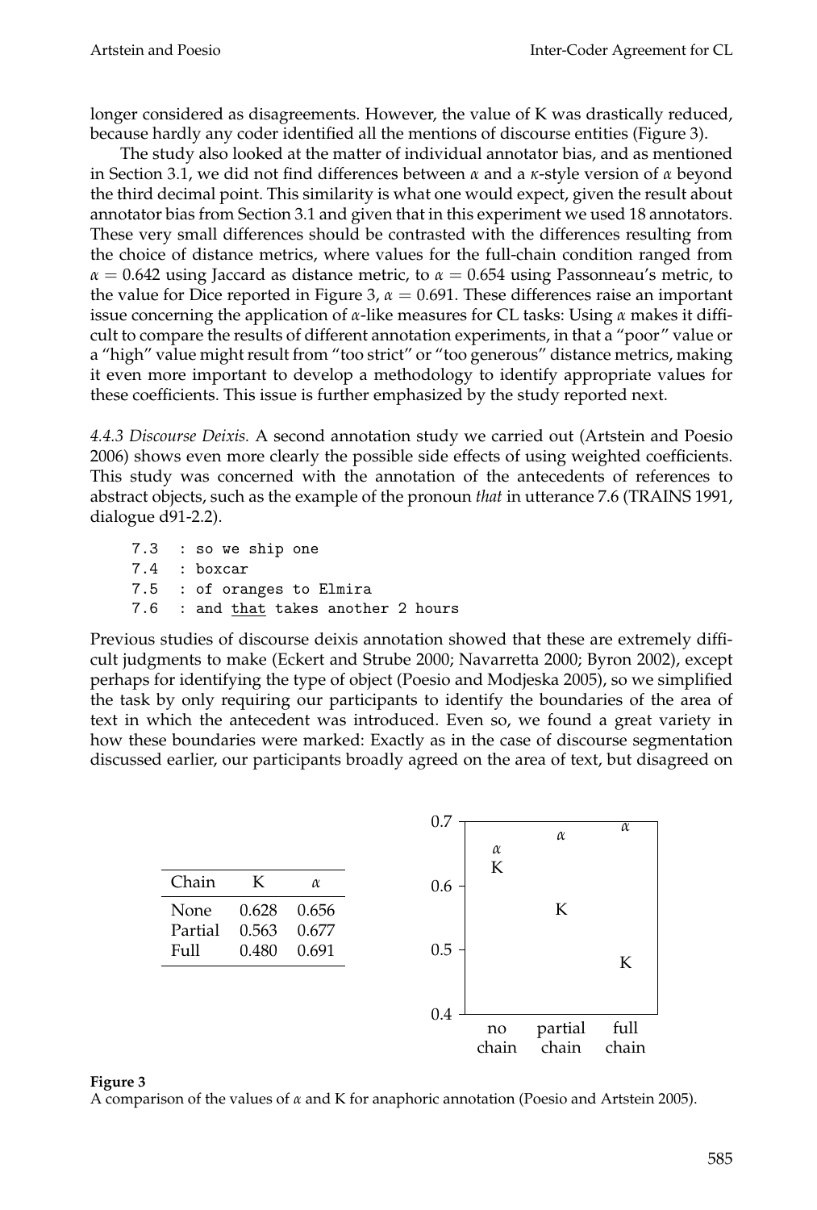longer considered as disagreements. However, the value of K was drastically reduced, because hardly any coder identified all the mentions of discourse entities (Figure 3).

The study also looked at the matter of individual annotator bias, and as mentioned in Section 3.1, we did not find differences between $\alpha$ and a $\kappa$-style version of $\alpha$ beyond the third decimal point. This similarity is what one would expect, given the result about annotator bias from Section 3.1 and given that in this experiment we used 18 annotators. These very small differences should be contrasted with the differences resulting from the choice of distance metrics, where values for the full-chain condition ranged from $\alpha = 0.642$ using Jaccard as distance metric, to $\alpha = 0.654$ using Passonneau's metric, to the value for Dice reported in Figure 3, $\alpha = 0.691$. These differences raise an important issue concerning the application of $\alpha$-like measures for CL tasks: Using $\alpha$ makes it difficult to compare the results of different annotation experiments, in that a "poor" value or a "high" value might result from "too strict" or "too generous" distance metrics, making it even more important to develop a methodology to identify appropriate values for these coefficients. This issue is further emphasized by the study reported next.

*4.4.3 Discourse Deixis.* A second annotation study we carried out (Artstein and Poesio 2006) shows even more clearly the possible side effects of using weighted coefficients. This study was concerned with the annotation of the antecedents of references to abstract objects, such as the example of the pronoun *that* in utterance 7.6 (TRAINS 1991, dialogue d91-2.2).

```
7.3  : so we ship one
7.4  : boxcar
7.5  : of oranges to Elmira
7.6  : and that takes another 2 hours
```

Previous studies of discourse deixis annotation showed that these are extremely difficult judgments to make (Eckert and Strube 2000; Navarretta 2000; Byron 2002), except perhaps for identifying the type of object (Poesio and Modjeska 2005), so we simplified the task by only requiring our participants to identify the boundaries of the area of text in which the antecedent was introduced. Even so, we found a great variety in how these boundaries were marked: Exactly as in the case of discourse segmentation discussed earlier, our participants broadly agreed on the area of text, but disagreed on

| Chain | K | $\alpha$ |
|---|---|---|
| None | 0.628 | 0.656 |
| Partial | 0.563 | 0.677 |
| Full | 0.480 | 0.691 |

**Figure 3**
A comparison of the values of $\alpha$ and K for anaphoric annotation (Poesio and Artstein 2005).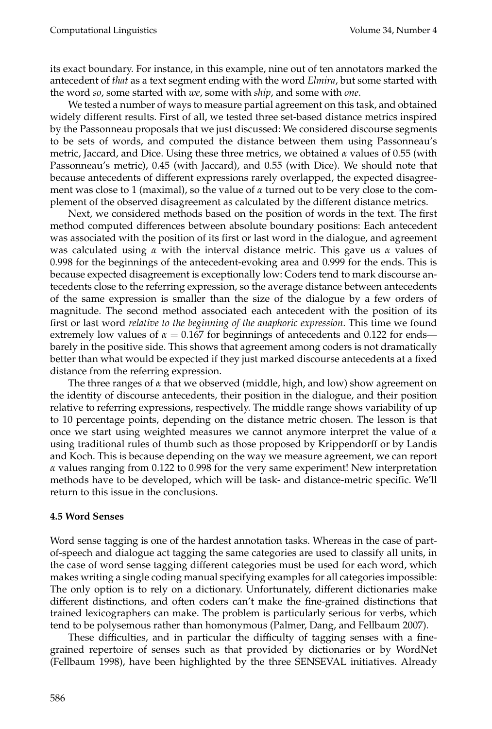its exact boundary. For instance, in this example, nine out of ten annotators marked the antecedent of *that* as a text segment ending with the word *Elmira*, but some started with the word *so*, some started with *we*, some with *ship*, and some with *one*.

We tested a number of ways to measure partial agreement on this task, and obtained widely different results. First of all, we tested three set-based distance metrics inspired by the Passonneau proposals that we just discussed: We considered discourse segments to be sets of words, and computed the distance between them using Passonneau's metric, Jaccard, and Dice. Using these three metrics, we obtained $\alpha$ values of 0.55 (with Passonneau's metric), 0.45 (with Jaccard), and 0.55 (with Dice). We should note that because antecedents of different expressions rarely overlapped, the expected disagreement was close to 1 (maximal), so the value of $\alpha$ turned out to be very close to the complement of the observed disagreement as calculated by the different distance metrics.

Next, we considered methods based on the position of words in the text. The first method computed differences between absolute boundary positions: Each antecedent was associated with the position of its first or last word in the dialogue, and agreement was calculated using $\alpha$ with the interval distance metric. This gave us $\alpha$ values of 0.998 for the beginnings of the antecedent-evoking area and 0.999 for the ends. This is because expected disagreement is exceptionally low: Coders tend to mark discourse antecedents close to the referring expression, so the average distance between antecedents of the same expression is smaller than the size of the dialogue by a few orders of magnitude. The second method associated each antecedent with the position of its first or last word *relative to the beginning of the anaphoric expression*. This time we found extremely low values of $\alpha = 0.167$ for beginnings of antecedents and 0.122 for ends—barely in the positive side. This shows that agreement among coders is not dramatically better than what would be expected if they just marked discourse antecedents at a fixed distance from the referring expression.

The three ranges of $\alpha$ that we observed (middle, high, and low) show agreement on the identity of discourse antecedents, their position in the dialogue, and their position relative to referring expressions, respectively. The middle range shows variability of up to 10 percentage points, depending on the distance metric chosen. The lesson is that once we start using weighted measures we cannot anymore interpret the value of $\alpha$ using traditional rules of thumb such as those proposed by Krippendorff or by Landis and Koch. This is because depending on the way we measure agreement, we can report $\alpha$ values ranging from 0.122 to 0.998 for the very same experiment! New interpretation methods have to be developed, which will be task- and distance-metric specific. We'll return to this issue in the conclusions.

### 4.5 Word Senses

Word sense tagging is one of the hardest annotation tasks. Whereas in the case of part-of-speech and dialogue act tagging the same categories are used to classify all units, in the case of word sense tagging different categories must be used for each word, which makes writing a single coding manual specifying examples for all categories impossible: The only option is to rely on a dictionary. Unfortunately, different dictionaries make different distinctions, and often coders can't make the fine-grained distinctions that trained lexicographers can make. The problem is particularly serious for verbs, which tend to be polysemous rather than homonymous (Palmer, Dang, and Fellbaum 2007).

These difficulties, and in particular the difficulty of tagging senses with a fine-grained repertoire of senses such as that provided by dictionaries or by WordNet (Fellbaum 1998), have been highlighted by the three SENSEVAL initiatives. Already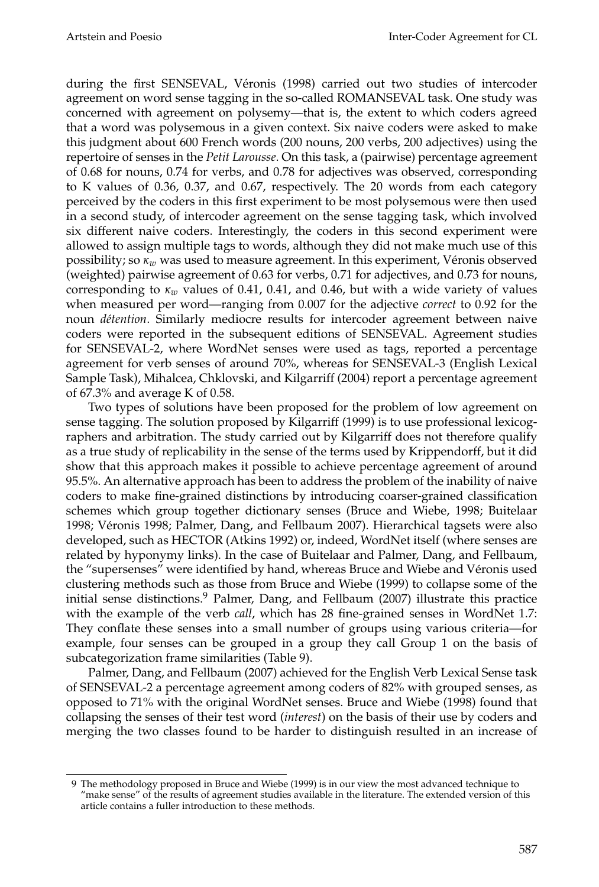during the first SENSEVAL, Véronis (1998) carried out two studies of intercoder agreement on word sense tagging in the so-called ROMANSEVAL task. One study was concerned with agreement on polysemy—that is, the extent to which coders agreed that a word was polysemous in a given context. Six naive coders were asked to make this judgment about 600 French words (200 nouns, 200 verbs, 200 adjectives) using the repertoire of senses in the *Petit Larousse*. On this task, a (pairwise) percentage agreement of 0.68 for nouns, 0.74 for verbs, and 0.78 for adjectives was observed, corresponding to K values of 0.36, 0.37, and 0.67, respectively. The 20 words from each category perceived by the coders in this first experiment to be most polysemous were then used in a second study, of intercoder agreement on the sense tagging task, which involved six different naive coders. Interestingly, the coders in this second experiment were allowed to assign multiple tags to words, although they did not make much use of this possibility; so $\kappa_w$ was used to measure agreement. In this experiment, Véronis observed (weighted) pairwise agreement of 0.63 for verbs, 0.71 for adjectives, and 0.73 for nouns, corresponding to $\kappa_w$ values of 0.41, 0.41, and 0.46, but with a wide variety of values when measured per word—ranging from 0.007 for the adjective *correct* to 0.92 for the noun *détention*. Similarly mediocre results for intercoder agreement between naive coders were reported in the subsequent editions of SENSEVAL. Agreement studies for SENSEVAL-2, where WordNet senses were used as tags, reported a percentage agreement for verb senses of around 70%, whereas for SENSEVAL-3 (English Lexical Sample Task), Mihalcea, Chklovski, and Kilgarriff (2004) report a percentage agreement of 67.3% and average K of 0.58.

Two types of solutions have been proposed for the problem of low agreement on sense tagging. The solution proposed by Kilgarriff (1999) is to use professional lexicographers and arbitration. The study carried out by Kilgarriff does not therefore qualify as a true study of replicability in the sense of the terms used by Krippendorff, but it did show that this approach makes it possible to achieve percentage agreement of around 95.5%. An alternative approach has been to address the problem of the inability of naive coders to make fine-grained distinctions by introducing coarser-grained classification schemes which group together dictionary senses (Bruce and Wiebe, 1998; Buitelaar 1998; Véronis 1998; Palmer, Dang, and Fellbaum 2007). Hierarchical tagsets were also developed, such as HECTOR (Atkins 1992) or, indeed, WordNet itself (where senses are related by hyponymy links). In the case of Buitelaar and Palmer, Dang, and Fellbaum, the "supersenses" were identified by hand, whereas Bruce and Wiebe and Véronis used clustering methods such as those from Bruce and Wiebe (1999) to collapse some of the initial sense distinctions.[9] Palmer, Dang, and Fellbaum (2007) illustrate this practice with the example of the verb *call*, which has 28 fine-grained senses in WordNet 1.7: They conflate these senses into a small number of groups using various criteria—for example, four senses can be grouped in a group they call Group 1 on the basis of subcategorization frame similarities (Table 9).

Palmer, Dang, and Fellbaum (2007) achieved for the English Verb Lexical Sense task of SENSEVAL-2 a percentage agreement among coders of 82% with grouped senses, as opposed to 71% with the original WordNet senses. Bruce and Wiebe (1998) found that collapsing the senses of their test word (*interest*) on the basis of their use by coders and merging the two classes found to be harder to distinguish resulted in an increase of

---

9 The methodology proposed in Bruce and Wiebe (1999) is in our view the most advanced technique to "make sense" of the results of agreement studies available in the literature. The extended version of this article contains a fuller introduction to these methods.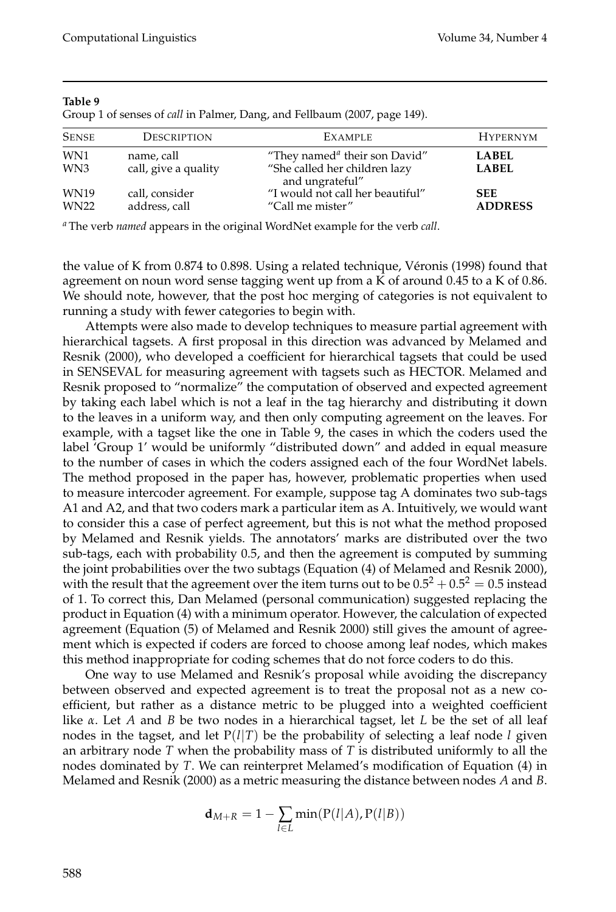**Table 9**
Group 1 of senses of *call* in Palmer, Dang, and Fellbaum (2007, page 149).

| SENSE | DESCRIPTION | EXAMPLE | HYPERNYM |
|---|---|---|---|
| WN1 | name, call | "They named[a] their son David" | **LABEL** |
| WN3 | call, give a quality | "She called her children lazy and ungrateful" | **LABEL** |
| WN19 | call, consider | "I would not call her beautiful" | **SEE** |
| WN22 | address, call | "Call me mister" | **ADDRESS** |

[a] The verb *named* appears in the original WordNet example for the verb *call*.

the value of K from 0.874 to 0.898. Using a related technique, Véronis (1998) found that agreement on noun word sense tagging went up from a K of around 0.45 to a K of 0.86. We should note, however, that the post hoc merging of categories is not equivalent to running a study with fewer categories to begin with.

Attempts were also made to develop techniques to measure partial agreement with hierarchical tagsets. A first proposal in this direction was advanced by Melamed and Resnik (2000), who developed a coefficient for hierarchical tagsets that could be used in SENSEVAL for measuring agreement with tagsets such as HECTOR. Melamed and Resnik proposed to "normalize" the computation of observed and expected agreement by taking each label which is not a leaf in the tag hierarchy and distributing it down to the leaves in a uniform way, and then only computing agreement on the leaves. For example, with a tagset like the one in Table 9, the cases in which the coders used the label 'Group 1' would be uniformly "distributed down" and added in equal measure to the number of cases in which the coders assigned each of the four WordNet labels. The method proposed in the paper has, however, problematic properties when used to measure intercoder agreement. For example, suppose tag A dominates two sub-tags A1 and A2, and that two coders mark a particular item as A. Intuitively, we would want to consider this a case of perfect agreement, but this is not what the method proposed by Melamed and Resnik yields. The annotators' marks are distributed over the two sub-tags, each with probability 0.5, and then the agreement is computed by summing the joint probabilities over the two subtags (Equation (4) of Melamed and Resnik 2000), with the result that the agreement over the item turns out to be $0.5^2 + 0.5^2 = 0.5$ instead of 1. To correct this, Dan Melamed (personal communication) suggested replacing the product in Equation (4) with a minimum operator. However, the calculation of expected agreement (Equation (5) of Melamed and Resnik 2000) still gives the amount of agreement which is expected if coders are forced to choose among leaf nodes, which makes this method inappropriate for coding schemes that do not force coders to do this.

One way to use Melamed and Resnik's proposal while avoiding the discrepancy between observed and expected agreement is to treat the proposal not as a new coefficient, but rather as a distance metric to be plugged into a weighted coefficient like $\alpha$. Let $A$ and $B$ be two nodes in a hierarchical tagset, let $L$ be the set of all leaf nodes in the tagset, and let $\mathrm{P}(l|T)$ be the probability of selecting a leaf node $l$ given an arbitrary node $T$ when the probability mass of $T$ is distributed uniformly to all the nodes dominated by $T$. We can reinterpret Melamed's modification of Equation (4) in Melamed and Resnik (2000) as a metric measuring the distance between nodes $A$ and $B$.

$$\mathbf{d}_{M+R} = 1 - \sum_{l \in L} \min(\mathrm{P}(l|A), \mathrm{P}(l|B))$$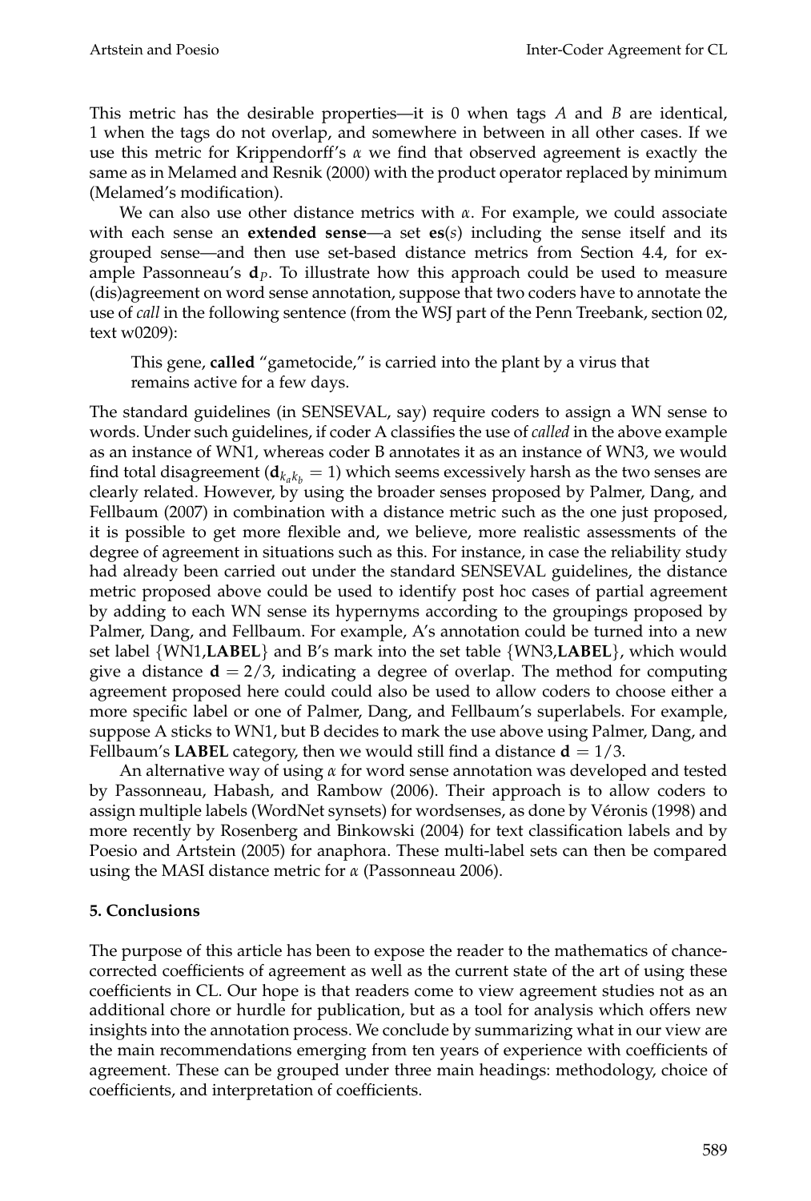This metric has the desirable properties—it is 0 when tags $A$ and $B$ are identical, 1 when the tags do not overlap, and somewhere in between in all other cases. If we use this metric for Krippendorff's $\alpha$ we find that observed agreement is exactly the same as in Melamed and Resnik (2000) with the product operator replaced by minimum (Melamed's modification).

We can also use other distance metrics with $\alpha$. For example, we could associate with each sense an **extended sense**—a set $\mathbf{es}(s)$ including the sense itself and its grouped sense—and then use set-based distance metrics from Section 4.4, for example Passonneau's $\mathbf{d}_P$. To illustrate how this approach could be used to measure (dis)agreement on word sense annotation, suppose that two coders have to annotate the use of *call* in the following sentence (from the WSJ part of the Penn Treebank, section 02, text w0209):

> This gene, **called** "gametocide," is carried into the plant by a virus that remains active for a few days.

The standard guidelines (in SENSEVAL, say) require coders to assign a WN sense to words. Under such guidelines, if coder A classifies the use of *called* in the above example as an instance of WN1, whereas coder B annotates it as an instance of WN3, we would find total disagreement ($\mathbf{d}_{k_a k_b} = 1$) which seems excessively harsh as the two senses are clearly related. However, by using the broader senses proposed by Palmer, Dang, and Fellbaum (2007) in combination with a distance metric such as the one just proposed, it is possible to get more flexible and, we believe, more realistic assessments of the degree of agreement in situations such as this. For instance, in case the reliability study had already been carried out under the standard SENSEVAL guidelines, the distance metric proposed above could be used to identify post hoc cases of partial agreement by adding to each WN sense its hypernyms according to the groupings proposed by Palmer, Dang, and Fellbaum. For example, A's annotation could be turned into a new set label {WN1,**LABEL**} and B's mark into the set table {WN3,**LABEL**}, which would give a distance $\mathbf{d} = 2/3$, indicating a degree of overlap. The method for computing agreement proposed here could could also be used to allow coders to choose either a more specific label or one of Palmer, Dang, and Fellbaum's superlabels. For example, suppose A sticks to WN1, but B decides to mark the use above using Palmer, Dang, and Fellbaum's **LABEL** category, then we would still find a distance $\mathbf{d} = 1/3$.

An alternative way of using $\alpha$ for word sense annotation was developed and tested by Passonneau, Habash, and Rambow (2006). Their approach is to allow coders to assign multiple labels (WordNet synsets) for wordsenses, as done by Véronis (1998) and more recently by Rosenberg and Binkowski (2004) for text classification labels and by Poesio and Artstein (2005) for anaphora. These multi-label sets can then be compared using the MASI distance metric for $\alpha$ (Passonneau 2006).

## 5. Conclusions

The purpose of this article has been to expose the reader to the mathematics of chance-corrected coefficients of agreement as well as the current state of the art of using these coefficients in CL. Our hope is that readers come to view agreement studies not as an additional chore or hurdle for publication, but as a tool for analysis which offers new insights into the annotation process. We conclude by summarizing what in our view are the main recommendations emerging from ten years of experience with coefficients of agreement. These can be grouped under three main headings: methodology, choice of coefficients, and interpretation of coefficients.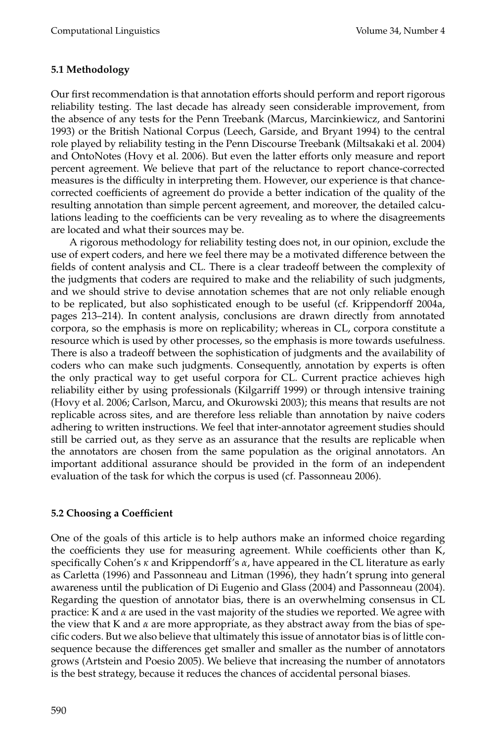### 5.1 Methodology

Our first recommendation is that annotation efforts should perform and report rigorous reliability testing. The last decade has already seen considerable improvement, from the absence of any tests for the Penn Treebank (Marcus, Marcinkiewicz, and Santorini 1993) or the British National Corpus (Leech, Garside, and Bryant 1994) to the central role played by reliability testing in the Penn Discourse Treebank (Miltsakaki et al. 2004) and OntoNotes (Hovy et al. 2006). But even the latter efforts only measure and report percent agreement. We believe that part of the reluctance to report chance-corrected measures is the difficulty in interpreting them. However, our experience is that chance-corrected coefficients of agreement do provide a better indication of the quality of the resulting annotation than simple percent agreement, and moreover, the detailed calculations leading to the coefficients can be very revealing as to where the disagreements are located and what their sources may be.

A rigorous methodology for reliability testing does not, in our opinion, exclude the use of expert coders, and here we feel there may be a motivated difference between the fields of content analysis and CL. There is a clear tradeoff between the complexity of the judgments that coders are required to make and the reliability of such judgments, and we should strive to devise annotation schemes that are not only reliable enough to be replicated, but also sophisticated enough to be useful (cf. Krippendorff 2004a, pages 213–214). In content analysis, conclusions are drawn directly from annotated corpora, so the emphasis is more on replicability; whereas in CL, corpora constitute a resource which is used by other processes, so the emphasis is more towards usefulness. There is also a tradeoff between the sophistication of judgments and the availability of coders who can make such judgments. Consequently, annotation by experts is often the only practical way to get useful corpora for CL. Current practice achieves high reliability either by using professionals (Kilgarriff 1999) or through intensive training (Hovy et al. 2006; Carlson, Marcu, and Okurowski 2003); this means that results are not replicable across sites, and are therefore less reliable than annotation by naive coders adhering to written instructions. We feel that inter-annotator agreement studies should still be carried out, as they serve as an assurance that the results are replicable when the annotators are chosen from the same population as the original annotators. An important additional assurance should be provided in the form of an independent evaluation of the task for which the corpus is used (cf. Passonneau 2006).

### 5.2 Choosing a Coefficient

One of the goals of this article is to help authors make an informed choice regarding the coefficients they use for measuring agreement. While coefficients other than K, specifically Cohen's $\kappa$ and Krippendorff's $\alpha$, have appeared in the CL literature as early as Carletta (1996) and Passonneau and Litman (1996), they hadn't sprung into general awareness until the publication of Di Eugenio and Glass (2004) and Passonneau (2004). Regarding the question of annotator bias, there is an overwhelming consensus in CL practice: K and $\alpha$ are used in the vast majority of the studies we reported. We agree with the view that K and $\alpha$ are more appropriate, as they abstract away from the bias of specific coders. But we also believe that ultimately this issue of annotator bias is of little consequence because the differences get smaller and smaller as the number of annotators grows (Artstein and Poesio 2005). We believe that increasing the number of annotators is the best strategy, because it reduces the chances of accidental personal biases.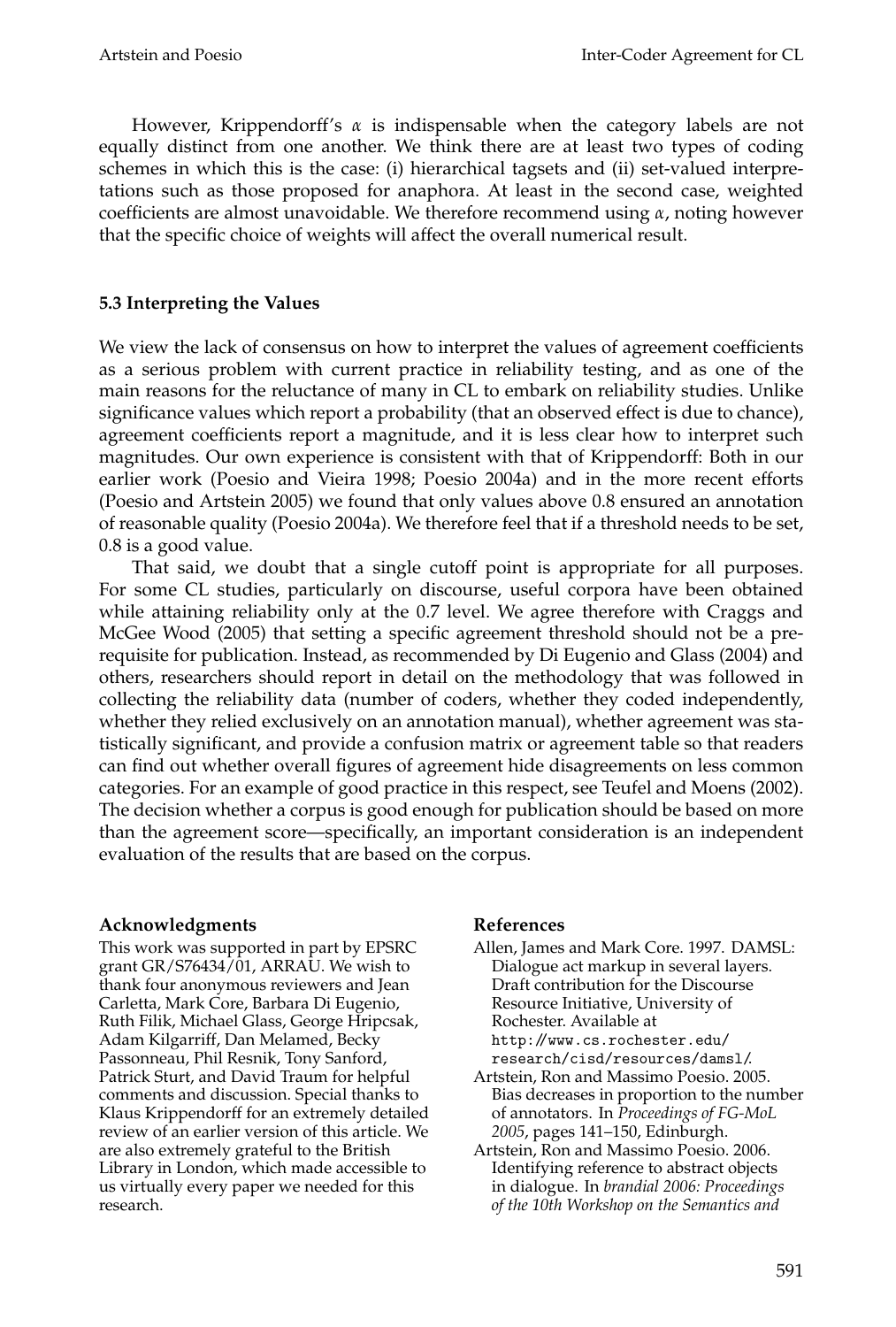However, Krippendorff's $\alpha$ is indispensable when the category labels are not equally distinct from one another. We think there are at least two types of coding schemes in which this is the case: (i) hierarchical tagsets and (ii) set-valued interpretations such as those proposed for anaphora. At least in the second case, weighted coefficients are almost unavoidable. We therefore recommend using $\alpha$, noting however that the specific choice of weights will affect the overall numerical result.

### 5.3 Interpreting the Values

We view the lack of consensus on how to interpret the values of agreement coefficients as a serious problem with current practice in reliability testing, and as one of the main reasons for the reluctance of many in CL to embark on reliability studies. Unlike significance values which report a probability (that an observed effect is due to chance), agreement coefficients report a magnitude, and it is less clear how to interpret such magnitudes. Our own experience is consistent with that of Krippendorff: Both in our earlier work (Poesio and Vieira 1998; Poesio 2004a) and in the more recent efforts (Poesio and Artstein 2005) we found that only values above 0.8 ensured an annotation of reasonable quality (Poesio 2004a). We therefore feel that if a threshold needs to be set, 0.8 is a good value.

That said, we doubt that a single cutoff point is appropriate for all purposes. For some CL studies, particularly on discourse, useful corpora have been obtained while attaining reliability only at the 0.7 level. We agree therefore with Craggs and McGee Wood (2005) that setting a specific agreement threshold should not be a prerequisite for publication. Instead, as recommended by Di Eugenio and Glass (2004) and others, researchers should report in detail on the methodology that was followed in collecting the reliability data (number of coders, whether they coded independently, whether they relied exclusively on an annotation manual), whether agreement was statistically significant, and provide a confusion matrix or agreement table so that readers can find out whether overall figures of agreement hide disagreements on less common categories. For an example of good practice in this respect, see Teufel and Moens (2002). The decision whether a corpus is good enough for publication should be based on more than the agreement score—specifically, an important consideration is an independent evaluation of the results that are based on the corpus.

#### Acknowledgments

This work was supported in part by EPSRC grant GR/S76434/01, ARRAU. We wish to thank four anonymous reviewers and Jean Carletta, Mark Core, Barbara Di Eugenio, Ruth Filik, Michael Glass, George Hripcsak, Adam Kilgarriff, Dan Melamed, Becky Passonneau, Phil Resnik, Tony Sanford, Patrick Sturt, and David Traum for helpful comments and discussion. Special thanks to Klaus Krippendorff for an extremely detailed review of an earlier version of this article. We are also extremely grateful to the British Library in London, which made accessible to us virtually every paper we needed for this research.

#### References

Allen, James and Mark Core. 1997. DAMSL: Dialogue act markup in several layers. Draft contribution for the Discourse Resource Initiative, University of Rochester. Available at http://www.cs.rochester.edu/research/cisd/resources/damsl/.

Artstein, Ron and Massimo Poesio. 2005. Bias decreases in proportion to the number of annotators. In *Proceedings of FG-MoL 2005*, pages 141–150, Edinburgh.

Artstein, Ron and Massimo Poesio. 2006. Identifying reference to abstract objects in dialogue. In *brandial 2006: Proceedings of the 10th Workshop on the Semantics and*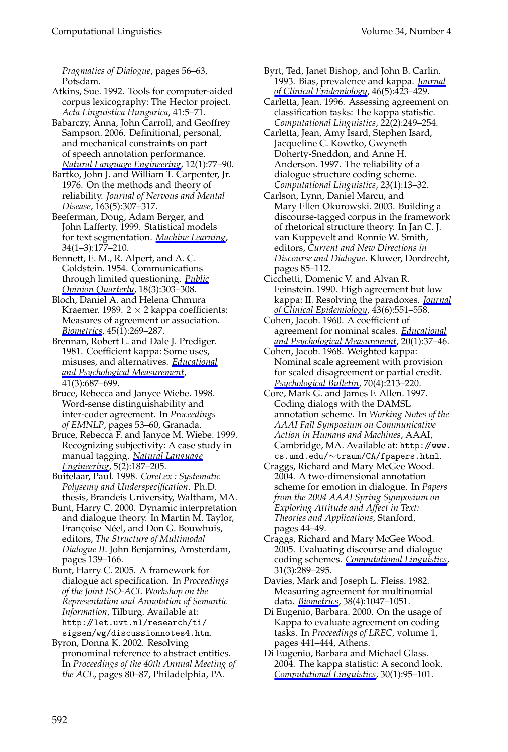*Pragmatics of Dialogue*, pages 56–63, Potsdam.

Atkins, Sue. 1992. Tools for computer-aided corpus lexicography: The Hector project. *Acta Linguistica Hungarica*, 41:5–71.

Babarczy, Anna, John Carroll, and Geoffrey Sampson. 2006. Definitional, personal, and mechanical constraints on part of speech annotation performance. *Natural Language Engineering*, 12(1):77–90.

Bartko, John J. and William T. Carpenter, Jr. 1976. On the methods and theory of reliability. *Journal of Nervous and Mental Disease*, 163(5):307–317.

Beeferman, Doug, Adam Berger, and John Lafferty. 1999. Statistical models for text segmentation. *Machine Learning*, 34(1–3):177–210.

Bennett, E. M., R. Alpert, and A. C. Goldstein. 1954. Communications through limited questioning. *Public Opinion Quarterly*, 18(3):303–308.

Bloch, Daniel A. and Helena Chmura Kraemer. 1989. 2 × 2 kappa coefficients: Measures of agreement or association. *Biometrics*, 45(1):269–287.

Brennan, Robert L. and Dale J. Prediger. 1981. Coefficient kappa: Some uses, misuses, and alternatives. *Educational and Psychological Measurement*, 41(3):687–699.

Bruce, Rebecca and Janyce Wiebe. 1998. Word-sense distinguishability and inter-coder agreement. In *Proceedings of EMNLP*, pages 53–60, Granada.

Bruce, Rebecca F. and Janyce M. Wiebe. 1999. Recognizing subjectivity: A case study in manual tagging. *Natural Language Engineering*, 5(2):187–205.

Buitelaar, Paul. 1998. *CoreLex : Systematic Polysemy and Underspecification*. Ph.D. thesis, Brandeis University, Waltham, MA.

Bunt, Harry C. 2000. Dynamic interpretation and dialogue theory. In Martin M. Taylor, Françoise Néel, and Don G. Bouwhuis, editors, *The Structure of Multimodal Dialogue II*. John Benjamins, Amsterdam, pages 139–166.

Bunt, Harry C. 2005. A framework for dialogue act specification. In *Proceedings of the Joint ISO-ACL Workshop on the Representation and Annotation of Semantic Information*, Tilburg. Available at: http://let.uvt.nl/research/ti/sigsem/wg/discussionnotes4.htm.

Byron, Donna K. 2002. Resolving pronominal reference to abstract entities. In *Proceedings of the 40th Annual Meeting of the ACL*, pages 80–87, Philadelphia, PA.

Byrt, Ted, Janet Bishop, and John B. Carlin. 1993. Bias, prevalence and kappa. *Journal of Clinical Epidemiology*, 46(5):423–429.

Carletta, Jean. 1996. Assessing agreement on classification tasks: The kappa statistic. *Computational Linguistics*, 22(2):249–254.

Carletta, Jean, Amy Isard, Stephen Isard, Jacqueline C. Kowtko, Gwyneth Doherty-Sneddon, and Anne H. Anderson. 1997. The reliability of a dialogue structure coding scheme. *Computational Linguistics*, 23(1):13–32.

Carlson, Lynn, Daniel Marcu, and Mary Ellen Okurowski. 2003. Building a discourse-tagged corpus in the framework of rhetorical structure theory. In Jan C. J. van Kuppevelt and Ronnie W. Smith, editors, *Current and New Directions in Discourse and Dialogue*. Kluwer, Dordrecht, pages 85–112.

Cicchetti, Domenic V. and Alvan R. Feinstein. 1990. High agreement but low kappa: II. Resolving the paradoxes. *Journal of Clinical Epidemiology*, 43(6):551–558.

Cohen, Jacob. 1960. A coefficient of agreement for nominal scales. *Educational and Psychological Measurement*, 20(1):37–46.

Cohen, Jacob. 1968. Weighted kappa: Nominal scale agreement with provision for scaled disagreement or partial credit. *Psychological Bulletin*, 70(4):213–220.

Core, Mark G. and James F. Allen. 1997. Coding dialogs with the DAMSL annotation scheme. In *Working Notes of the AAAI Fall Symposium on Communicative Action in Humans and Machines*, AAAI, Cambridge, MA. Available at: http://www.cs.umd.edu/∼traum/CA/fpapers.html.

Craggs, Richard and Mary McGee Wood. 2004. A two-dimensional annotation scheme for emotion in dialogue. In *Papers from the 2004 AAAI Spring Symposium on Exploring Attitude and Affect in Text: Theories and Applications*, Stanford, pages 44–49.

Craggs, Richard and Mary McGee Wood. 2005. Evaluating discourse and dialogue coding schemes. *Computational Linguistics*, 31(3):289–295.

Davies, Mark and Joseph L. Fleiss. 1982. Measuring agreement for multinomial data. *Biometrics*, 38(4):1047–1051.

Di Eugenio, Barbara. 2000. On the usage of Kappa to evaluate agreement on coding tasks. In *Proceedings of LREC*, volume 1, pages 441–444, Athens.

Di Eugenio, Barbara and Michael Glass. 2004. The kappa statistic: A second look. *Computational Linguistics*, 30(1):95–101.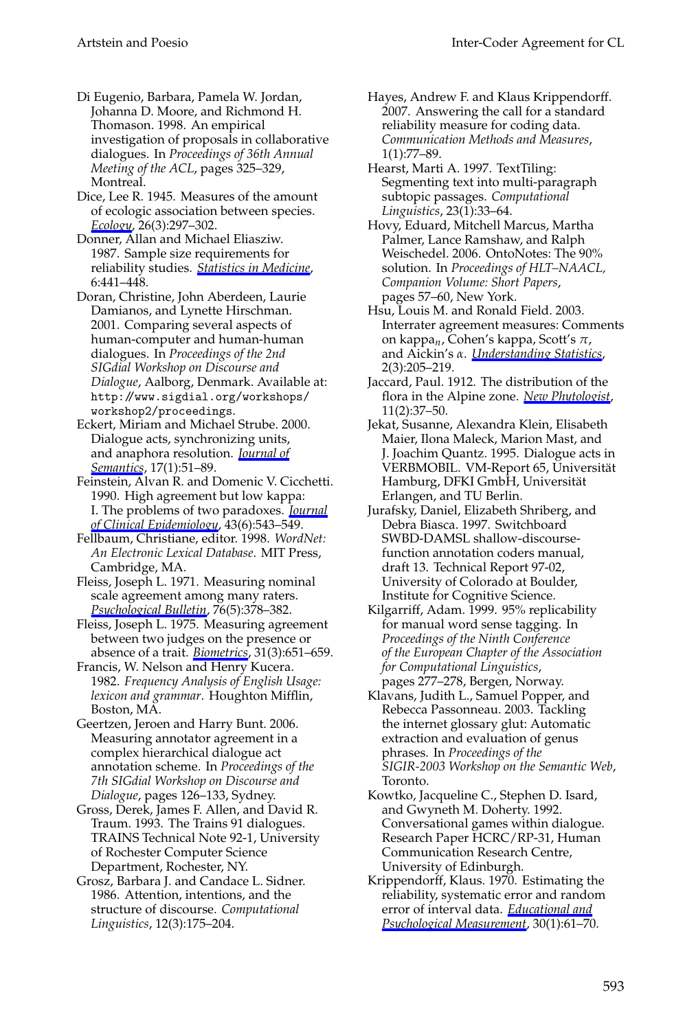Di Eugenio, Barbara, Pamela W. Jordan, Johanna D. Moore, and Richmond H. Thomason. 1998. An empirical investigation of proposals in collaborative dialogues. In *Proceedings of 36th Annual Meeting of the ACL*, pages 325–329, Montreal.

Dice, Lee R. 1945. Measures of the amount of ecologic association between species. *Ecology*, 26(3):297–302.

Donner, Allan and Michael Eliasziw. 1987. Sample size requirements for reliability studies. *Statistics in Medicine*, 6:441–448.

Doran, Christine, John Aberdeen, Laurie Damianos, and Lynette Hirschman. 2001. Comparing several aspects of human-computer and human-human dialogues. In *Proceedings of the 2nd SIGdial Workshop on Discourse and Dialogue*, Aalborg, Denmark. Available at: http://www.sigdial.org/workshops/workshop2/proceedings.

Eckert, Miriam and Michael Strube. 2000. Dialogue acts, synchronizing units, and anaphora resolution. *Journal of Semantics*, 17(1):51–89.

Feinstein, Alvan R. and Domenic V. Cicchetti. 1990. High agreement but low kappa: I. The problems of two paradoxes. *Journal of Clinical Epidemiology*, 43(6):543–549.

Fellbaum, Christiane, editor. 1998. *WordNet: An Electronic Lexical Database*. MIT Press, Cambridge, MA.

Fleiss, Joseph L. 1971. Measuring nominal scale agreement among many raters. *Psychological Bulletin*, 76(5):378–382.

Fleiss, Joseph L. 1975. Measuring agreement between two judges on the presence or absence of a trait. *Biometrics*, 31(3):651–659.

Francis, W. Nelson and Henry Kucera. 1982. *Frequency Analysis of English Usage: lexicon and grammar*. Houghton Mifflin, Boston, MA.

Geertzen, Jeroen and Harry Bunt. 2006. Measuring annotator agreement in a complex hierarchical dialogue act annotation scheme. In *Proceedings of the 7th SIGdial Workshop on Discourse and Dialogue*, pages 126–133, Sydney.

Gross, Derek, James F. Allen, and David R. Traum. 1993. The Trains 91 dialogues. TRAINS Technical Note 92-1, University of Rochester Computer Science Department, Rochester, NY.

Grosz, Barbara J. and Candace L. Sidner. 1986. Attention, intentions, and the structure of discourse. *Computational Linguistics*, 12(3):175–204.

Hayes, Andrew F. and Klaus Krippendorff. 2007. Answering the call for a standard reliability measure for coding data. *Communication Methods and Measures*, 1(1):77–89.

Hearst, Marti A. 1997. TextTiling: Segmenting text into multi-paragraph subtopic passages. *Computational Linguistics*, 23(1):33–64.

Hovy, Eduard, Mitchell Marcus, Martha Palmer, Lance Ramshaw, and Ralph Weischedel. 2006. OntoNotes: The 90% solution. In *Proceedings of HLT–NAACL, Companion Volume: Short Papers*, pages 57–60, New York.

Hsu, Louis M. and Ronald Field. 2003. Interrater agreement measures: Comments on kappa$_n$, Cohen's kappa, Scott's $\pi$, and Aickin's $\alpha$. *Understanding Statistics*, 2(3):205–219.

Jaccard, Paul. 1912. The distribution of the flora in the Alpine zone. *New Phytologist*, 11(2):37–50.

Jekat, Susanne, Alexandra Klein, Elisabeth Maier, Ilona Maleck, Marion Mast, and J. Joachim Quantz. 1995. Dialogue acts in VERBMOBIL. VM-Report 65, Universität Hamburg, DFKI GmbH, Universität Erlangen, and TU Berlin.

Jurafsky, Daniel, Elizabeth Shriberg, and Debra Biasca. 1997. Switchboard SWBD-DAMSL shallow-discourse-function annotation coders manual, draft 13. Technical Report 97-02, University of Colorado at Boulder, Institute for Cognitive Science.

Kilgarriff, Adam. 1999. 95% replicability for manual word sense tagging. In *Proceedings of the Ninth Conference of the European Chapter of the Association for Computational Linguistics*, pages 277–278, Bergen, Norway.

Klavans, Judith L., Samuel Popper, and Rebecca Passonneau. 2003. Tackling the internet glossary glut: Automatic extraction and evaluation of genus phrases. In *Proceedings of the SIGIR-2003 Workshop on the Semantic Web*, Toronto.

Kowtko, Jacqueline C., Stephen D. Isard, and Gwyneth M. Doherty. 1992. Conversational games within dialogue. Research Paper HCRC/RP-31, Human Communication Research Centre, University of Edinburgh.

Krippendorff, Klaus. 1970. Estimating the reliability, systematic error and random error of interval data. *Educational and Psychological Measurement*, 30(1):61–70.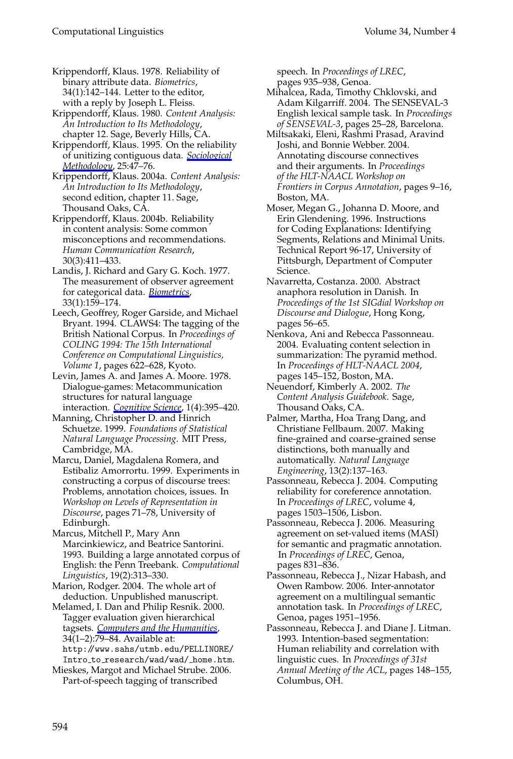Krippendorff, Klaus. 1978. Reliability of binary attribute data. *Biometrics*, 34(1):142–144. Letter to the editor, with a reply by Joseph L. Fleiss.

Krippendorff, Klaus. 1980. *Content Analysis: An Introduction to Its Methodology*, chapter 12. Sage, Beverly Hills, CA.

Krippendorff, Klaus. 1995. On the reliability of unitizing contiguous data. *Sociological Methodology*, 25:47–76.

Krippendorff, Klaus. 2004a. *Content Analysis: An Introduction to Its Methodology*, second edition, chapter 11. Sage, Thousand Oaks, CA.

Krippendorff, Klaus. 2004b. Reliability in content analysis: Some common misconceptions and recommendations. *Human Communication Research*, 30(3):411–433.

Landis, J. Richard and Gary G. Koch. 1977. The measurement of observer agreement for categorical data. *Biometrics*, 33(1):159–174.

Leech, Geoffrey, Roger Garside, and Michael Bryant. 1994. CLAWS4: The tagging of the British National Corpus. In *Proceedings of COLING 1994: The 15th International Conference on Computational Linguistics, Volume 1*, pages 622–628, Kyoto.

Levin, James A. and James A. Moore. 1978. Dialogue-games: Metacommunication structures for natural language interaction. *Cognitive Science*, 1(4):395–420.

Manning, Christopher D. and Hinrich Schuetze. 1999. *Foundations of Statistical Natural Language Processing*. MIT Press, Cambridge, MA.

Marcu, Daniel, Magdalena Romera, and Estibaliz Amorrortu. 1999. Experiments in constructing a corpus of discourse trees: Problems, annotation choices, issues. In *Workshop on Levels of Representation in Discourse*, pages 71–78, University of Edinburgh.

Marcus, Mitchell P., Mary Ann Marcinkiewicz, and Beatrice Santorini. 1993. Building a large annotated corpus of English: the Penn Treebank. *Computational Linguistics*, 19(2):313–330.

Marion, Rodger. 2004. The whole art of deduction. Unpublished manuscript.

Melamed, I. Dan and Philip Resnik. 2000. Tagger evaluation given hierarchical tagsets. *Computers and the Humanities*, 34(1–2):79–84. Available at: http://www.sahs/utmb.edu/PELLINORE/Intro_to_research/wad/wad/_home.htm.

Mieskes, Margot and Michael Strube. 2006. Part-of-speech tagging of transcribed speech. In *Proceedings of LREC*, pages 935–938, Genoa.

Mihalcea, Rada, Timothy Chklovski, and Adam Kilgarriff. 2004. The SENSEVAL-3 English lexical sample task. In *Proceedings of SENSEVAL-3*, pages 25–28, Barcelona.

Miltsakaki, Eleni, Rashmi Prasad, Aravind Joshi, and Bonnie Webber. 2004. Annotating discourse connectives and their arguments. In *Proceedings of the HLT-NAACL Workshop on Frontiers in Corpus Annotation*, pages 9–16, Boston, MA.

Moser, Megan G., Johanna D. Moore, and Erin Glendening. 1996. Instructions for Coding Explanations: Identifying Segments, Relations and Minimal Units. Technical Report 96-17, University of Pittsburgh, Department of Computer Science.

Navarretta, Costanza. 2000. Abstract anaphora resolution in Danish. In *Proceedings of the 1st SIGdial Workshop on Discourse and Dialogue*, Hong Kong, pages 56–65.

Nenkova, Ani and Rebecca Passonneau. 2004. Evaluating content selection in summarization: The pyramid method. In *Proceedings of HLT-NAACL 2004*, pages 145–152, Boston, MA.

Neuendorf, Kimberly A. 2002. *The Content Analysis Guidebook*. Sage, Thousand Oaks, CA.

Palmer, Martha, Hoa Trang Dang, and Christiane Fellbaum. 2007. Making fine-grained and coarse-grained sense distinctions, both manually and automatically. *Natural Language Engineering*, 13(2):137–163.

Passonneau, Rebecca J. 2004. Computing reliability for coreference annotation. In *Proceedings of LREC*, volume 4, pages 1503–1506, Lisbon.

Passonneau, Rebecca J. 2006. Measuring agreement on set-valued items (MASI) for semantic and pragmatic annotation. In *Proceedings of LREC*, Genoa, pages 831–836.

Passonneau, Rebecca J., Nizar Habash, and Owen Rambow. 2006. Inter-annotator agreement on a multilingual semantic annotation task. In *Proceedings of LREC*, Genoa, pages 1951–1956.

Passonneau, Rebecca J. and Diane J. Litman. 1993. Intention-based segmentation: Human reliability and correlation with linguistic cues. In *Proceedings of 31st Annual Meeting of the ACL*, pages 148–155, Columbus, OH.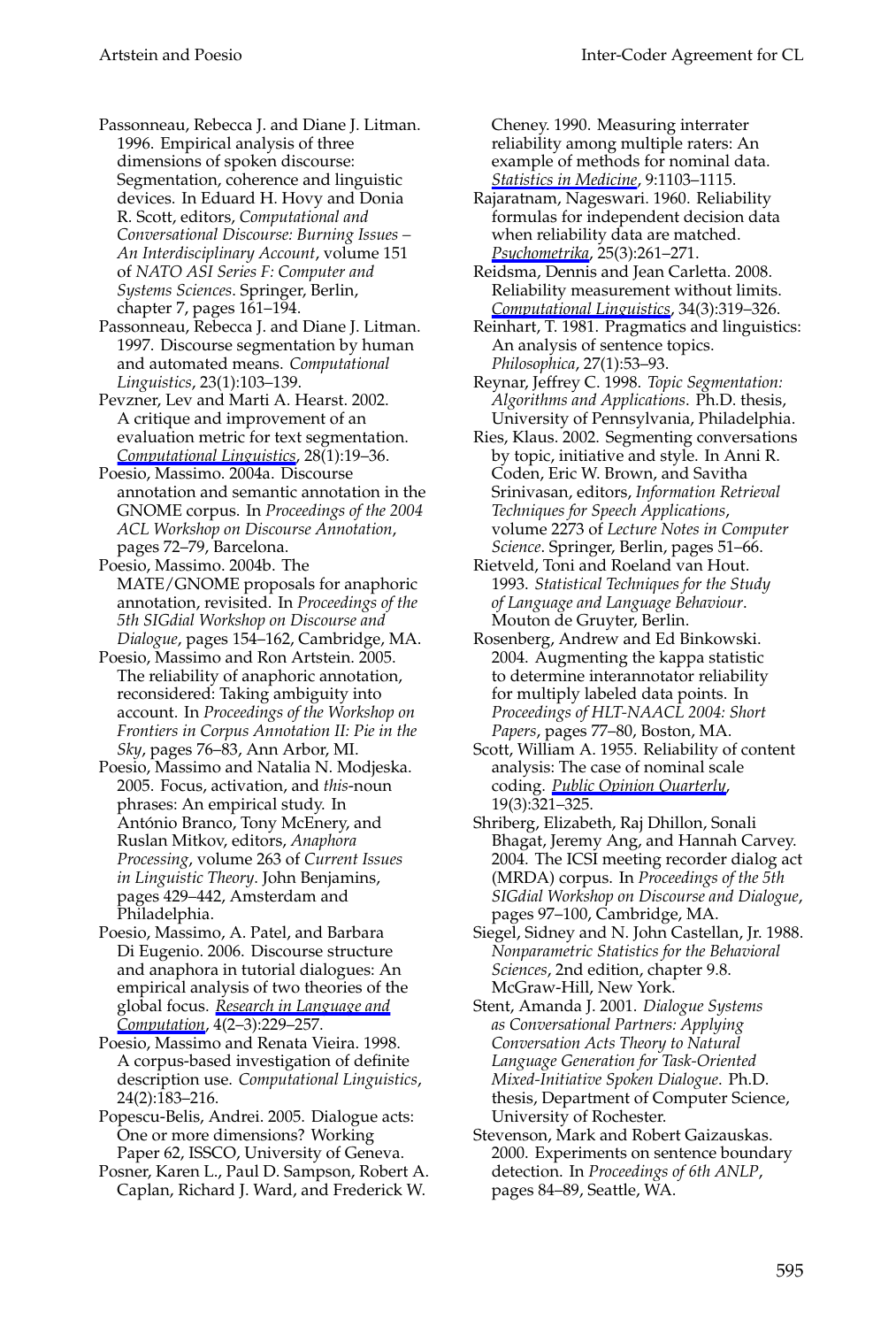Passonneau, Rebecca J. and Diane J. Litman. 1996. Empirical analysis of three dimensions of spoken discourse: Segmentation, coherence and linguistic devices. In Eduard H. Hovy and Donia R. Scott, editors, *Computational and Conversational Discourse: Burning Issues – An Interdisciplinary Account*, volume 151 of *NATO ASI Series F: Computer and Systems Sciences*. Springer, Berlin, chapter 7, pages 161–194.

Passonneau, Rebecca J. and Diane J. Litman. 1997. Discourse segmentation by human and automated means. *Computational Linguistics*, 23(1):103–139.

Pevzner, Lev and Marti A. Hearst. 2002. A critique and improvement of an evaluation metric for text segmentation. *Computational Linguistics*, 28(1):19–36.

Poesio, Massimo. 2004a. Discourse annotation and semantic annotation in the GNOME corpus. In *Proceedings of the 2004 ACL Workshop on Discourse Annotation*, pages 72–79, Barcelona.

Poesio, Massimo. 2004b. The MATE/GNOME proposals for anaphoric annotation, revisited. In *Proceedings of the 5th SIGdial Workshop on Discourse and Dialogue*, pages 154–162, Cambridge, MA.

Poesio, Massimo and Ron Artstein. 2005. The reliability of anaphoric annotation, reconsidered: Taking ambiguity into account. In *Proceedings of the Workshop on Frontiers in Corpus Annotation II: Pie in the Sky*, pages 76–83, Ann Arbor, MI.

Poesio, Massimo and Natalia N. Modjeska. 2005. Focus, activation, and *this*-noun phrases: An empirical study. In António Branco, Tony McEnery, and Ruslan Mitkov, editors, *Anaphora Processing*, volume 263 of *Current Issues in Linguistic Theory*. John Benjamins, pages 429–442, Amsterdam and Philadelphia.

Poesio, Massimo, A. Patel, and Barbara Di Eugenio. 2006. Discourse structure and anaphora in tutorial dialogues: An empirical analysis of two theories of the global focus. *Research in Language and Computation*, 4(2–3):229–257.

Poesio, Massimo and Renata Vieira. 1998. A corpus-based investigation of definite description use. *Computational Linguistics*, 24(2):183–216.

Popescu-Belis, Andrei. 2005. Dialogue acts: One or more dimensions? Working Paper 62, ISSCO, University of Geneva.

Posner, Karen L., Paul D. Sampson, Robert A. Caplan, Richard J. Ward, and Frederick W. Cheney. 1990. Measuring interrater reliability among multiple raters: An example of methods for nominal data. *Statistics in Medicine*, 9:1103–1115.

Rajaratnam, Nageswari. 1960. Reliability formulas for independent decision data when reliability data are matched. *Psychometrika*, 25(3):261–271.

Reidsma, Dennis and Jean Carletta. 2008. Reliability measurement without limits. *Computational Linguistics*, 34(3):319–326.

Reinhart, T. 1981. Pragmatics and linguistics: An analysis of sentence topics. *Philosophica*, 27(1):53–93.

Reynar, Jeffrey C. 1998. *Topic Segmentation: Algorithms and Applications*. Ph.D. thesis, University of Pennsylvania, Philadelphia.

Ries, Klaus. 2002. Segmenting conversations by topic, initiative and style. In Anni R. Coden, Eric W. Brown, and Savitha Srinivasan, editors, *Information Retrieval Techniques for Speech Applications*, volume 2273 of *Lecture Notes in Computer Science*. Springer, Berlin, pages 51–66.

Rietveld, Toni and Roeland van Hout. 1993. *Statistical Techniques for the Study of Language and Language Behaviour*. Mouton de Gruyter, Berlin.

Rosenberg, Andrew and Ed Binkowski. 2004. Augmenting the kappa statistic to determine interannotator reliability for multiply labeled data points. In *Proceedings of HLT-NAACL 2004: Short Papers*, pages 77–80, Boston, MA.

Scott, William A. 1955. Reliability of content analysis: The case of nominal scale coding. *Public Opinion Quarterly*, 19(3):321–325.

Shriberg, Elizabeth, Raj Dhillon, Sonali Bhagat, Jeremy Ang, and Hannah Carvey. 2004. The ICSI meeting recorder dialog act (MRDA) corpus. In *Proceedings of the 5th SIGdial Workshop on Discourse and Dialogue*, pages 97–100, Cambridge, MA.

Siegel, Sidney and N. John Castellan, Jr. 1988. *Nonparametric Statistics for the Behavioral Sciences*, 2nd edition, chapter 9.8. McGraw-Hill, New York.

Stent, Amanda J. 2001. *Dialogue Systems as Conversational Partners: Applying Conversation Acts Theory to Natural Language Generation for Task-Oriented Mixed-Initiative Spoken Dialogue*. Ph.D. thesis, Department of Computer Science, University of Rochester.

Stevenson, Mark and Robert Gaizauskas. 2000. Experiments on sentence boundary detection. In *Proceedings of 6th ANLP*, pages 84–89, Seattle, WA.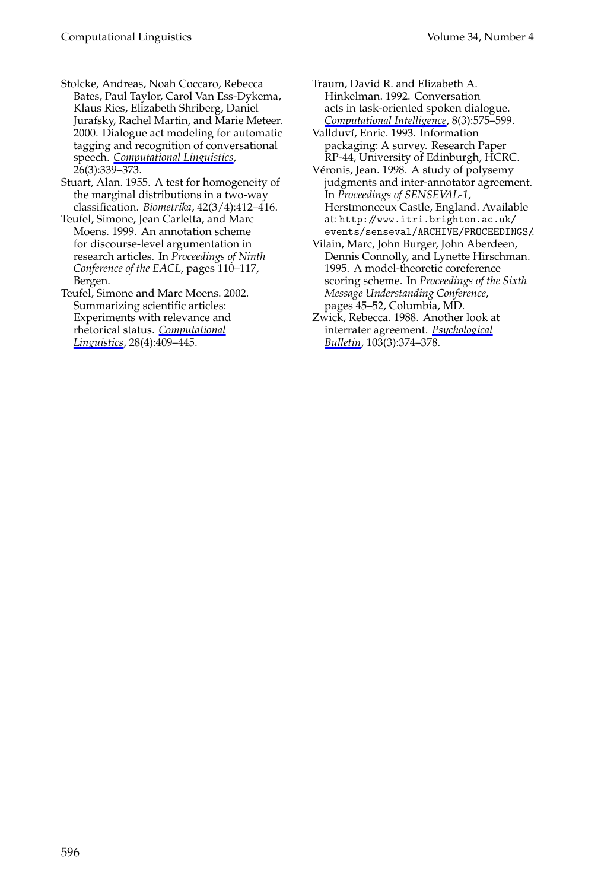Stolcke, Andreas, Noah Coccaro, Rebecca Bates, Paul Taylor, Carol Van Ess-Dykema, Klaus Ries, Elizabeth Shriberg, Daniel Jurafsky, Rachel Martin, and Marie Meteer. 2000. Dialogue act modeling for automatic tagging and recognition of conversational speech. *Computational Linguistics*, 26(3):339–373.

Stuart, Alan. 1955. A test for homogeneity of the marginal distributions in a two-way classification. *Biometrika*, 42(3/4):412–416.

Teufel, Simone, Jean Carletta, and Marc Moens. 1999. An annotation scheme for discourse-level argumentation in research articles. In *Proceedings of Ninth Conference of the EACL*, pages 110–117, Bergen.

Teufel, Simone and Marc Moens. 2002. Summarizing scientific articles: Experiments with relevance and rhetorical status. *Computational Linguistics*, 28(4):409–445.

Traum, David R. and Elizabeth A. Hinkelman. 1992. Conversation acts in task-oriented spoken dialogue. *Computational Intelligence*, 8(3):575–599.

Vallduví, Enric. 1993. Information packaging: A survey. Research Paper RP-44, University of Edinburgh, HCRC.

Véronis, Jean. 1998. A study of polysemy judgments and inter-annotator agreement. In *Proceedings of SENSEVAL-1*, Herstmonceux Castle, England. Available at: http://www.itri.brighton.ac.uk/events/senseval/ARCHIVE/PROCEEDINGS/.

Vilain, Marc, John Burger, John Aberdeen, Dennis Connolly, and Lynette Hirschman. 1995. A model-theoretic coreference scoring scheme. In *Proceedings of the Sixth Message Understanding Conference*, pages 45–52, Columbia, MD.

Zwick, Rebecca. 1988. Another look at interrater agreement. *Psychological Bulletin*, 103(3):374–378.